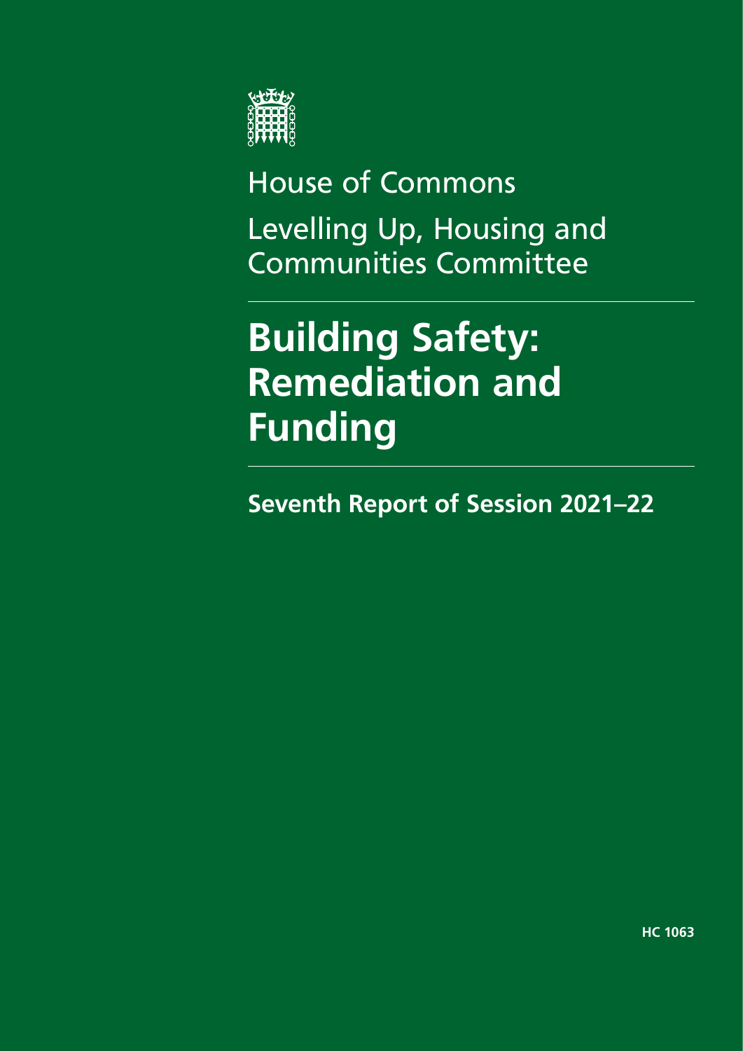House of Commons

Levelling Up, Housing and Communities Committee

# Building Safety: Remediation and Funding

**Seventh Report of Session 2021–22**

**HC 1063**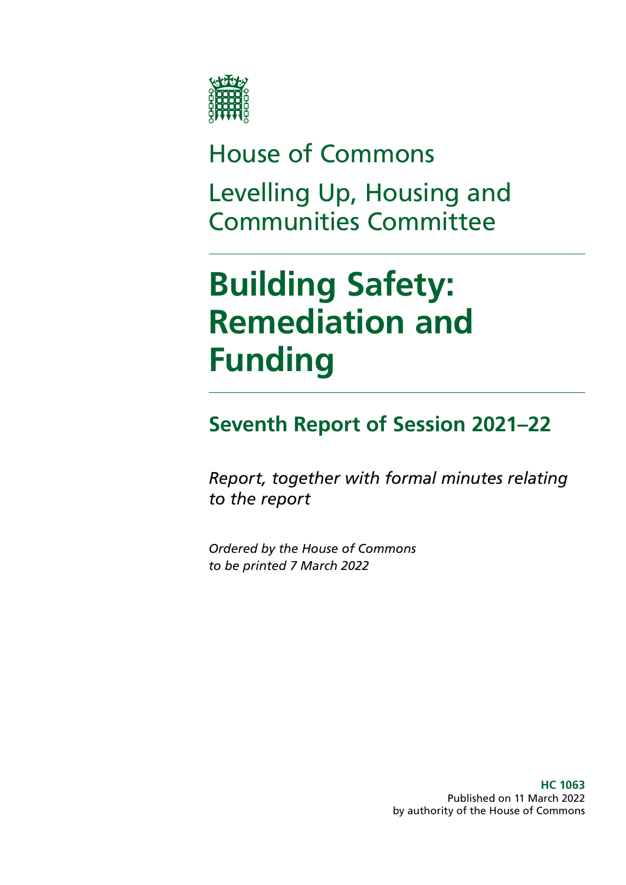House of Commons

Levelling Up, Housing and Communities Committee

# Building Safety: Remediation and Funding

## Seventh Report of Session 2021–22

*Report, together with formal minutes relating to the report*

*Ordered by the House of Commons to be printed 7 March 2022*

**HC 1063**
Published on 11 March 2022
by authority of the House of Commons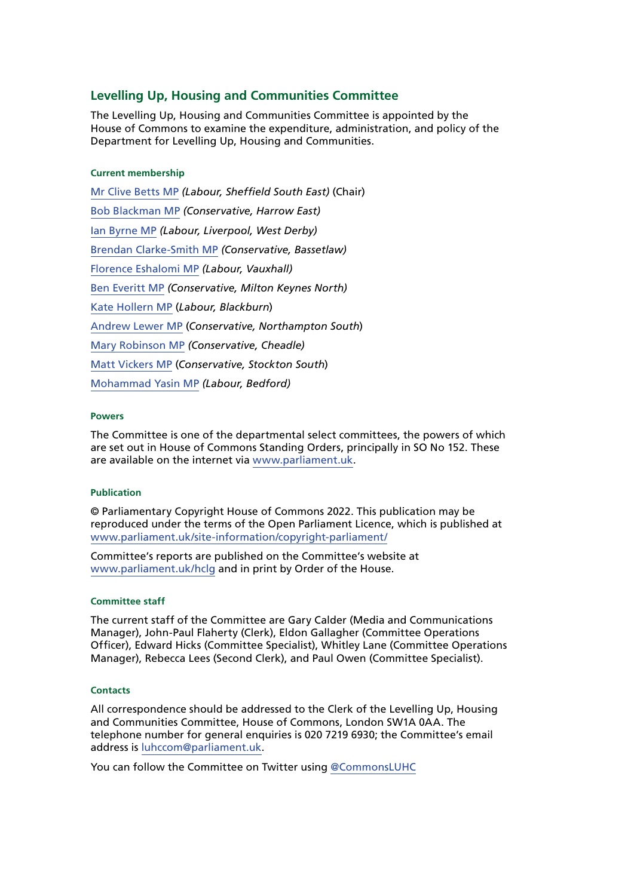## Levelling Up, Housing and Communities Committee

The Levelling Up, Housing and Communities Committee is appointed by the House of Commons to examine the expenditure, administration, and policy of the Department for Levelling Up, Housing and Communities.

#### Current membership

Mr Clive Betts MP *(Labour, Sheffield South East)* (Chair)

Bob Blackman MP *(Conservative, Harrow East)*

Ian Byrne MP *(Labour, Liverpool, West Derby)*

Brendan Clarke-Smith MP *(Conservative, Bassetlaw)*

Florence Eshalomi MP *(Labour, Vauxhall)*

Ben Everitt MP *(Conservative, Milton Keynes North)*

Kate Hollern MP (*Labour, Blackburn*)

Andrew Lewer MP (*Conservative, Northampton South*)

Mary Robinson MP *(Conservative, Cheadle)*

Matt Vickers MP (*Conservative, Stockton South*)

Mohammad Yasin MP *(Labour, Bedford)*

#### Powers

The Committee is one of the departmental select committees, the powers of which are set out in House of Commons Standing Orders, principally in SO No 152. These are available on the internet via www.parliament.uk.

#### Publication

© Parliamentary Copyright House of Commons 2022. This publication may be reproduced under the terms of the Open Parliament Licence, which is published at www.parliament.uk/site-information/copyright-parliament/

Committee's reports are published on the Committee's website at www.parliament.uk/hclg and in print by Order of the House.

#### Committee staff

The current staff of the Committee are Gary Calder (Media and Communications Manager), John-Paul Flaherty (Clerk), Eldon Gallagher (Committee Operations Officer), Edward Hicks (Committee Specialist), Whitley Lane (Committee Operations Manager), Rebecca Lees (Second Clerk), and Paul Owen (Committee Specialist).

#### Contacts

All correspondence should be addressed to the Clerk of the Levelling Up, Housing and Communities Committee, House of Commons, London SW1A 0AA. The telephone number for general enquiries is 020 7219 6930; the Committee's email address is luhccom@parliament.uk.

You can follow the Committee on Twitter using @CommonsLUHC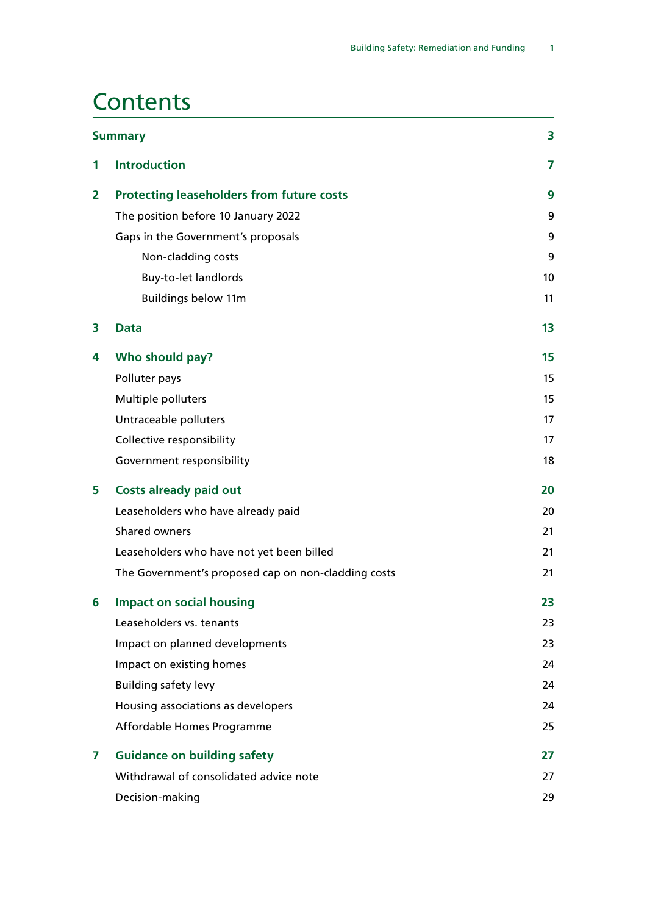# Contents

| | | |
|---|---|---|
| **Summary** | | **3** |
| **1** | **Introduction** | **7** |
| **2** | **Protecting leaseholders from future costs** | **9** |
| | The position before 10 January 2022 | 9 |
| | Gaps in the Government's proposals | 9 |
| | Non-cladding costs | 9 |
| | Buy-to-let landlords | 10 |
| | Buildings below 11m | 11 |
| **3** | **Data** | **13** |
| **4** | **Who should pay?** | **15** |
| | Polluter pays | 15 |
| | Multiple polluters | 15 |
| | Untraceable polluters | 17 |
| | Collective responsibility | 17 |
| | Government responsibility | 18 |
| **5** | **Costs already paid out** | **20** |
| | Leaseholders who have already paid | 20 |
| | Shared owners | 21 |
| | Leaseholders who have not yet been billed | 21 |
| | The Government's proposed cap on non-cladding costs | 21 |
| **6** | **Impact on social housing** | **23** |
| | Leaseholders vs. tenants | 23 |
| | Impact on planned developments | 23 |
| | Impact on existing homes | 24 |
| | Building safety levy | 24 |
| | Housing associations as developers | 24 |
| | Affordable Homes Programme | 25 |
| **7** | **Guidance on building safety** | **27** |
| | Withdrawal of consolidated advice note | 27 |
| | Decision-making | 29 |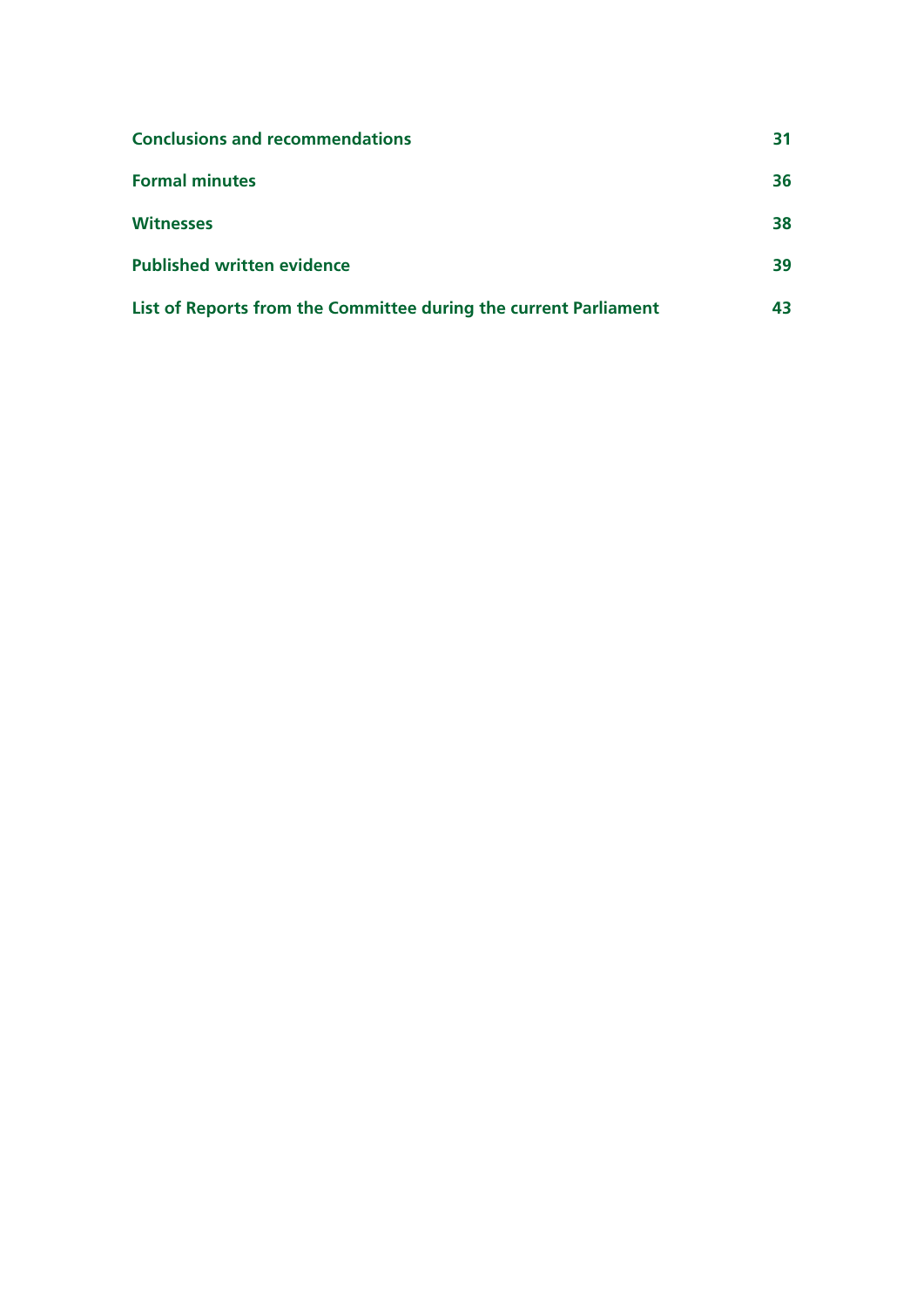**Conclusions and recommendations** 31

**Formal minutes** 36

**Witnesses** 38

**Published written evidence** 39

**List of Reports from the Committee during the current Parliament** 43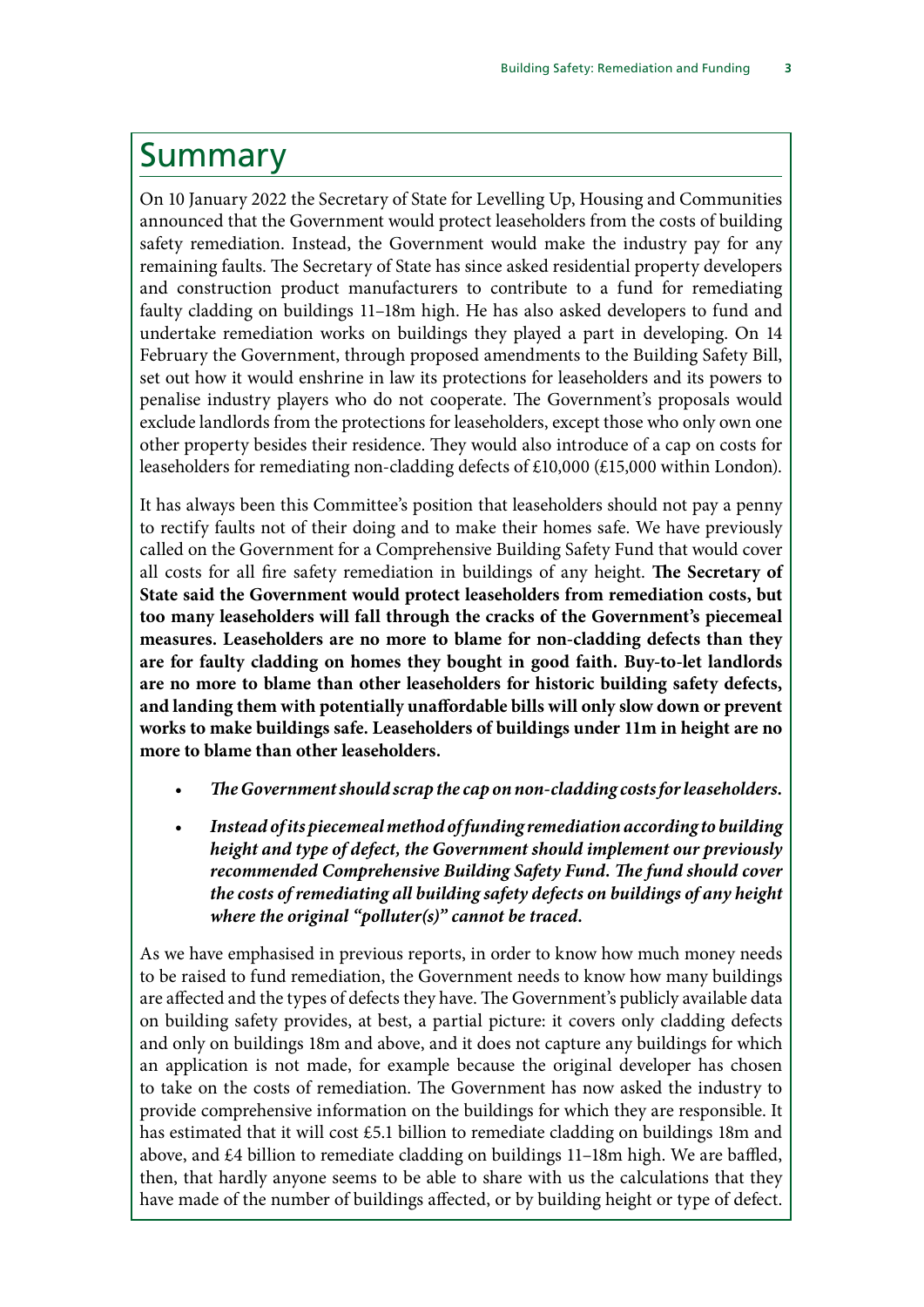# Summary

On 10 January 2022 the Secretary of State for Levelling Up, Housing and Communities announced that the Government would protect leaseholders from the costs of building safety remediation. Instead, the Government would make the industry pay for any remaining faults. The Secretary of State has since asked residential property developers and construction product manufacturers to contribute to a fund for remediating faulty cladding on buildings 11–18m high. He has also asked developers to fund and undertake remediation works on buildings they played a part in developing. On 14 February the Government, through proposed amendments to the Building Safety Bill, set out how it would enshrine in law its protections for leaseholders and its powers to penalise industry players who do not cooperate. The Government's proposals would exclude landlords from the protections for leaseholders, except those who only own one other property besides their residence. They would also introduce of a cap on costs for leaseholders for remediating non-cladding defects of £10,000 (£15,000 within London).

It has always been this Committee's position that leaseholders should not pay a penny to rectify faults not of their doing and to make their homes safe. We have previously called on the Government for a Comprehensive Building Safety Fund that would cover all costs for all fire safety remediation in buildings of any height. **The Secretary of State said the Government would protect leaseholders from remediation costs, but too many leaseholders will fall through the cracks of the Government's piecemeal measures. Leaseholders are no more to blame for non-cladding defects than they are for faulty cladding on homes they bought in good faith. Buy-to-let landlords are no more to blame than other leaseholders for historic building safety defects, and landing them with potentially unaffordable bills will only slow down or prevent works to make buildings safe. Leaseholders of buildings under 11m in height are no more to blame than other leaseholders.**

- ***The Government should scrap the cap on non-cladding costs for leaseholders.***
- ***Instead of its piecemeal method of funding remediation according to building height and type of defect, the Government should implement our previously recommended Comprehensive Building Safety Fund. The fund should cover the costs of remediating all building safety defects on buildings of any height where the original "polluter(s)" cannot be traced.***

As we have emphasised in previous reports, in order to know how much money needs to be raised to fund remediation, the Government needs to know how many buildings are affected and the types of defects they have. The Government's publicly available data on building safety provides, at best, a partial picture: it covers only cladding defects and only on buildings 18m and above, and it does not capture any buildings for which an application is not made, for example because the original developer has chosen to take on the costs of remediation. The Government has now asked the industry to provide comprehensive information on the buildings for which they are responsible. It has estimated that it will cost £5.1 billion to remediate cladding on buildings 18m and above, and £4 billion to remediate cladding on buildings 11–18m high. We are baffled, then, that hardly anyone seems to be able to share with us the calculations that they have made of the number of buildings affected, or by building height or type of defect.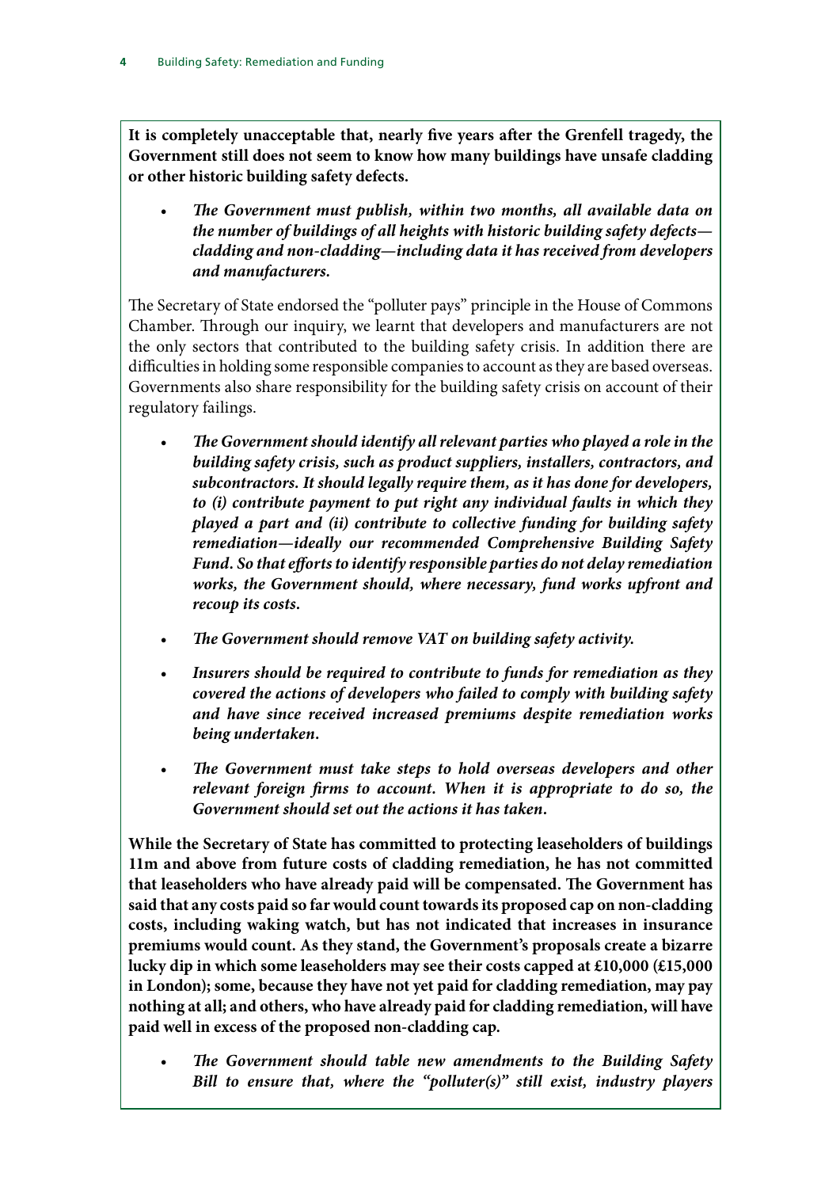**It is completely unacceptable that, nearly five years after the Grenfell tragedy, the Government still does not seem to know how many buildings have unsafe cladding or other historic building safety defects.**

- ***The Government must publish, within two months, all available data on the number of buildings of all heights with historic building safety defects—cladding and non-cladding—including data it has received from developers and manufacturers.***

The Secretary of State endorsed the "polluter pays" principle in the House of Commons Chamber. Through our inquiry, we learnt that developers and manufacturers are not the only sectors that contributed to the building safety crisis. In addition there are difficulties in holding some responsible companies to account as they are based overseas. Governments also share responsibility for the building safety crisis on account of their regulatory failings.

- ***The Government should identify all relevant parties who played a role in the building safety crisis, such as product suppliers, installers, contractors, and subcontractors. It should legally require them, as it has done for developers, to (i) contribute payment to put right any individual faults in which they played a part and (ii) contribute to collective funding for building safety remediation—ideally our recommended Comprehensive Building Safety Fund. So that efforts to identify responsible parties do not delay remediation works, the Government should, where necessary, fund works upfront and recoup its costs.***
- ***The Government should remove VAT on building safety activity.***
- ***Insurers should be required to contribute to funds for remediation as they covered the actions of developers who failed to comply with building safety and have since received increased premiums despite remediation works being undertaken.***
- ***The Government must take steps to hold overseas developers and other relevant foreign firms to account. When it is appropriate to do so, the Government should set out the actions it has taken.***

**While the Secretary of State has committed to protecting leaseholders of buildings 11m and above from future costs of cladding remediation, he has not committed that leaseholders who have already paid will be compensated. The Government has said that any costs paid so far would count towards its proposed cap on non-cladding costs, including waking watch, but has not indicated that increases in insurance premiums would count. As they stand, the Government's proposals create a bizarre lucky dip in which some leaseholders may see their costs capped at £10,000 (£15,000 in London); some, because they have not yet paid for cladding remediation, may pay nothing at all; and others, who have already paid for cladding remediation, will have paid well in excess of the proposed non-cladding cap.**

- ***The Government should table new amendments to the Building Safety Bill to ensure that, where the "polluter(s)" still exist, industry players***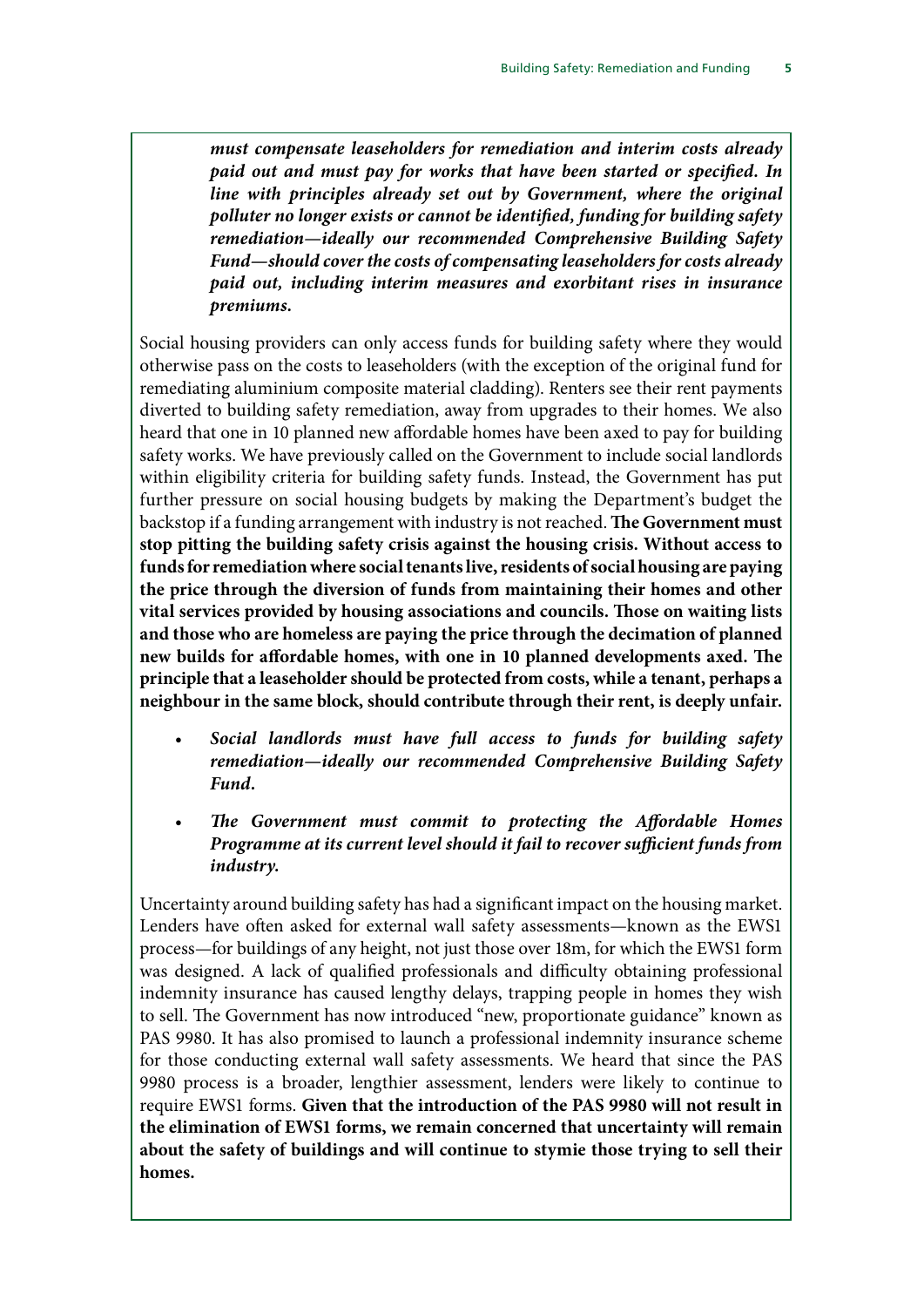***must compensate leaseholders for remediation and interim costs already paid out and must pay for works that have been started or specified. In line with principles already set out by Government, where the original polluter no longer exists or cannot be identified, funding for building safety remediation—ideally our recommended Comprehensive Building Safety Fund—should cover the costs of compensating leaseholders for costs already paid out, including interim measures and exorbitant rises in insurance premiums.***

Social housing providers can only access funds for building safety where they would otherwise pass on the costs to leaseholders (with the exception of the original fund for remediating aluminium composite material cladding). Renters see their rent payments diverted to building safety remediation, away from upgrades to their homes. We also heard that one in 10 planned new affordable homes have been axed to pay for building safety works. We have previously called on the Government to include social landlords within eligibility criteria for building safety funds. Instead, the Government has put further pressure on social housing budgets by making the Department's budget the backstop if a funding arrangement with industry is not reached. **The Government must stop pitting the building safety crisis against the housing crisis. Without access to funds for remediation where social tenants live, residents of social housing are paying the price through the diversion of funds from maintaining their homes and other vital services provided by housing associations and councils. Those on waiting lists and those who are homeless are paying the price through the decimation of planned new builds for affordable homes, with one in 10 planned developments axed. The principle that a leaseholder should be protected from costs, while a tenant, perhaps a neighbour in the same block, should contribute through their rent, is deeply unfair.**

- ***Social landlords must have full access to funds for building safety remediation—ideally our recommended Comprehensive Building Safety Fund.***
- ***The Government must commit to protecting the Affordable Homes Programme at its current level should it fail to recover sufficient funds from industry.***

Uncertainty around building safety has had a significant impact on the housing market. Lenders have often asked for external wall safety assessments—known as the EWS1 process—for buildings of any height, not just those over 18m, for which the EWS1 form was designed. A lack of qualified professionals and difficulty obtaining professional indemnity insurance has caused lengthy delays, trapping people in homes they wish to sell. The Government has now introduced "new, proportionate guidance" known as PAS 9980. It has also promised to launch a professional indemnity insurance scheme for those conducting external wall safety assessments. We heard that since the PAS 9980 process is a broader, lengthier assessment, lenders were likely to continue to require EWS1 forms. **Given that the introduction of the PAS 9980 will not result in the elimination of EWS1 forms, we remain concerned that uncertainty will remain about the safety of buildings and will continue to stymie those trying to sell their homes.**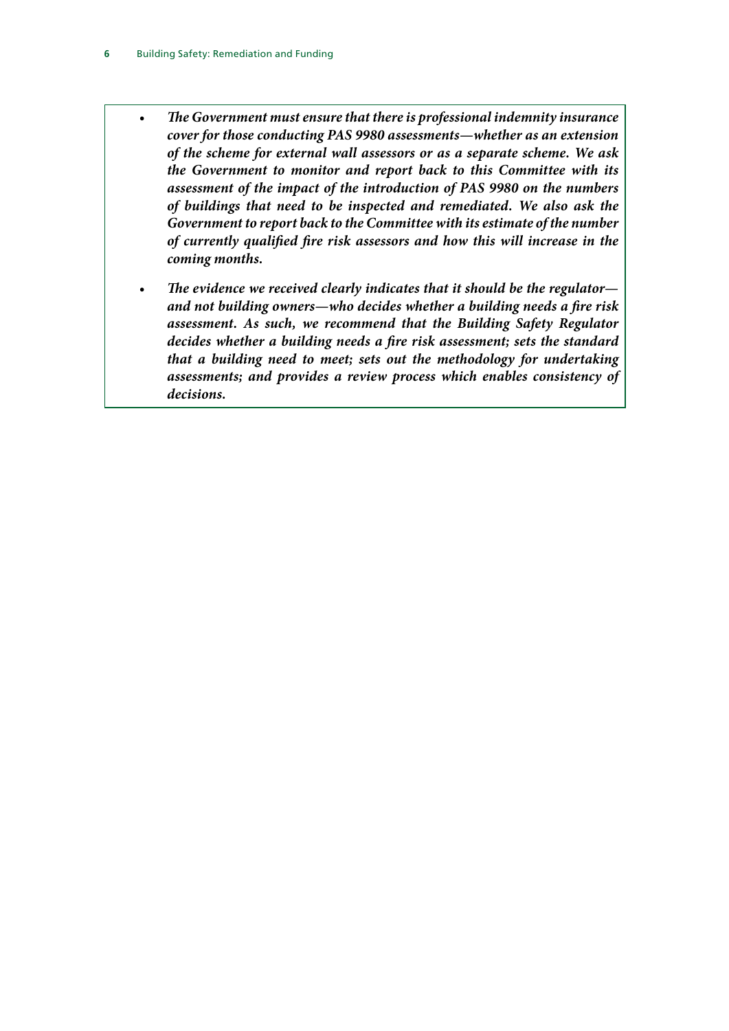- ***The Government must ensure that there is professional indemnity insurance cover for those conducting PAS 9980 assessments—whether as an extension of the scheme for external wall assessors or as a separate scheme. We ask the Government to monitor and report back to this Committee with its assessment of the impact of the introduction of PAS 9980 on the numbers of buildings that need to be inspected and remediated. We also ask the Government to report back to the Committee with its estimate of the number of currently qualified fire risk assessors and how this will increase in the coming months.***

- ***The evidence we received clearly indicates that it should be the regulator—and not building owners—who decides whether a building needs a fire risk assessment. As such, we recommend that the Building Safety Regulator decides whether a building needs a fire risk assessment; sets the standard that a building need to meet; sets out the methodology for undertaking assessments; and provides a review process which enables consistency of decisions.***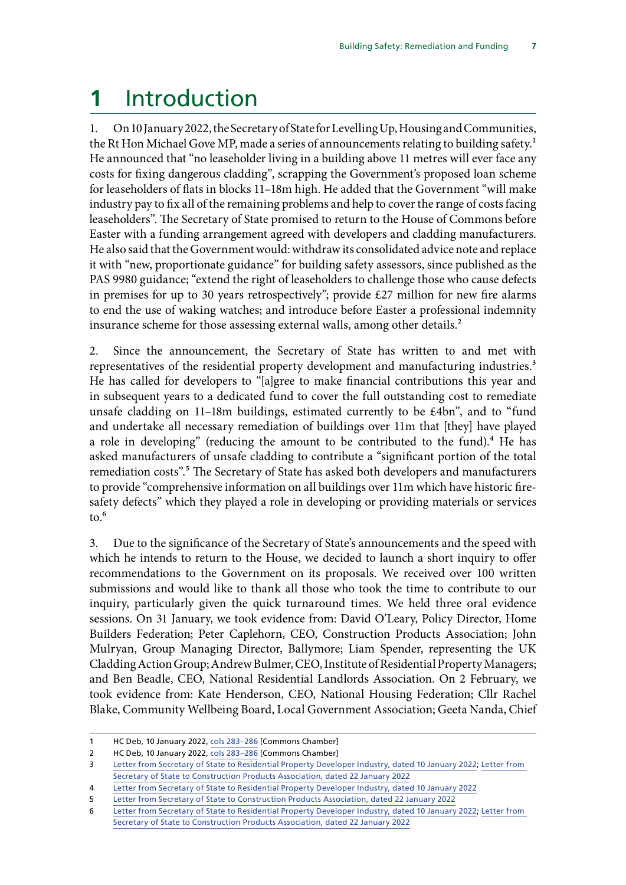# 1 Introduction

1. On 10 January 2022, the Secretary of State for Levelling Up, Housing and Communities, the Rt Hon Michael Gove MP, made a series of announcements relating to building safety.[1] He announced that "no leaseholder living in a building above 11 metres will ever face any costs for fixing dangerous cladding", scrapping the Government's proposed loan scheme for leaseholders of flats in blocks 11–18m high. He added that the Government "will make industry pay to fix all of the remaining problems and help to cover the range of costs facing leaseholders". The Secretary of State promised to return to the House of Commons before Easter with a funding arrangement agreed with developers and cladding manufacturers. He also said that the Government would: withdraw its consolidated advice note and replace it with "new, proportionate guidance" for building safety assessors, since published as the PAS 9980 guidance; "extend the right of leaseholders to challenge those who cause defects in premises for up to 30 years retrospectively"; provide £27 million for new fire alarms to end the use of waking watches; and introduce before Easter a professional indemnity insurance scheme for those assessing external walls, among other details.[2]

2. Since the announcement, the Secretary of State has written to and met with representatives of the residential property development and manufacturing industries.[3] He has called for developers to "[a]gree to make financial contributions this year and in subsequent years to a dedicated fund to cover the full outstanding cost to remediate unsafe cladding on 11–18m buildings, estimated currently to be £4bn", and to "fund and undertake all necessary remediation of buildings over 11m that [they] have played a role in developing" (reducing the amount to be contributed to the fund).[4] He has asked manufacturers of unsafe cladding to contribute a "significant portion of the total remediation costs".[5] The Secretary of State has asked both developers and manufacturers to provide "comprehensive information on all buildings over 11m which have historic fire-safety defects" which they played a role in developing or providing materials or services to.[6]

3. Due to the significance of the Secretary of State's announcements and the speed with which he intends to return to the House, we decided to launch a short inquiry to offer recommendations to the Government on its proposals. We received over 100 written submissions and would like to thank all those who took the time to contribute to our inquiry, particularly given the quick turnaround times. We held three oral evidence sessions. On 31 January, we took evidence from: David O'Leary, Policy Director, Home Builders Federation; Peter Caplehorn, CEO, Construction Products Association; John Mulryan, Group Managing Director, Ballymore; Liam Spender, representing the UK Cladding Action Group; Andrew Bulmer, CEO, Institute of Residential Property Managers; and Ben Beadle, CEO, National Residential Landlords Association. On 2 February, we took evidence from: Kate Henderson, CEO, National Housing Federation; Cllr Rachel Blake, Community Wellbeing Board, Local Government Association; Geeta Nanda, Chief

---

1 HC Deb, 10 January 2022, cols 283–286 [Commons Chamber]

2 HC Deb, 10 January 2022, cols 283–286 [Commons Chamber]

3 Letter from Secretary of State to Residential Property Developer Industry, dated 10 January 2022; Letter from Secretary of State to Construction Products Association, dated 22 January 2022

4 Letter from Secretary of State to Residential Property Developer Industry, dated 10 January 2022

5 Letter from Secretary of State to Construction Products Association, dated 22 January 2022

6 Letter from Secretary of State to Residential Property Developer Industry, dated 10 January 2022; Letter from Secretary of State to Construction Products Association, dated 22 January 2022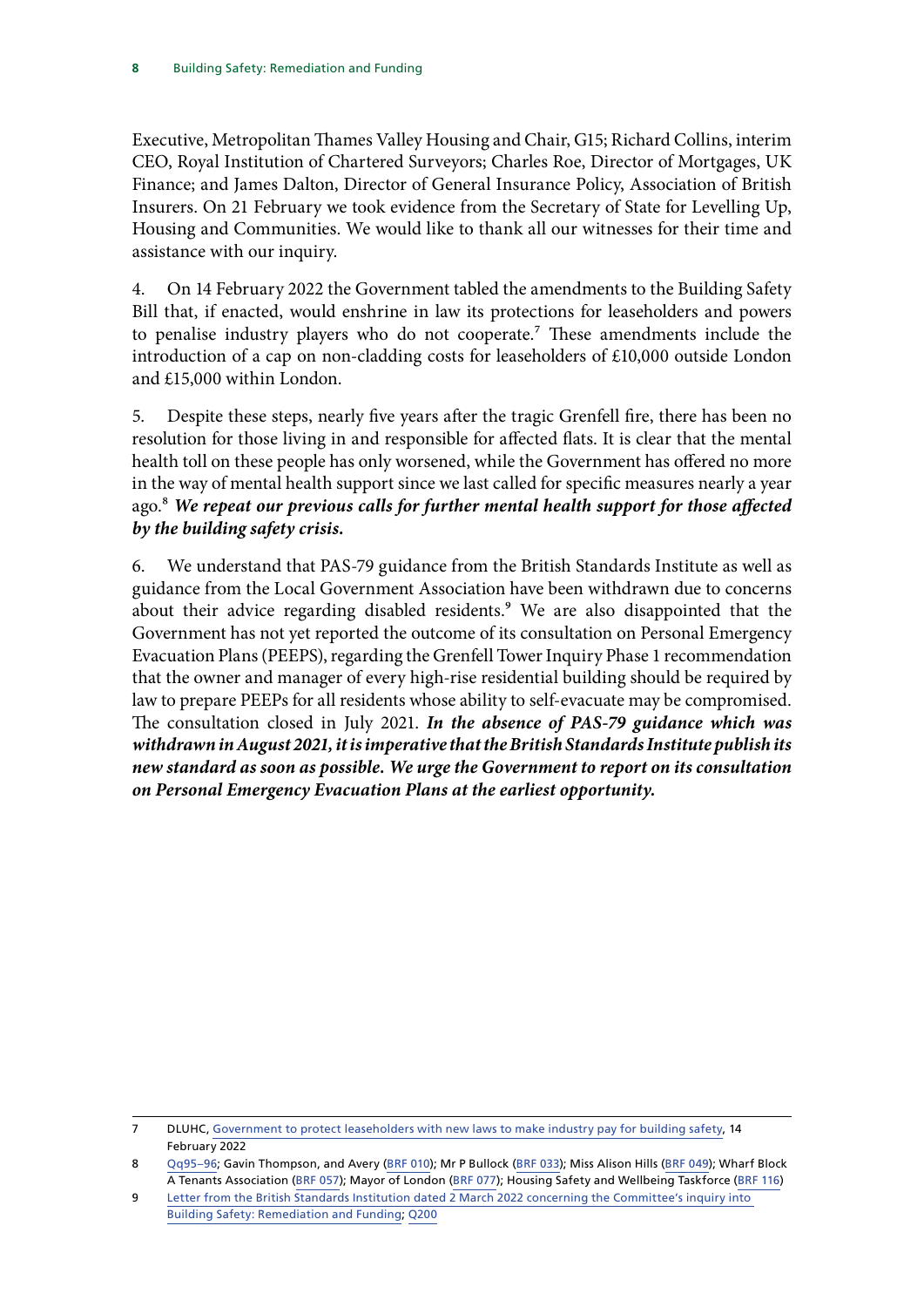Executive, Metropolitan Thames Valley Housing and Chair, G15; Richard Collins, interim CEO, Royal Institution of Chartered Surveyors; Charles Roe, Director of Mortgages, UK Finance; and James Dalton, Director of General Insurance Policy, Association of British Insurers. On 21 February we took evidence from the Secretary of State for Levelling Up, Housing and Communities. We would like to thank all our witnesses for their time and assistance with our inquiry.

4. On 14 February 2022 the Government tabled the amendments to the Building Safety Bill that, if enacted, would enshrine in law its protections for leaseholders and powers to penalise industry players who do not cooperate.[7] These amendments include the introduction of a cap on non-cladding costs for leaseholders of £10,000 outside London and £15,000 within London.

5. Despite these steps, nearly five years after the tragic Grenfell fire, there has been no resolution for those living in and responsible for affected flats. It is clear that the mental health toll on these people has only worsened, while the Government has offered no more in the way of mental health support since we last called for specific measures nearly a year ago.[8] ***We repeat our previous calls for further mental health support for those affected by the building safety crisis.***

6. We understand that PAS-79 guidance from the British Standards Institute as well as guidance from the Local Government Association have been withdrawn due to concerns about their advice regarding disabled residents.[9] We are also disappointed that the Government has not yet reported the outcome of its consultation on Personal Emergency Evacuation Plans (PEEPS), regarding the Grenfell Tower Inquiry Phase 1 recommendation that the owner and manager of every high-rise residential building should be required by law to prepare PEEPs for all residents whose ability to self-evacuate may be compromised. The consultation closed in July 2021. ***In the absence of PAS-79 guidance which was withdrawn in August 2021, it is imperative that the British Standards Institute publish its new standard as soon as possible. We urge the Government to report on its consultation on Personal Emergency Evacuation Plans at the earliest opportunity.***

---

7 DLUHC, Government to protect leaseholders with new laws to make industry pay for building safety, 14 February 2022

8 Qq95–96; Gavin Thompson, and Avery (BRF 010); Mr P Bullock (BRF 033); Miss Alison Hills (BRF 049); Wharf Block A Tenants Association (BRF 057); Mayor of London (BRF 077); Housing Safety and Wellbeing Taskforce (BRF 116)

9 Letter from the British Standards Institution dated 2 March 2022 concerning the Committee's inquiry into Building Safety: Remediation and Funding; Q200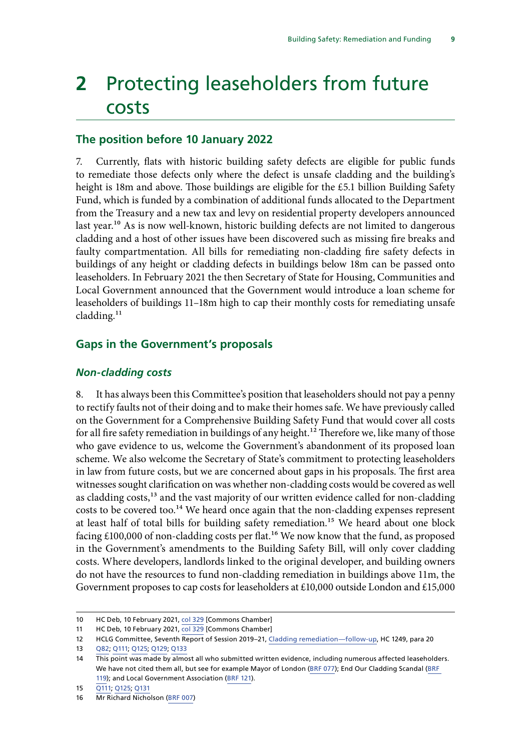# 2 Protecting leaseholders from future costs

## The position before 10 January 2022

7. Currently, flats with historic building safety defects are eligible for public funds to remediate those defects only where the defect is unsafe cladding and the building's height is 18m and above. Those buildings are eligible for the £5.1 billion Building Safety Fund, which is funded by a combination of additional funds allocated to the Department from the Treasury and a new tax and levy on residential property developers announced last year.[10] As is now well-known, historic building defects are not limited to dangerous cladding and a host of other issues have been discovered such as missing fire breaks and faulty compartmentation. All bills for remediating non-cladding fire safety defects in buildings of any height or cladding defects in buildings below 18m can be passed onto leaseholders. In February 2021 the then Secretary of State for Housing, Communities and Local Government announced that the Government would introduce a loan scheme for leaseholders of buildings 11–18m high to cap their monthly costs for remediating unsafe cladding.[11]

## Gaps in the Government's proposals

### *Non-cladding costs*

8. It has always been this Committee's position that leaseholders should not pay a penny to rectify faults not of their doing and to make their homes safe. We have previously called on the Government for a Comprehensive Building Safety Fund that would cover all costs for all fire safety remediation in buildings of any height.[12] Therefore we, like many of those who gave evidence to us, welcome the Government's abandonment of its proposed loan scheme. We also welcome the Secretary of State's commitment to protecting leaseholders in law from future costs, but we are concerned about gaps in his proposals. The first area witnesses sought clarification on was whether non-cladding costs would be covered as well as cladding costs,[13] and the vast majority of our written evidence called for non-cladding costs to be covered too.[14] We heard once again that the non-cladding expenses represent at least half of total bills for building safety remediation.[15] We heard about one block facing £100,000 of non-cladding costs per flat.[16] We now know that the fund, as proposed in the Government's amendments to the Building Safety Bill, will only cover cladding costs. Where developers, landlords linked to the original developer, and building owners do not have the resources to fund non-cladding remediation in buildings above 11m, the Government proposes to cap costs for leaseholders at £10,000 outside London and £15,000

---

10 HC Deb, 10 February 2021, col 329 [Commons Chamber]

11 HC Deb, 10 February 2021, col 329 [Commons Chamber]

12 HCLG Committee, Seventh Report of Session 2019–21, Cladding remediation—follow-up, HC 1249, para 20

13 Q82; Q111; Q125; Q129; Q133

14 This point was made by almost all who submitted written evidence, including numerous affected leaseholders. We have not cited them all, but see for example Mayor of London (BRF 077); End Our Cladding Scandal (BRF 119); and Local Government Association (BRF 121).

15 Q111; Q125; Q131

16 Mr Richard Nicholson (BRF 007)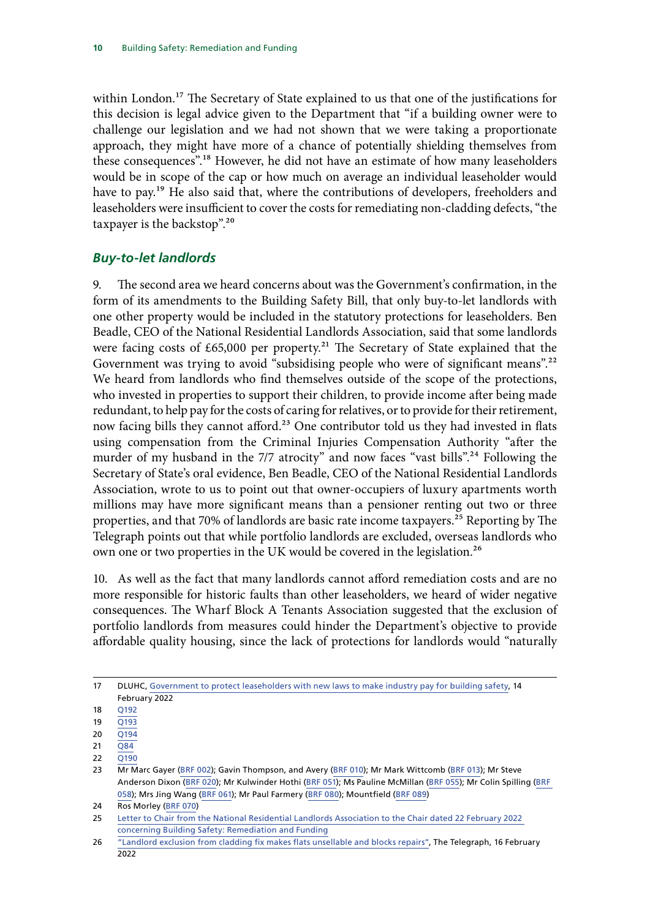within London.[17] The Secretary of State explained to us that one of the justifications for this decision is legal advice given to the Department that "if a building owner were to challenge our legislation and we had not shown that we were taking a proportionate approach, they might have more of a chance of potentially shielding themselves from these consequences".[18] However, he did not have an estimate of how many leaseholders would be in scope of the cap or how much on average an individual leaseholder would have to pay.[19] He also said that, where the contributions of developers, freeholders and leaseholders were insufficient to cover the costs for remediating non-cladding defects, "the taxpayer is the backstop".[20]

### *Buy-to-let landlords*

9. The second area we heard concerns about was the Government's confirmation, in the form of its amendments to the Building Safety Bill, that only buy-to-let landlords with one other property would be included in the statutory protections for leaseholders. Ben Beadle, CEO of the National Residential Landlords Association, said that some landlords were facing costs of £65,000 per property.[21] The Secretary of State explained that the Government was trying to avoid "subsidising people who were of significant means".[22] We heard from landlords who find themselves outside of the scope of the protections, who invested in properties to support their children, to provide income after being made redundant, to help pay for the costs of caring for relatives, or to provide for their retirement, now facing bills they cannot afford.[23] One contributor told us they had invested in flats using compensation from the Criminal Injuries Compensation Authority "after the murder of my husband in the 7/7 atrocity" and now faces "vast bills".[24] Following the Secretary of State's oral evidence, Ben Beadle, CEO of the National Residential Landlords Association, wrote to us to point out that owner-occupiers of luxury apartments worth millions may have more significant means than a pensioner renting out two or three properties, and that 70% of landlords are basic rate income taxpayers.[25] Reporting by The Telegraph points out that while portfolio landlords are excluded, overseas landlords who own one or two properties in the UK would be covered in the legislation.[26]

10. As well as the fact that many landlords cannot afford remediation costs and are no more responsible for historic faults than other leaseholders, we heard of wider negative consequences. The Wharf Block A Tenants Association suggested that the exclusion of portfolio landlords from measures could hinder the Department's objective to provide affordable quality housing, since the lack of protections for landlords would "naturally

---

17 DLUHC, Government to protect leaseholders with new laws to make industry pay for building safety, 14 February 2022

18 Q192

19 Q193

20 Q194

21 Q84

22 Q190

23 Mr Marc Gayer (BRF 002); Gavin Thompson, and Avery (BRF 010); Mr Mark Wittcomb (BRF 013); Mr Steve Anderson Dixon (BRF 020); Mr Kulwinder Hothi (BRF 051); Ms Pauline McMillan (BRF 055); Mr Colin Spilling (BRF 058); Mrs Jing Wang (BRF 061); Mr Paul Farmery (BRF 080); Mountfield (BRF 089)

24 Ros Morley (BRF 070)

25 Letter to Chair from the National Residential Landlords Association to the Chair dated 22 February 2022 concerning Building Safety: Remediation and Funding

26 "Landlord exclusion from cladding fix makes flats unsellable and blocks repairs", The Telegraph, 16 February 2022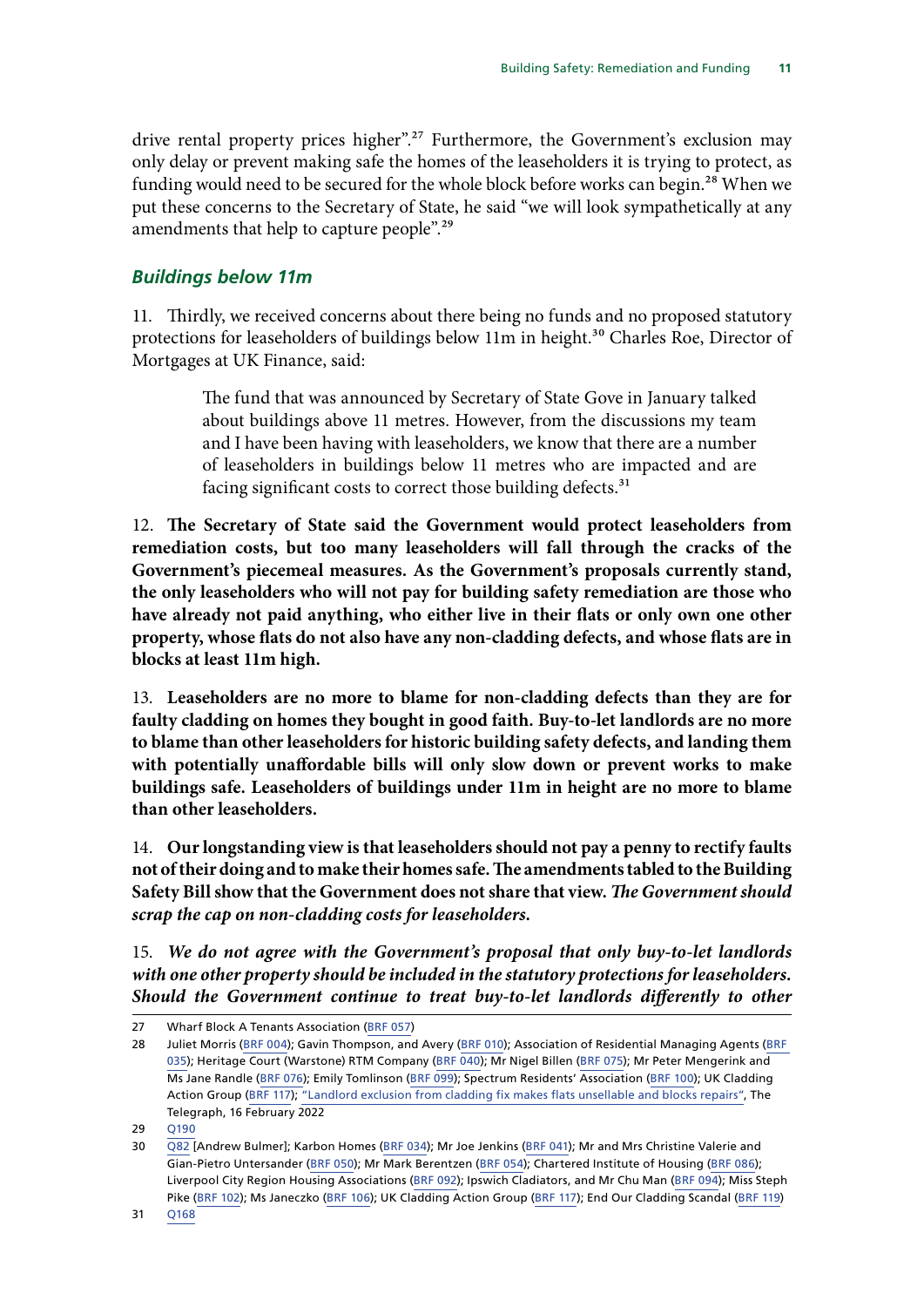drive rental property prices higher".[27] Furthermore, the Government's exclusion may only delay or prevent making safe the homes of the leaseholders it is trying to protect, as funding would need to be secured for the whole block before works can begin.[28] When we put these concerns to the Secretary of State, he said "we will look sympathetically at any amendments that help to capture people".[29]

### *Buildings below 11m*

11. Thirdly, we received concerns about there being no funds and no proposed statutory protections for leaseholders of buildings below 11m in height.[30] Charles Roe, Director of Mortgages at UK Finance, said:

> The fund that was announced by Secretary of State Gove in January talked about buildings above 11 metres. However, from the discussions my team and I have been having with leaseholders, we know that there are a number of leaseholders in buildings below 11 metres who are impacted and are facing significant costs to correct those building defects.[31]

12. **The Secretary of State said the Government would protect leaseholders from remediation costs, but too many leaseholders will fall through the cracks of the Government's piecemeal measures. As the Government's proposals currently stand, the only leaseholders who will not pay for building safety remediation are those who have already not paid anything, who either live in their flats or only own one other property, whose flats do not also have any non-cladding defects, and whose flats are in blocks at least 11m high.**

13. **Leaseholders are no more to blame for non-cladding defects than they are for faulty cladding on homes they bought in good faith. Buy-to-let landlords are no more to blame than other leaseholders for historic building safety defects, and landing them with potentially unaffordable bills will only slow down or prevent works to make buildings safe. Leaseholders of buildings under 11m in height are no more to blame than other leaseholders.**

14. **Our longstanding view is that leaseholders should not pay a penny to rectify faults not of their doing and to make their homes safe. The amendments tabled to the Building Safety Bill show that the Government does not share that view. *The Government should scrap the cap on non-cladding costs for leaseholders.***

15. ***We do not agree with the Government's proposal that only buy-to-let landlords with one other property should be included in the statutory protections for leaseholders. Should the Government continue to treat buy-to-let landlords differently to other***

---

27 Wharf Block A Tenants Association (BRF 057)

28 Juliet Morris (BRF 004); Gavin Thompson, and Avery (BRF 010); Association of Residential Managing Agents (BRF 035); Heritage Court (Warstone) RTM Company (BRF 040); Mr Nigel Billen (BRF 075); Mr Peter Mengerink and Ms Jane Randle (BRF 076); Emily Tomlinson (BRF 099); Spectrum Residents' Association (BRF 100); UK Cladding Action Group (BRF 117); "Landlord exclusion from cladding fix makes flats unsellable and blocks repairs", The Telegraph, 16 February 2022

29 Q190

30 Q82 [Andrew Bulmer]; Karbon Homes (BRF 034); Mr Joe Jenkins (BRF 041); Mr and Mrs Christine Valerie and Gian-Pietro Untersander (BRF 050); Mr Mark Berentzen (BRF 054); Chartered Institute of Housing (BRF 086); Liverpool City Region Housing Associations (BRF 092); Ipswich Cladiators, and Mr Chu Man (BRF 094); Miss Steph Pike (BRF 102); Ms Janeczko (BRF 106); UK Cladding Action Group (BRF 117); End Our Cladding Scandal (BRF 119)

31 Q168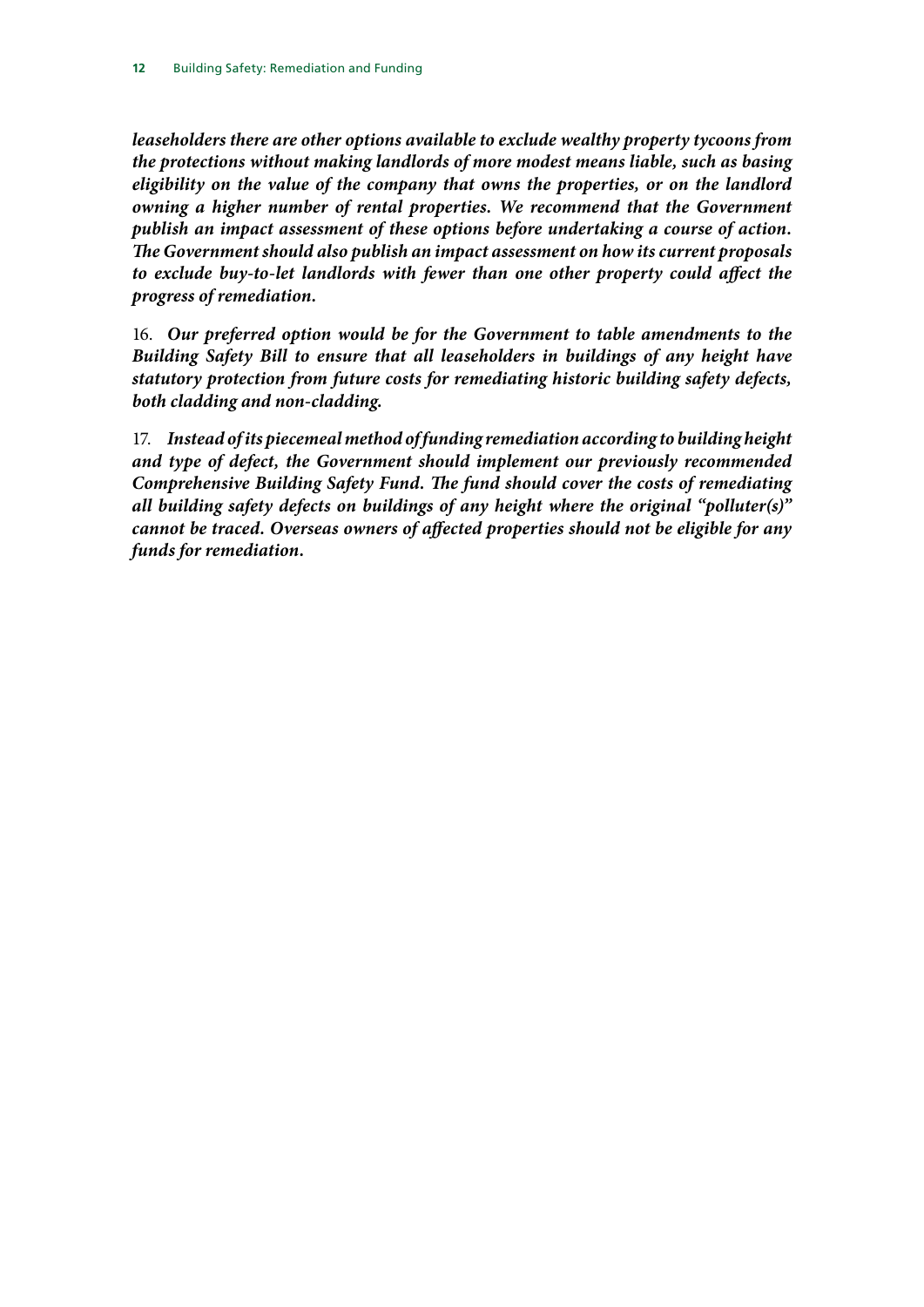***leaseholders there are other options available to exclude wealthy property tycoons from the protections without making landlords of more modest means liable, such as basing eligibility on the value of the company that owns the properties, or on the landlord owning a higher number of rental properties. We recommend that the Government publish an impact assessment of these options before undertaking a course of action. The Government should also publish an impact assessment on how its current proposals to exclude buy-to-let landlords with fewer than one other property could affect the progress of remediation.***

16. ***Our preferred option would be for the Government to table amendments to the Building Safety Bill to ensure that all leaseholders in buildings of any height have statutory protection from future costs for remediating historic building safety defects, both cladding and non-cladding.***

17. ***Instead of its piecemeal method of funding remediation according to building height and type of defect, the Government should implement our previously recommended Comprehensive Building Safety Fund. The fund should cover the costs of remediating all building safety defects on buildings of any height where the original "polluter(s)" cannot be traced. Overseas owners of affected properties should not be eligible for any funds for remediation.***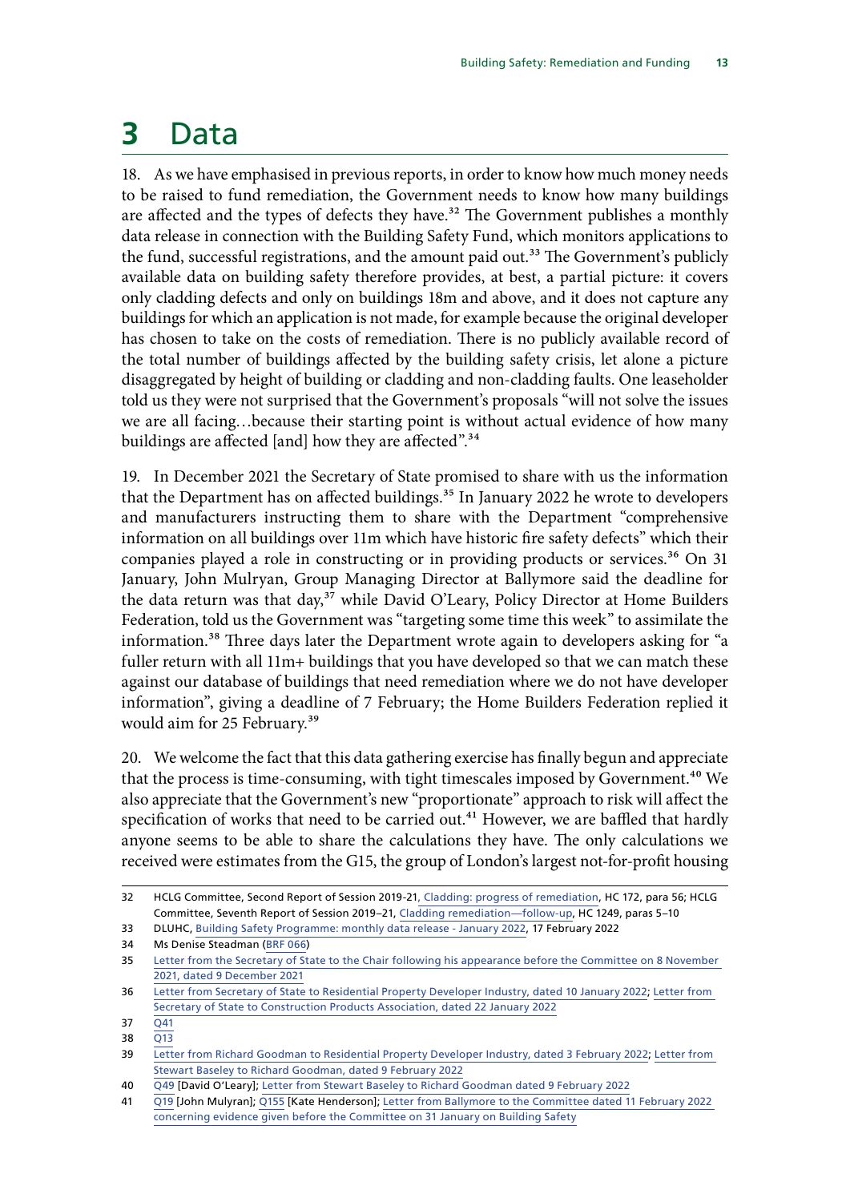# 3 Data

18. As we have emphasised in previous reports, in order to know how much money needs to be raised to fund remediation, the Government needs to know how many buildings are affected and the types of defects they have.[32] The Government publishes a monthly data release in connection with the Building Safety Fund, which monitors applications to the fund, successful registrations, and the amount paid out.[33] The Government's publicly available data on building safety therefore provides, at best, a partial picture: it covers only cladding defects and only on buildings 18m and above, and it does not capture any buildings for which an application is not made, for example because the original developer has chosen to take on the costs of remediation. There is no publicly available record of the total number of buildings affected by the building safety crisis, let alone a picture disaggregated by height of building or cladding and non-cladding faults. One leaseholder told us they were not surprised that the Government's proposals "will not solve the issues we are all facing…because their starting point is without actual evidence of how many buildings are affected [and] how they are affected".[34]

19. In December 2021 the Secretary of State promised to share with us the information that the Department has on affected buildings.[35] In January 2022 he wrote to developers and manufacturers instructing them to share with the Department "comprehensive information on all buildings over 11m which have historic fire safety defects" which their companies played a role in constructing or in providing products or services.[36] On 31 January, John Mulryan, Group Managing Director at Ballymore said the deadline for the data return was that day,[37] while David O'Leary, Policy Director at Home Builders Federation, told us the Government was "targeting some time this week" to assimilate the information.[38] Three days later the Department wrote again to developers asking for "a fuller return with all 11m+ buildings that you have developed so that we can match these against our database of buildings that need remediation where we do not have developer information", giving a deadline of 7 February; the Home Builders Federation replied it would aim for 25 February.[39]

20. We welcome the fact that this data gathering exercise has finally begun and appreciate that the process is time-consuming, with tight timescales imposed by Government.[40] We also appreciate that the Government's new "proportionate" approach to risk will affect the specification of works that need to be carried out.[41] However, we are baffled that hardly anyone seems to be able to share the calculations they have. The only calculations we received were estimates from the G15, the group of London's largest not-for-profit housing

---

32 HCLG Committee, Second Report of Session 2019-21, Cladding: progress of remediation, HC 172, para 56; HCLG Committee, Seventh Report of Session 2019–21, Cladding remediation—follow-up, HC 1249, paras 5–10

33 DLUHC, Building Safety Programme: monthly data release - January 2022, 17 February 2022

34 Ms Denise Steadman (BRF 066)

35 Letter from the Secretary of State to the Chair following his appearance before the Committee on 8 November 2021, dated 9 December 2021

36 Letter from Secretary of State to Residential Property Developer Industry, dated 10 January 2022; Letter from Secretary of State to Construction Products Association, dated 22 January 2022

37 Q41

38 Q13

39 Letter from Richard Goodman to Residential Property Developer Industry, dated 3 February 2022; Letter from Stewart Baseley to Richard Goodman, dated 9 February 2022

40 Q49 [David O'Leary]; Letter from Stewart Baseley to Richard Goodman dated 9 February 2022

41 Q19 [John Mulryan]; Q155 [Kate Henderson]; Letter from Ballymore to the Committee dated 11 February 2022 concerning evidence given before the Committee on 31 January on Building Safety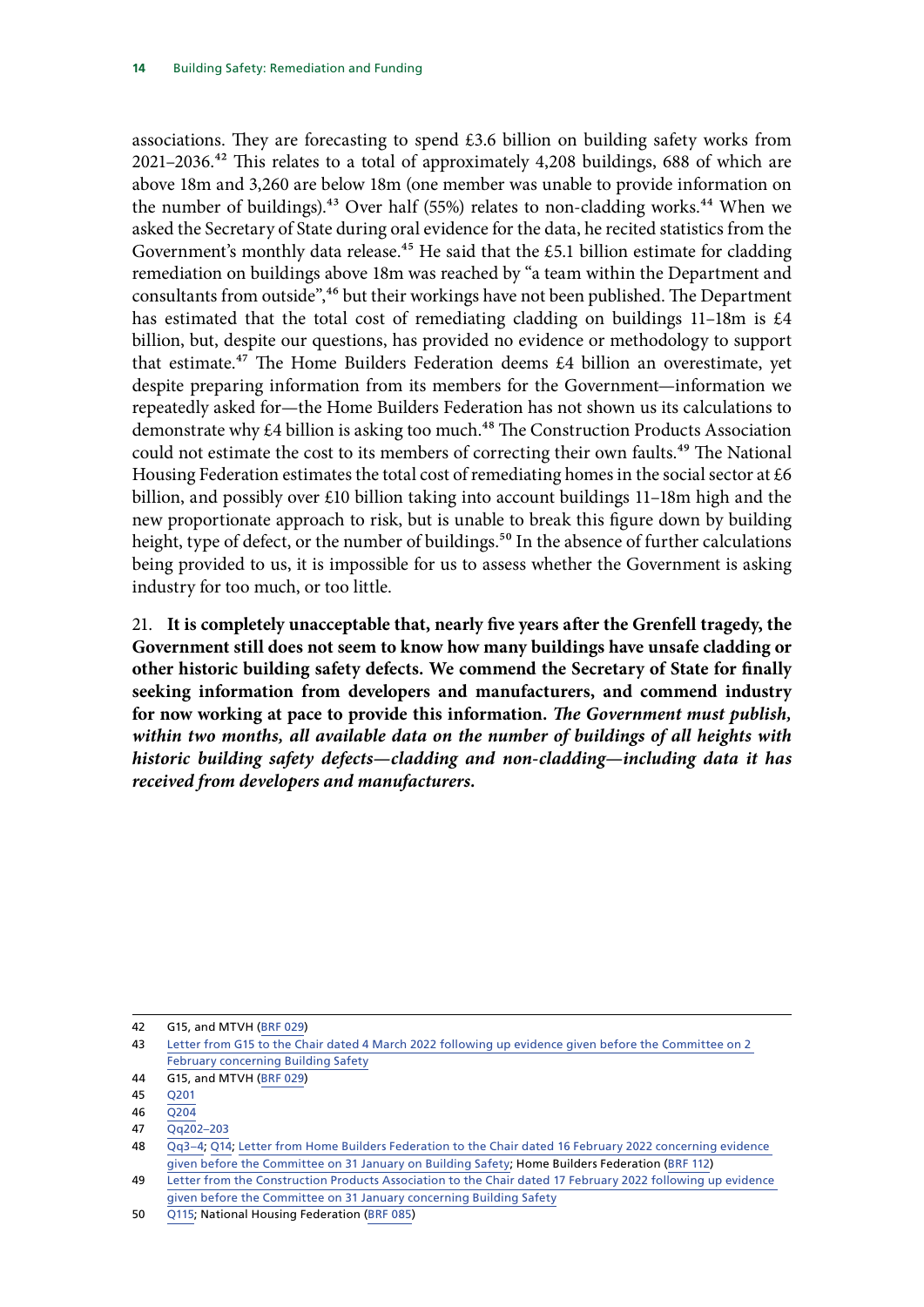associations. They are forecasting to spend £3.6 billion on building safety works from 2021–2036.[42] This relates to a total of approximately 4,208 buildings, 688 of which are above 18m and 3,260 are below 18m (one member was unable to provide information on the number of buildings).[43] Over half (55%) relates to non-cladding works.[44] When we asked the Secretary of State during oral evidence for the data, he recited statistics from the Government's monthly data release.[45] He said that the £5.1 billion estimate for cladding remediation on buildings above 18m was reached by "a team within the Department and consultants from outside",[46] but their workings have not been published. The Department has estimated that the total cost of remediating cladding on buildings 11–18m is £4 billion, but, despite our questions, has provided no evidence or methodology to support that estimate.[47] The Home Builders Federation deems £4 billion an overestimate, yet despite preparing information from its members for the Government—information we repeatedly asked for—the Home Builders Federation has not shown us its calculations to demonstrate why £4 billion is asking too much.[48] The Construction Products Association could not estimate the cost to its members of correcting their own faults.[49] The National Housing Federation estimates the total cost of remediating homes in the social sector at £6 billion, and possibly over £10 billion taking into account buildings 11–18m high and the new proportionate approach to risk, but is unable to break this figure down by building height, type of defect, or the number of buildings.[50] In the absence of further calculations being provided to us, it is impossible for us to assess whether the Government is asking industry for too much, or too little.

21. **It is completely unacceptable that, nearly five years after the Grenfell tragedy, the Government still does not seem to know how many buildings have unsafe cladding or other historic building safety defects. We commend the Secretary of State for finally seeking information from developers and manufacturers, and commend industry for now working at pace to provide this information. *The Government must publish, within two months, all available data on the number of buildings of all heights with historic building safety defects—cladding and non-cladding—including data it has received from developers and manufacturers.***

---

42 G15, and MTVH (BRF 029)

43 Letter from G15 to the Chair dated 4 March 2022 following up evidence given before the Committee on 2 February concerning Building Safety

44 G15, and MTVH (BRF 029)

45 Q201

46 Q204

47 Qq202–203

48 Qq3–4; Q14; Letter from Home Builders Federation to the Chair dated 16 February 2022 concerning evidence given before the Committee on 31 January on Building Safety; Home Builders Federation (BRF 112)

49 Letter from the Construction Products Association to the Chair dated 17 February 2022 following up evidence given before the Committee on 31 January concerning Building Safety

50 Q115; National Housing Federation (BRF 085)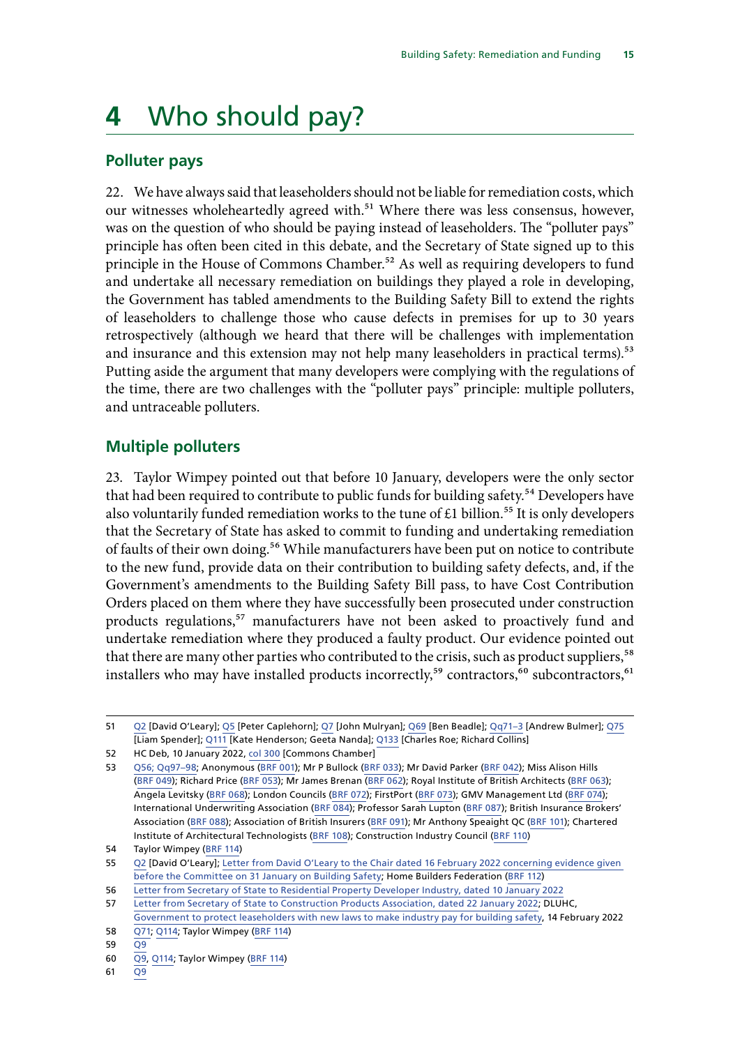# 4 Who should pay?

## Polluter pays

22. We have always said that leaseholders should not be liable for remediation costs, which our witnesses wholeheartedly agreed with.[51] Where there was less consensus, however, was on the question of who should be paying instead of leaseholders. The "polluter pays" principle has often been cited in this debate, and the Secretary of State signed up to this principle in the House of Commons Chamber.[52] As well as requiring developers to fund and undertake all necessary remediation on buildings they played a role in developing, the Government has tabled amendments to the Building Safety Bill to extend the rights of leaseholders to challenge those who cause defects in premises for up to 30 years retrospectively (although we heard that there will be challenges with implementation and insurance and this extension may not help many leaseholders in practical terms).[53] Putting aside the argument that many developers were complying with the regulations of the time, there are two challenges with the "polluter pays" principle: multiple polluters, and untraceable polluters.

## Multiple polluters

23. Taylor Wimpey pointed out that before 10 January, developers were the only sector that had been required to contribute to public funds for building safety.[54] Developers have also voluntarily funded remediation works to the tune of £1 billion.[55] It is only developers that the Secretary of State has asked to commit to funding and undertaking remediation of faults of their own doing.[56] While manufacturers have been put on notice to contribute to the new fund, provide data on their contribution to building safety defects, and, if the Government's amendments to the Building Safety Bill pass, to have Cost Contribution Orders placed on them where they have successfully been prosecuted under construction products regulations,[57] manufacturers have not been asked to proactively fund and undertake remediation where they produced a faulty product. Our evidence pointed out that there are many other parties who contributed to the crisis, such as product suppliers,[58] installers who may have installed products incorrectly,[59] contractors,[60] subcontractors,[61]

---

51 Q2 [David O'Leary]; Q5 [Peter Caplehorn]; Q7 [John Mulryan]; Q69 [Ben Beadle]; Qq71–3 [Andrew Bulmer]; Q75 [Liam Spender]; Q111 [Kate Henderson; Geeta Nanda]; Q133 [Charles Roe; Richard Collins]

52 HC Deb, 10 January 2022, col 300 [Commons Chamber]

53 Q56; Qq97–98; Anonymous (BRF 001); Mr P Bullock (BRF 033); Mr David Parker (BRF 042); Miss Alison Hills (BRF 049); Richard Price (BRF 053); Mr James Brenan (BRF 062); Royal Institute of British Architects (BRF 063); Angela Levitsky (BRF 068); London Councils (BRF 072); FirstPort (BRF 073); GMV Management Ltd (BRF 074); International Underwriting Association (BRF 084); Professor Sarah Lupton (BRF 087); British Insurance Brokers' Association (BRF 088); Association of British Insurers (BRF 091); Mr Anthony Speaight QC (BRF 101); Chartered Institute of Architectural Technologists (BRF 108); Construction Industry Council (BRF 110)

54 Taylor Wimpey (BRF 114)

55 Q2 [David O'Leary]; Letter from David O'Leary to the Chair dated 16 February 2022 concerning evidence given before the Committee on 31 January on Building Safety; Home Builders Federation (BRF 112)

56 Letter from Secretary of State to Residential Property Developer Industry, dated 10 January 2022

57 Letter from Secretary of State to Construction Products Association, dated 22 January 2022; DLUHC, Government to protect leaseholders with new laws to make industry pay for building safety, 14 February 2022

58 Q71; Q114; Taylor Wimpey (BRF 114)

59 Q9

60 Q9, Q114; Taylor Wimpey (BRF 114)

61 Q9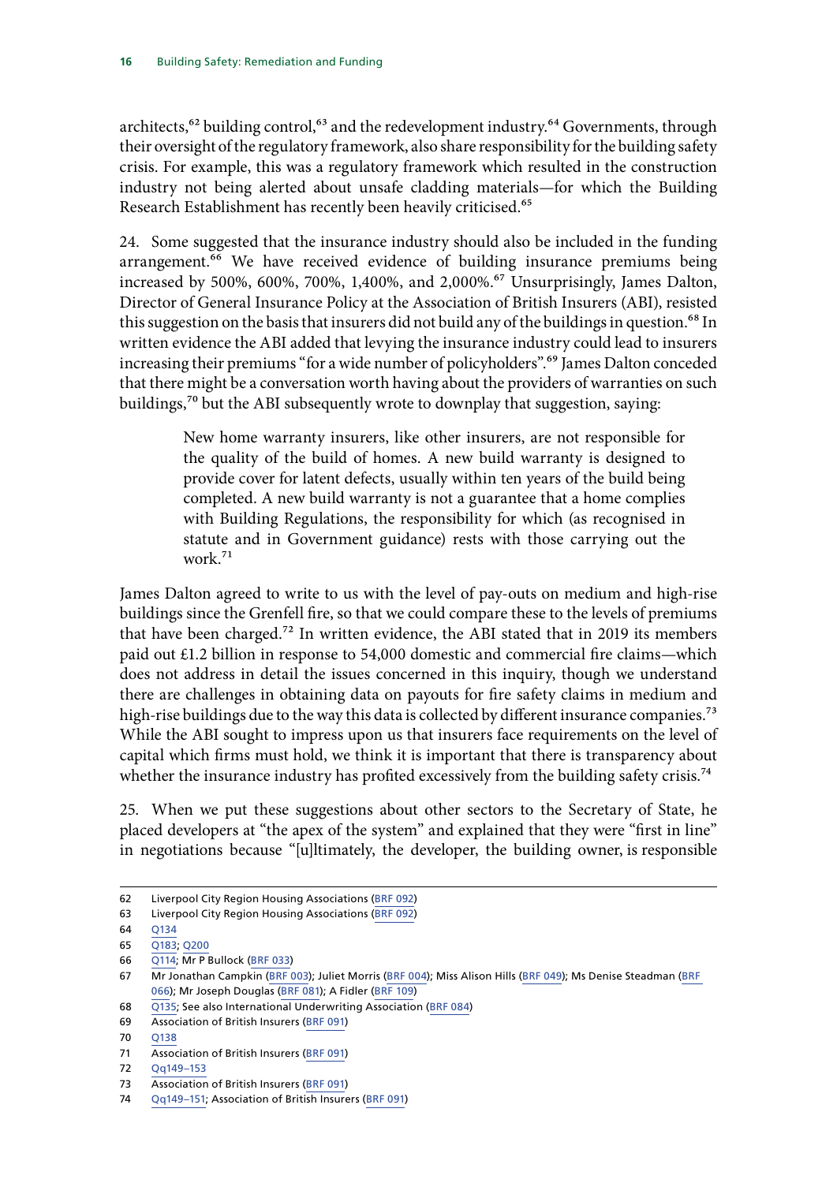architects,[62] building control,[63] and the redevelopment industry.[64] Governments, through their oversight of the regulatory framework, also share responsibility for the building safety crisis. For example, this was a regulatory framework which resulted in the construction industry not being alerted about unsafe cladding materials—for which the Building Research Establishment has recently been heavily criticised.[65]

24. Some suggested that the insurance industry should also be included in the funding arrangement.[66] We have received evidence of building insurance premiums being increased by 500%, 600%, 700%, 1,400%, and 2,000%.[67] Unsurprisingly, James Dalton, Director of General Insurance Policy at the Association of British Insurers (ABI), resisted this suggestion on the basis that insurers did not build any of the buildings in question.[68] In written evidence the ABI added that levying the insurance industry could lead to insurers increasing their premiums "for a wide number of policyholders".[69] James Dalton conceded that there might be a conversation worth having about the providers of warranties on such buildings,[70] but the ABI subsequently wrote to downplay that suggestion, saying:

> New home warranty insurers, like other insurers, are not responsible for the quality of the build of homes. A new build warranty is designed to provide cover for latent defects, usually within ten years of the build being completed. A new build warranty is not a guarantee that a home complies with Building Regulations, the responsibility for which (as recognised in statute and in Government guidance) rests with those carrying out the work.[71]

James Dalton agreed to write to us with the level of pay-outs on medium and high-rise buildings since the Grenfell fire, so that we could compare these to the levels of premiums that have been charged.[72] In written evidence, the ABI stated that in 2019 its members paid out £1.2 billion in response to 54,000 domestic and commercial fire claims—which does not address in detail the issues concerned in this inquiry, though we understand there are challenges in obtaining data on payouts for fire safety claims in medium and high-rise buildings due to the way this data is collected by different insurance companies.[73] While the ABI sought to impress upon us that insurers face requirements on the level of capital which firms must hold, we think it is important that there is transparency about whether the insurance industry has profited excessively from the building safety crisis.[74]

25. When we put these suggestions about other sectors to the Secretary of State, he placed developers at "the apex of the system" and explained that they were "first in line" in negotiations because "[u]ltimately, the developer, the building owner, is responsible

---

62 Liverpool City Region Housing Associations (BRF 092)

63 Liverpool City Region Housing Associations (BRF 092)

64 Q134

65 Q183; Q200

66 Q114; Mr P Bullock (BRF 033)

67 Mr Jonathan Campkin (BRF 003); Juliet Morris (BRF 004); Miss Alison Hills (BRF 049); Ms Denise Steadman (BRF 066); Mr Joseph Douglas (BRF 081); A Fidler (BRF 109)

68 Q135; See also International Underwriting Association (BRF 084)

69 Association of British Insurers (BRF 091)

70 Q138

71 Association of British Insurers (BRF 091)

72 Qq149–153

73 Association of British Insurers (BRF 091)

74 Qq149–151; Association of British Insurers (BRF 091)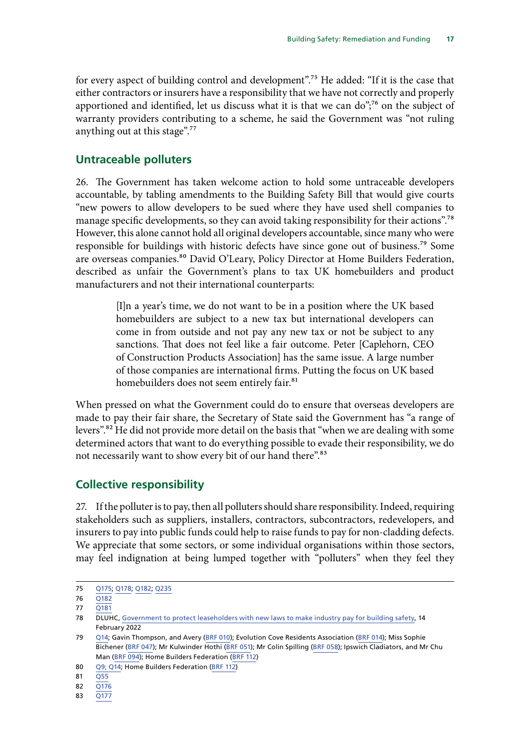for every aspect of building control and development".[75] He added: "If it is the case that either contractors or insurers have a responsibility that we have not correctly and properly apportioned and identified, let us discuss what it is that we can do";[76] on the subject of warranty providers contributing to a scheme, he said the Government was "not ruling anything out at this stage".[77]

## Untraceable polluters

26. The Government has taken welcome action to hold some untraceable developers accountable, by tabling amendments to the Building Safety Bill that would give courts "new powers to allow developers to be sued where they have used shell companies to manage specific developments, so they can avoid taking responsibility for their actions".[78] However, this alone cannot hold all original developers accountable, since many who were responsible for buildings with historic defects have since gone out of business.[79] Some are overseas companies.[80] David O'Leary, Policy Director at Home Builders Federation, described as unfair the Government's plans to tax UK homebuilders and product manufacturers and not their international counterparts:

> [I]n a year's time, we do not want to be in a position where the UK based homebuilders are subject to a new tax but international developers can come in from outside and not pay any new tax or not be subject to any sanctions. That does not feel like a fair outcome. Peter [Caplehorn, CEO of Construction Products Association] has the same issue. A large number of those companies are international firms. Putting the focus on UK based homebuilders does not seem entirely fair.[81]

When pressed on what the Government could do to ensure that overseas developers are made to pay their fair share, the Secretary of State said the Government has "a range of levers".[82] He did not provide more detail on the basis that "when we are dealing with some determined actors that want to do everything possible to evade their responsibility, we do not necessarily want to show every bit of our hand there".[83]

## Collective responsibility

27. If the polluter is to pay, then all polluters should share responsibility. Indeed, requiring stakeholders such as suppliers, installers, contractors, subcontractors, redevelopers, and insurers to pay into public funds could help to raise funds to pay for non-cladding defects. We appreciate that some sectors, or some individual organisations within those sectors, may feel indignation at being lumped together with "polluters" when they feel they

---

75 Q175; Q178; Q182; Q235

76 Q182

77 Q181

78 DLUHC, Government to protect leaseholders with new laws to make industry pay for building safety, 14 February 2022

79 Q14; Gavin Thompson, and Avery (BRF 010); Evolution Cove Residents Association (BRF 014); Miss Sophie Bichener (BRF 047); Mr Kulwinder Hothi (BRF 051); Mr Colin Spilling (BRF 058); Ipswich Cladiators, and Mr Chu Man (BRF 094); Home Builders Federation (BRF 112)

80 Q9; Q14; Home Builders Federation (BRF 112)

81 Q55

82 Q176

83 Q177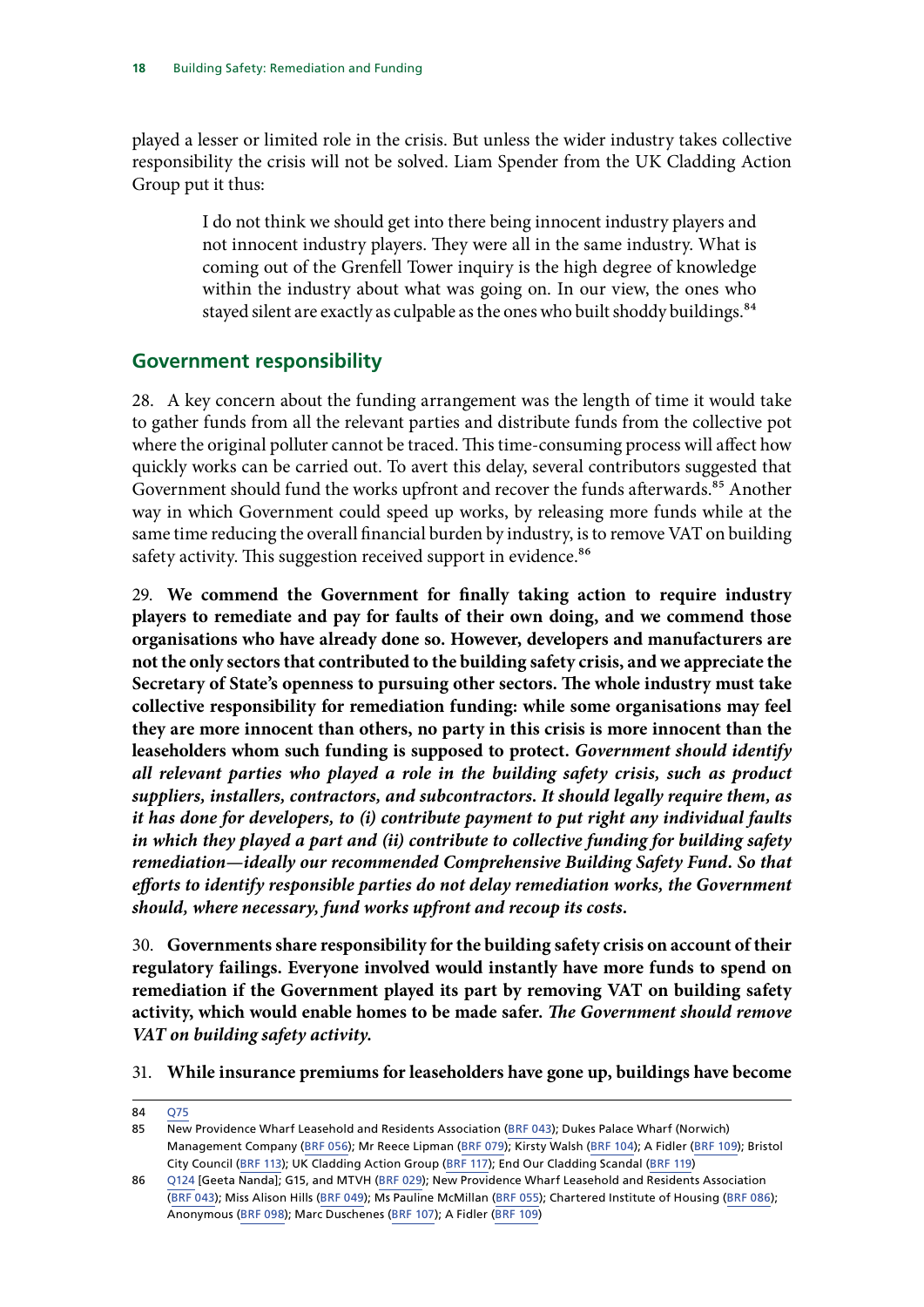played a lesser or limited role in the crisis. But unless the wider industry takes collective responsibility the crisis will not be solved. Liam Spender from the UK Cladding Action Group put it thus:

> I do not think we should get into there being innocent industry players and not innocent industry players. They were all in the same industry. What is coming out of the Grenfell Tower inquiry is the high degree of knowledge within the industry about what was going on. In our view, the ones who stayed silent are exactly as culpable as the ones who built shoddy buildings.[84]

## Government responsibility

28. A key concern about the funding arrangement was the length of time it would take to gather funds from all the relevant parties and distribute funds from the collective pot where the original polluter cannot be traced. This time-consuming process will affect how quickly works can be carried out. To avert this delay, several contributors suggested that Government should fund the works upfront and recover the funds afterwards.[85] Another way in which Government could speed up works, by releasing more funds while at the same time reducing the overall financial burden by industry, is to remove VAT on building safety activity. This suggestion received support in evidence.[86]

29. **We commend the Government for finally taking action to require industry players to remediate and pay for faults of their own doing, and we commend those organisations who have already done so. However, developers and manufacturers are not the only sectors that contributed to the building safety crisis, and we appreciate the Secretary of State's openness to pursuing other sectors. The whole industry must take collective responsibility for remediation funding: while some organisations may feel they are more innocent than others, no party in this crisis is more innocent than the leaseholders whom such funding is supposed to protect.** ***Government should identify all relevant parties who played a role in the building safety crisis, such as product suppliers, installers, contractors, and subcontractors. It should legally require them, as it has done for developers, to (i) contribute payment to put right any individual faults in which they played a part and (ii) contribute to collective funding for building safety remediation—ideally our recommended Comprehensive Building Safety Fund. So that efforts to identify responsible parties do not delay remediation works, the Government should, where necessary, fund works upfront and recoup its costs.***

30. **Governments share responsibility for the building safety crisis on account of their regulatory failings. Everyone involved would instantly have more funds to spend on remediation if the Government played its part by removing VAT on building safety activity, which would enable homes to be made safer.** ***The Government should remove VAT on building safety activity.***

31. **While insurance premiums for leaseholders have gone up, buildings have become**

---

84 Q75

85 New Providence Wharf Leasehold and Residents Association (BRF 043); Dukes Palace Wharf (Norwich) Management Company (BRF 056); Mr Reece Lipman (BRF 079); Kirsty Walsh (BRF 104); A Fidler (BRF 109); Bristol City Council (BRF 113); UK Cladding Action Group (BRF 117); End Our Cladding Scandal (BRF 119)

86 Q124 [Geeta Nanda]; G15, and MTVH (BRF 029); New Providence Wharf Leasehold and Residents Association (BRF 043); Miss Alison Hills (BRF 049); Ms Pauline McMillan (BRF 055); Chartered Institute of Housing (BRF 086); Anonymous (BRF 098); Marc Duschenes (BRF 107); A Fidler (BRF 109)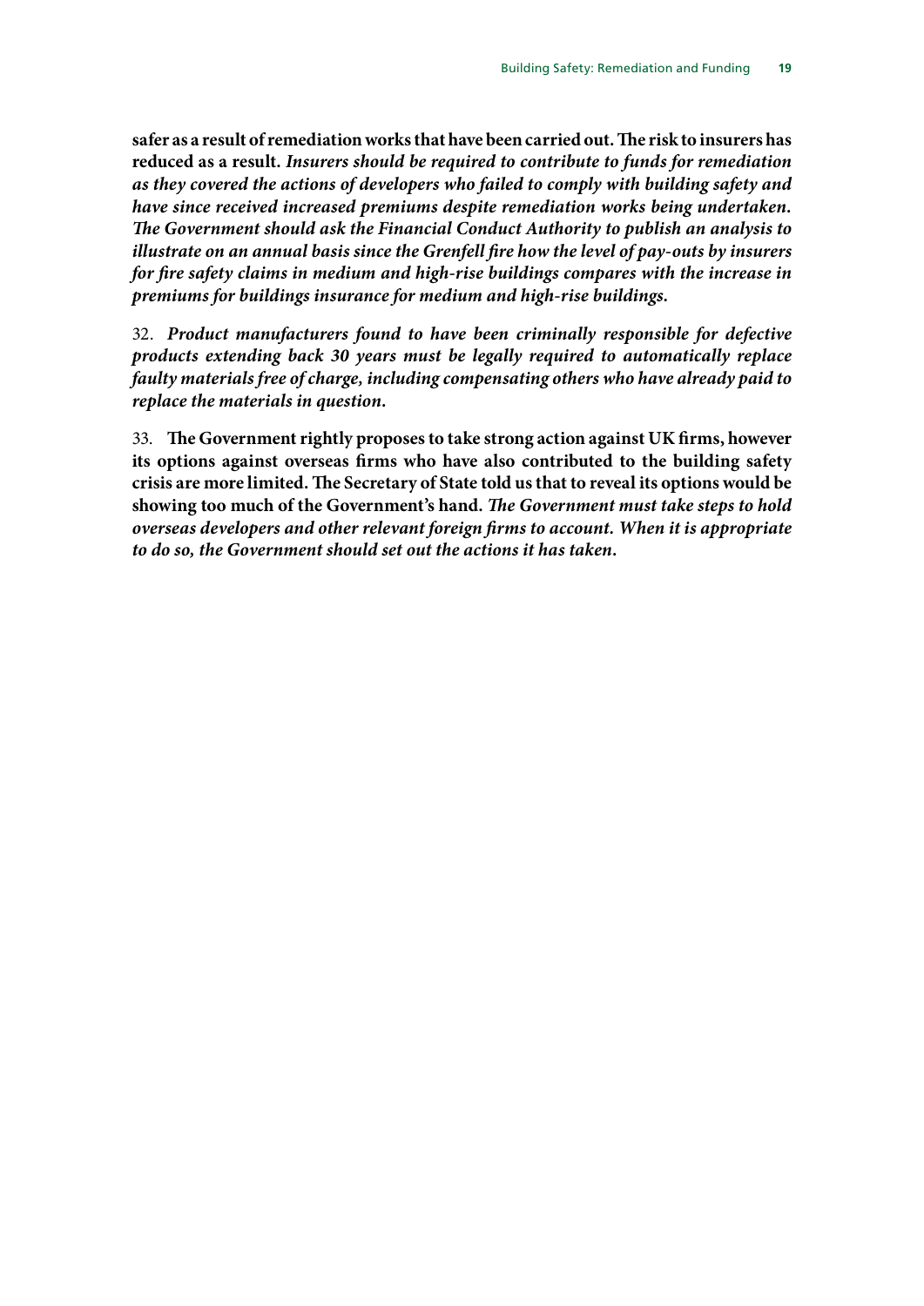**safer as a result of remediation works that have been carried out. The risk to insurers has reduced as a result.** ***Insurers should be required to contribute to funds for remediation as they covered the actions of developers who failed to comply with building safety and have since received increased premiums despite remediation works being undertaken. The Government should ask the Financial Conduct Authority to publish an analysis to illustrate on an annual basis since the Grenfell fire how the level of pay-outs by insurers for fire safety claims in medium and high-rise buildings compares with the increase in premiums for buildings insurance for medium and high-rise buildings.***

32. ***Product manufacturers found to have been criminally responsible for defective products extending back 30 years must be legally required to automatically replace faulty materials free of charge, including compensating others who have already paid to replace the materials in question.***

33. **The Government rightly proposes to take strong action against UK firms, however its options against overseas firms who have also contributed to the building safety crisis are more limited. The Secretary of State told us that to reveal its options would be showing too much of the Government's hand.** ***The Government must take steps to hold overseas developers and other relevant foreign firms to account. When it is appropriate to do so, the Government should set out the actions it has taken.***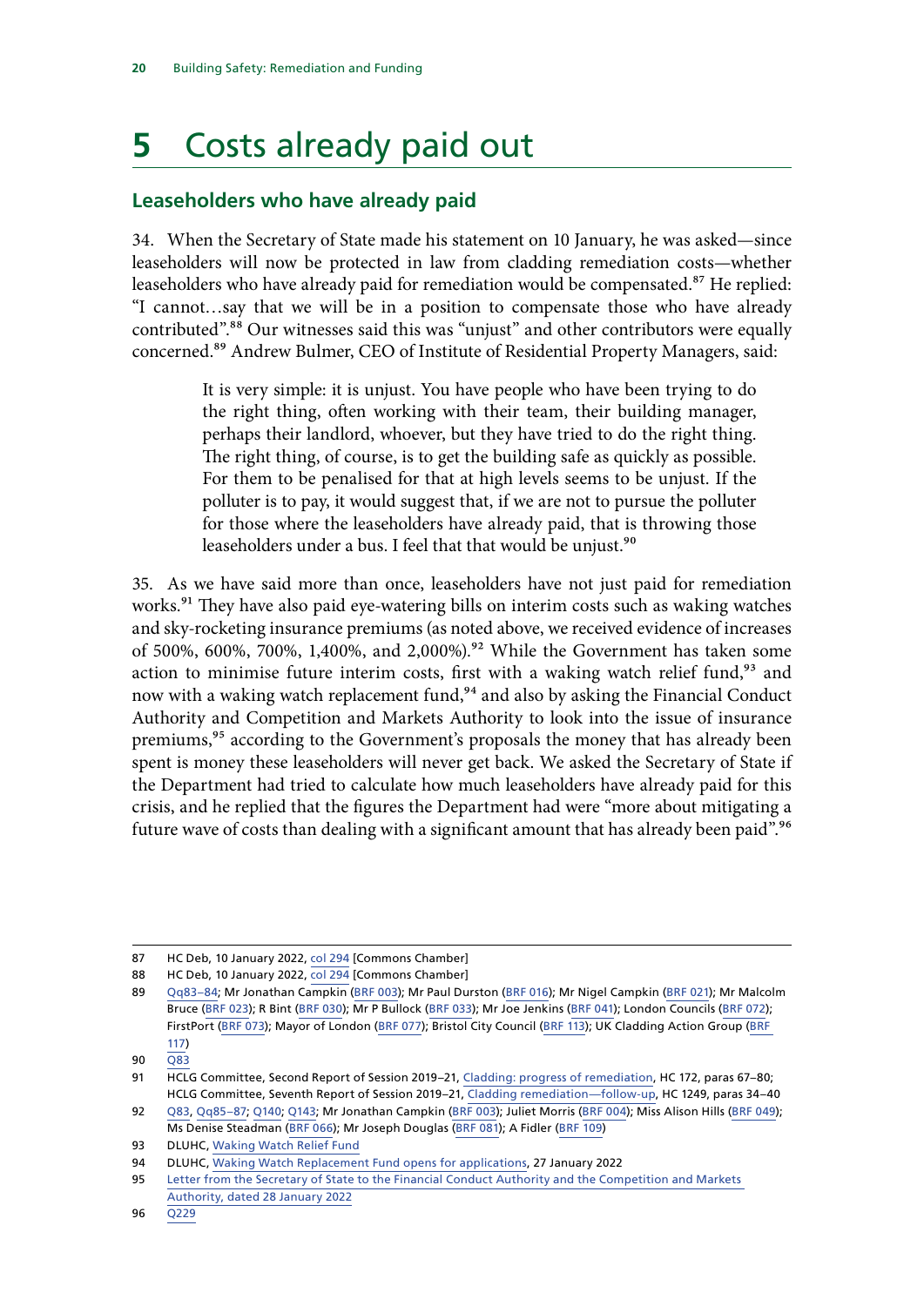# 5 Costs already paid out

## Leaseholders who have already paid

34. When the Secretary of State made his statement on 10 January, he was asked—since leaseholders will now be protected in law from cladding remediation costs—whether leaseholders who have already paid for remediation would be compensated.[87] He replied: "I cannot…say that we will be in a position to compensate those who have already contributed".[88] Our witnesses said this was "unjust" and other contributors were equally concerned.[89] Andrew Bulmer, CEO of Institute of Residential Property Managers, said:

> It is very simple: it is unjust. You have people who have been trying to do the right thing, often working with their team, their building manager, perhaps their landlord, whoever, but they have tried to do the right thing. The right thing, of course, is to get the building safe as quickly as possible. For them to be penalised for that at high levels seems to be unjust. If the polluter is to pay, it would suggest that, if we are not to pursue the polluter for those where the leaseholders have already paid, that is throwing those leaseholders under a bus. I feel that that would be unjust.[90]

35. As we have said more than once, leaseholders have not just paid for remediation works.[91] They have also paid eye-watering bills on interim costs such as waking watches and sky-rocketing insurance premiums (as noted above, we received evidence of increases of 500%, 600%, 700%, 1,400%, and 2,000%).[92] While the Government has taken some action to minimise future interim costs, first with a waking watch relief fund,[93] and now with a waking watch replacement fund,[94] and also by asking the Financial Conduct Authority and Competition and Markets Authority to look into the issue of insurance premiums,[95] according to the Government's proposals the money that has already been spent is money these leaseholders will never get back. We asked the Secretary of State if the Department had tried to calculate how much leaseholders have already paid for this crisis, and he replied that the figures the Department had were "more about mitigating a future wave of costs than dealing with a significant amount that has already been paid".[96]

---

87 HC Deb, 10 January 2022, col 294 [Commons Chamber]

88 HC Deb, 10 January 2022, col 294 [Commons Chamber]

89 Qq83–84; Mr Jonathan Campkin (BRF 003); Mr Paul Durston (BRF 016); Mr Nigel Campkin (BRF 021); Mr Malcolm Bruce (BRF 023); R Bint (BRF 030); Mr P Bullock (BRF 033); Mr Joe Jenkins (BRF 041); London Councils (BRF 072); FirstPort (BRF 073); Mayor of London (BRF 077); Bristol City Council (BRF 113); UK Cladding Action Group (BRF 117)

90 Q83

91 HCLG Committee, Second Report of Session 2019–21, Cladding: progress of remediation, HC 172, paras 67–80; HCLG Committee, Seventh Report of Session 2019–21, Cladding remediation—follow-up, HC 1249, paras 34–40

92 Q83, Qq85–87; Q140; Q143; Mr Jonathan Campkin (BRF 003); Juliet Morris (BRF 004); Miss Alison Hills (BRF 049); Ms Denise Steadman (BRF 066); Mr Joseph Douglas (BRF 081); A Fidler (BRF 109)

93 DLUHC, Waking Watch Relief Fund

94 DLUHC, Waking Watch Replacement Fund opens for applications, 27 January 2022

95 Letter from the Secretary of State to the Financial Conduct Authority and the Competition and Markets Authority, dated 28 January 2022

96 Q229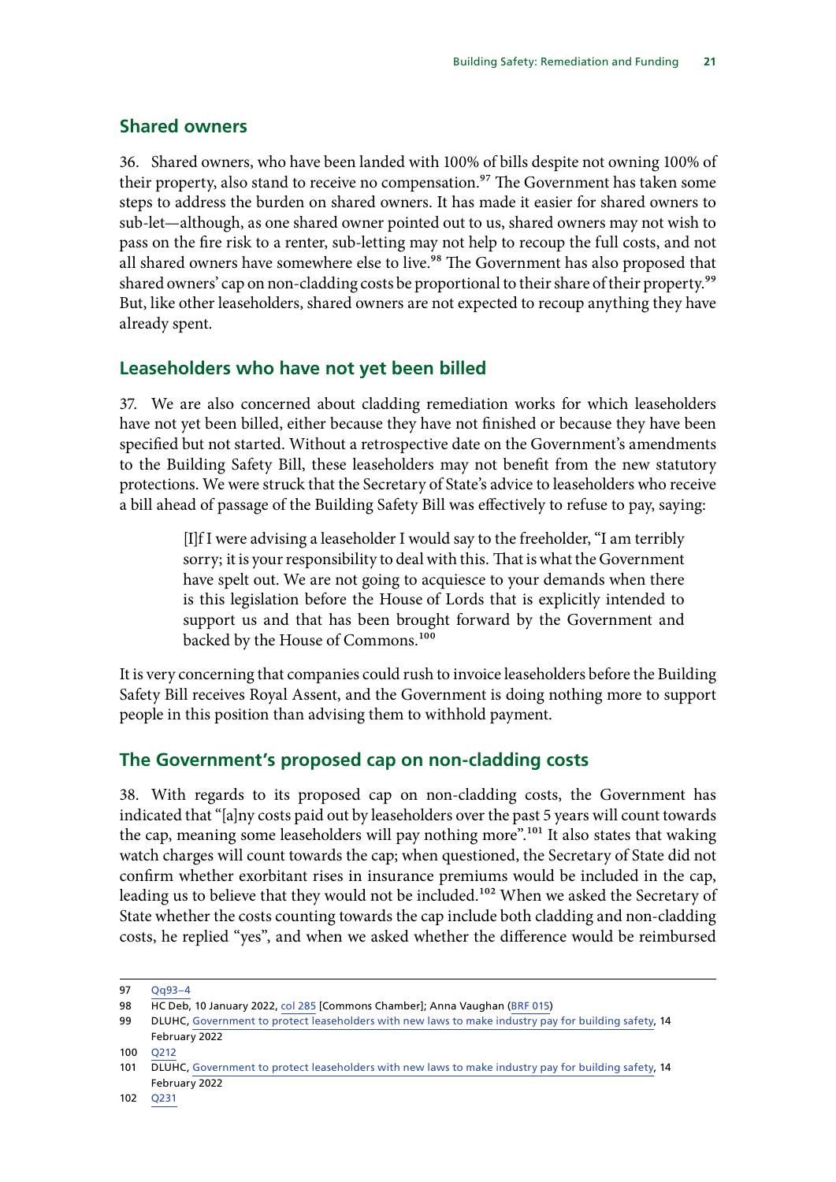## Shared owners

36. Shared owners, who have been landed with 100% of bills despite not owning 100% of their property, also stand to receive no compensation.[97] The Government has taken some steps to address the burden on shared owners. It has made it easier for shared owners to sub-let—although, as one shared owner pointed out to us, shared owners may not wish to pass on the fire risk to a renter, sub-letting may not help to recoup the full costs, and not all shared owners have somewhere else to live.[98] The Government has also proposed that shared owners' cap on non-cladding costs be proportional to their share of their property.[99] But, like other leaseholders, shared owners are not expected to recoup anything they have already spent.

## Leaseholders who have not yet been billed

37. We are also concerned about cladding remediation works for which leaseholders have not yet been billed, either because they have not finished or because they have been specified but not started. Without a retrospective date on the Government's amendments to the Building Safety Bill, these leaseholders may not benefit from the new statutory protections. We were struck that the Secretary of State's advice to leaseholders who receive a bill ahead of passage of the Building Safety Bill was effectively to refuse to pay, saying:

> [I]f I were advising a leaseholder I would say to the freeholder, "I am terribly sorry; it is your responsibility to deal with this. That is what the Government have spelt out. We are not going to acquiesce to your demands when there is this legislation before the House of Lords that is explicitly intended to support us and that has been brought forward by the Government and backed by the House of Commons.[100]

It is very concerning that companies could rush to invoice leaseholders before the Building Safety Bill receives Royal Assent, and the Government is doing nothing more to support people in this position than advising them to withhold payment.

## The Government's proposed cap on non-cladding costs

38. With regards to its proposed cap on non-cladding costs, the Government has indicated that "[a]ny costs paid out by leaseholders over the past 5 years will count towards the cap, meaning some leaseholders will pay nothing more".[101] It also states that waking watch charges will count towards the cap; when questioned, the Secretary of State did not confirm whether exorbitant rises in insurance premiums would be included in the cap, leading us to believe that they would not be included.[102] When we asked the Secretary of State whether the costs counting towards the cap include both cladding and non-cladding costs, he replied "yes", and when we asked whether the difference would be reimbursed

---

97 Qq93–4

98 HC Deb, 10 January 2022, col 285 [Commons Chamber]; Anna Vaughan (BRF 015)

99 DLUHC, Government to protect leaseholders with new laws to make industry pay for building safety, 14 February 2022

100 Q212

101 DLUHC, Government to protect leaseholders with new laws to make industry pay for building safety, 14 February 2022

102 Q231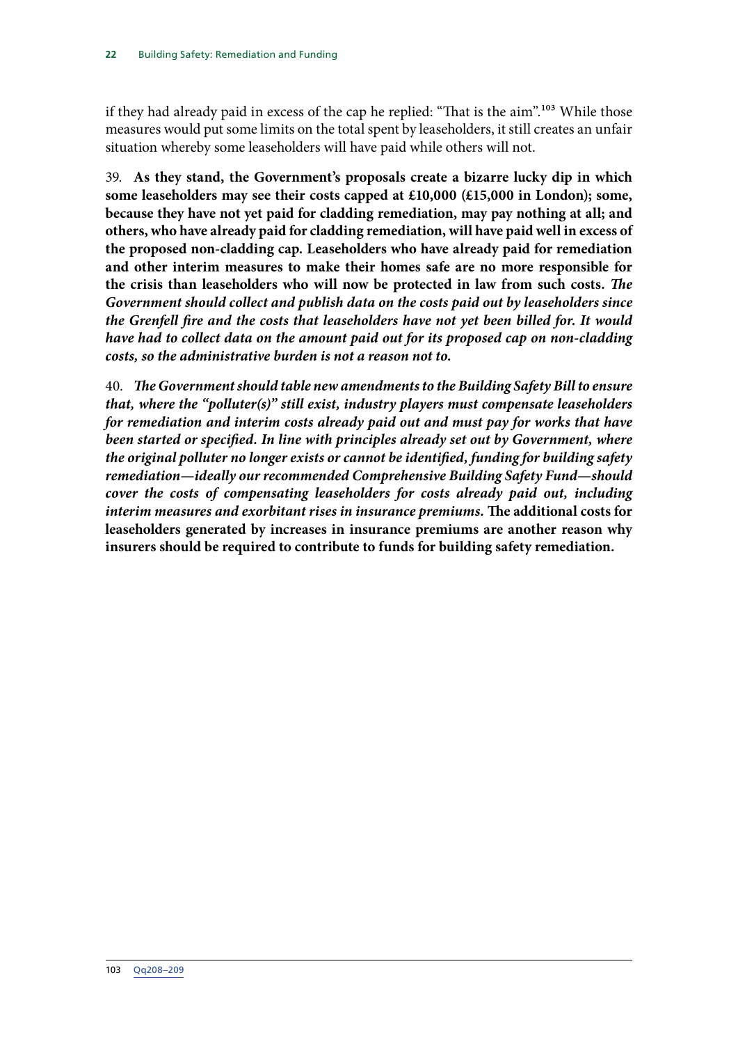if they had already paid in excess of the cap he replied: "That is the aim".[103] While those measures would put some limits on the total spent by leaseholders, it still creates an unfair situation whereby some leaseholders will have paid while others will not.

39. **As they stand, the Government's proposals create a bizarre lucky dip in which some leaseholders may see their costs capped at £10,000 (£15,000 in London); some, because they have not yet paid for cladding remediation, may pay nothing at all; and others, who have already paid for cladding remediation, will have paid well in excess of the proposed non-cladding cap. Leaseholders who have already paid for remediation and other interim measures to make their homes safe are no more responsible for the crisis than leaseholders who will now be protected in law from such costs.** ***The Government should collect and publish data on the costs paid out by leaseholders since the Grenfell fire and the costs that leaseholders have not yet been billed for. It would have had to collect data on the amount paid out for its proposed cap on non-cladding costs, so the administrative burden is not a reason not to.***

40. ***The Government should table new amendments to the Building Safety Bill to ensure that, where the "polluter(s)" still exist, industry players must compensate leaseholders for remediation and interim costs already paid out and must pay for works that have been started or specified. In line with principles already set out by Government, where the original polluter no longer exists or cannot be identified, funding for building safety remediation—ideally our recommended Comprehensive Building Safety Fund—should cover the costs of compensating leaseholders for costs already paid out, including interim measures and exorbitant rises in insurance premiums.*** **The additional costs for leaseholders generated by increases in insurance premiums are another reason why insurers should be required to contribute to funds for building safety remediation.**

103 Qq208–209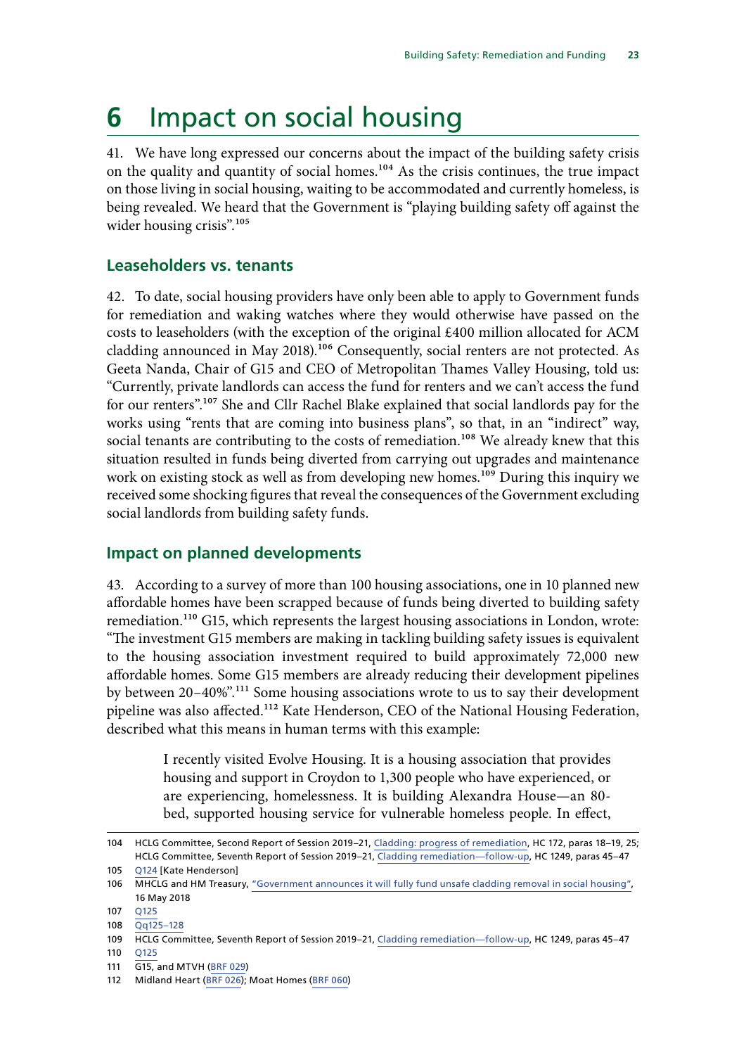# 6 Impact on social housing

41. We have long expressed our concerns about the impact of the building safety crisis on the quality and quantity of social homes.[104] As the crisis continues, the true impact on those living in social housing, waiting to be accommodated and currently homeless, is being revealed. We heard that the Government is "playing building safety off against the wider housing crisis".[105]

## Leaseholders vs. tenants

42. To date, social housing providers have only been able to apply to Government funds for remediation and waking watches where they would otherwise have passed on the costs to leaseholders (with the exception of the original £400 million allocated for ACM cladding announced in May 2018).[106] Consequently, social renters are not protected. As Geeta Nanda, Chair of G15 and CEO of Metropolitan Thames Valley Housing, told us: "Currently, private landlords can access the fund for renters and we can't access the fund for our renters".[107] She and Cllr Rachel Blake explained that social landlords pay for the works using "rents that are coming into business plans", so that, in an "indirect" way, social tenants are contributing to the costs of remediation.[108] We already knew that this situation resulted in funds being diverted from carrying out upgrades and maintenance work on existing stock as well as from developing new homes.[109] During this inquiry we received some shocking figures that reveal the consequences of the Government excluding social landlords from building safety funds.

## Impact on planned developments

43. According to a survey of more than 100 housing associations, one in 10 planned new affordable homes have been scrapped because of funds being diverted to building safety remediation.[110] G15, which represents the largest housing associations in London, wrote: "The investment G15 members are making in tackling building safety issues is equivalent to the housing association investment required to build approximately 72,000 new affordable homes. Some G15 members are already reducing their development pipelines by between 20–40%".[111] Some housing associations wrote to us to say their development pipeline was also affected.[112] Kate Henderson, CEO of the National Housing Federation, described what this means in human terms with this example:

> I recently visited Evolve Housing. It is a housing association that provides housing and support in Croydon to 1,300 people who have experienced, or are experiencing, homelessness. It is building Alexandra House—an 80-bed, supported housing service for vulnerable homeless people. In effect,

104 HCLG Committee, Second Report of Session 2019–21, Cladding: progress of remediation, HC 172, paras 18–19, 25; HCLG Committee, Seventh Report of Session 2019–21, Cladding remediation—follow-up, HC 1249, paras 45–47

105 Q124 [Kate Henderson]

106 MHCLG and HM Treasury, "Government announces it will fully fund unsafe cladding removal in social housing", 16 May 2018

107 Q125

108 Qq125–128

109 HCLG Committee, Seventh Report of Session 2019–21, Cladding remediation—follow-up, HC 1249, paras 45–47

110 Q125

111 G15, and MTVH (BRF 029)

112 Midland Heart (BRF 026); Moat Homes (BRF 060)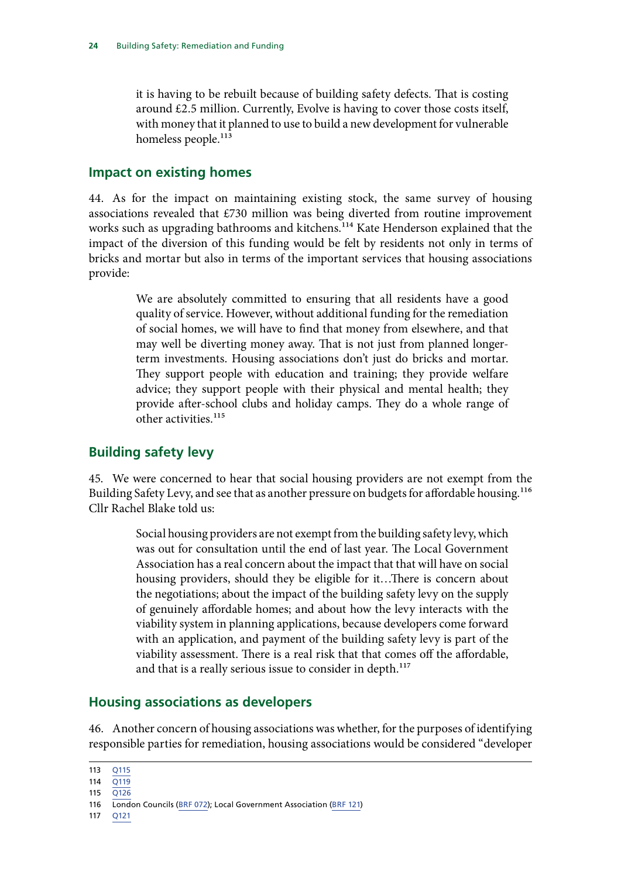it is having to be rebuilt because of building safety defects. That is costing around £2.5 million. Currently, Evolve is having to cover those costs itself, with money that it planned to use to build a new development for vulnerable homeless people.[113]

## Impact on existing homes

44. As for the impact on maintaining existing stock, the same survey of housing associations revealed that £730 million was being diverted from routine improvement works such as upgrading bathrooms and kitchens.[114] Kate Henderson explained that the impact of the diversion of this funding would be felt by residents not only in terms of bricks and mortar but also in terms of the important services that housing associations provide:

> We are absolutely committed to ensuring that all residents have a good quality of service. However, without additional funding for the remediation of social homes, we will have to find that money from elsewhere, and that may well be diverting money away. That is not just from planned longer-term investments. Housing associations don't just do bricks and mortar. They support people with education and training; they provide welfare advice; they support people with their physical and mental health; they provide after-school clubs and holiday camps. They do a whole range of other activities.[115]

## Building safety levy

45. We were concerned to hear that social housing providers are not exempt from the Building Safety Levy, and see that as another pressure on budgets for affordable housing.[116] Cllr Rachel Blake told us:

> Social housing providers are not exempt from the building safety levy, which was out for consultation until the end of last year. The Local Government Association has a real concern about the impact that that will have on social housing providers, should they be eligible for it…There is concern about the negotiations; about the impact of the building safety levy on the supply of genuinely affordable homes; and about how the levy interacts with the viability system in planning applications, because developers come forward with an application, and payment of the building safety levy is part of the viability assessment. There is a real risk that that comes off the affordable, and that is a really serious issue to consider in depth.[117]

## Housing associations as developers

46. Another concern of housing associations was whether, for the purposes of identifying responsible parties for remediation, housing associations would be considered "developer

---

113 Q115

114 Q119

115 Q126

116 London Councils (BRF 072); Local Government Association (BRF 121)

117 Q121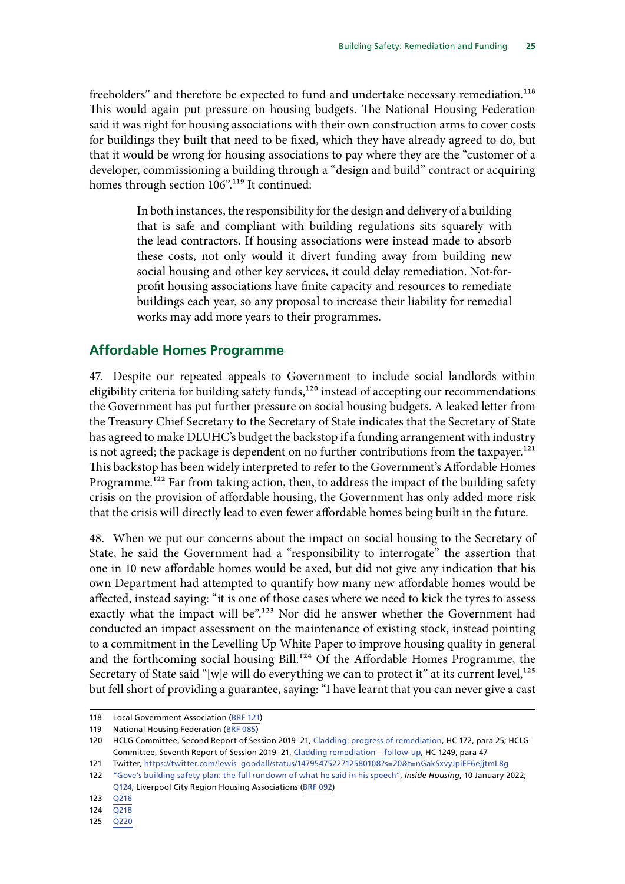freeholders" and therefore be expected to fund and undertake necessary remediation.[118] This would again put pressure on housing budgets. The National Housing Federation said it was right for housing associations with their own construction arms to cover costs for buildings they built that need to be fixed, which they have already agreed to do, but that it would be wrong for housing associations to pay where they are the "customer of a developer, commissioning a building through a "design and build" contract or acquiring homes through section 106".[119] It continued:

> In both instances, the responsibility for the design and delivery of a building that is safe and compliant with building regulations sits squarely with the lead contractors. If housing associations were instead made to absorb these costs, not only would it divert funding away from building new social housing and other key services, it could delay remediation. Not-for-profit housing associations have finite capacity and resources to remediate buildings each year, so any proposal to increase their liability for remedial works may add more years to their programmes.

## Affordable Homes Programme

47. Despite our repeated appeals to Government to include social landlords within eligibility criteria for building safety funds,[120] instead of accepting our recommendations the Government has put further pressure on social housing budgets. A leaked letter from the Treasury Chief Secretary to the Secretary of State indicates that the Secretary of State has agreed to make DLUHC's budget the backstop if a funding arrangement with industry is not agreed; the package is dependent on no further contributions from the taxpayer.[121] This backstop has been widely interpreted to refer to the Government's Affordable Homes Programme.[122] Far from taking action, then, to address the impact of the building safety crisis on the provision of affordable housing, the Government has only added more risk that the crisis will directly lead to even fewer affordable homes being built in the future.

48. When we put our concerns about the impact on social housing to the Secretary of State, he said the Government had a "responsibility to interrogate" the assertion that one in 10 new affordable homes would be axed, but did not give any indication that his own Department had attempted to quantify how many new affordable homes would be affected, instead saying: "it is one of those cases where we need to kick the tyres to assess exactly what the impact will be".[123] Nor did he answer whether the Government had conducted an impact assessment on the maintenance of existing stock, instead pointing to a commitment in the Levelling Up White Paper to improve housing quality in general and the forthcoming social housing Bill.[124] Of the Affordable Homes Programme, the Secretary of State said "[w]e will do everything we can to protect it" at its current level,[125] but fell short of providing a guarantee, saying: "I have learnt that you can never give a cast

118 Local Government Association (BRF 121)

119 National Housing Federation (BRF 085)

120 HCLG Committee, Second Report of Session 2019–21, Cladding: progress of remediation, HC 172, para 25; HCLG Committee, Seventh Report of Session 2019–21, Cladding remediation—follow-up, HC 1249, para 47

121 Twitter, https://twitter.com/lewis_goodall/status/1479547522712580108?s=20&t=nGakSxvyJpiEF6ejjtmL8g

122 "Gove's building safety plan: the full rundown of what he said in his speech", *Inside Housing*, 10 January 2022; Q124; Liverpool City Region Housing Associations (BRF 092)

123 Q216

124 Q218

125 Q220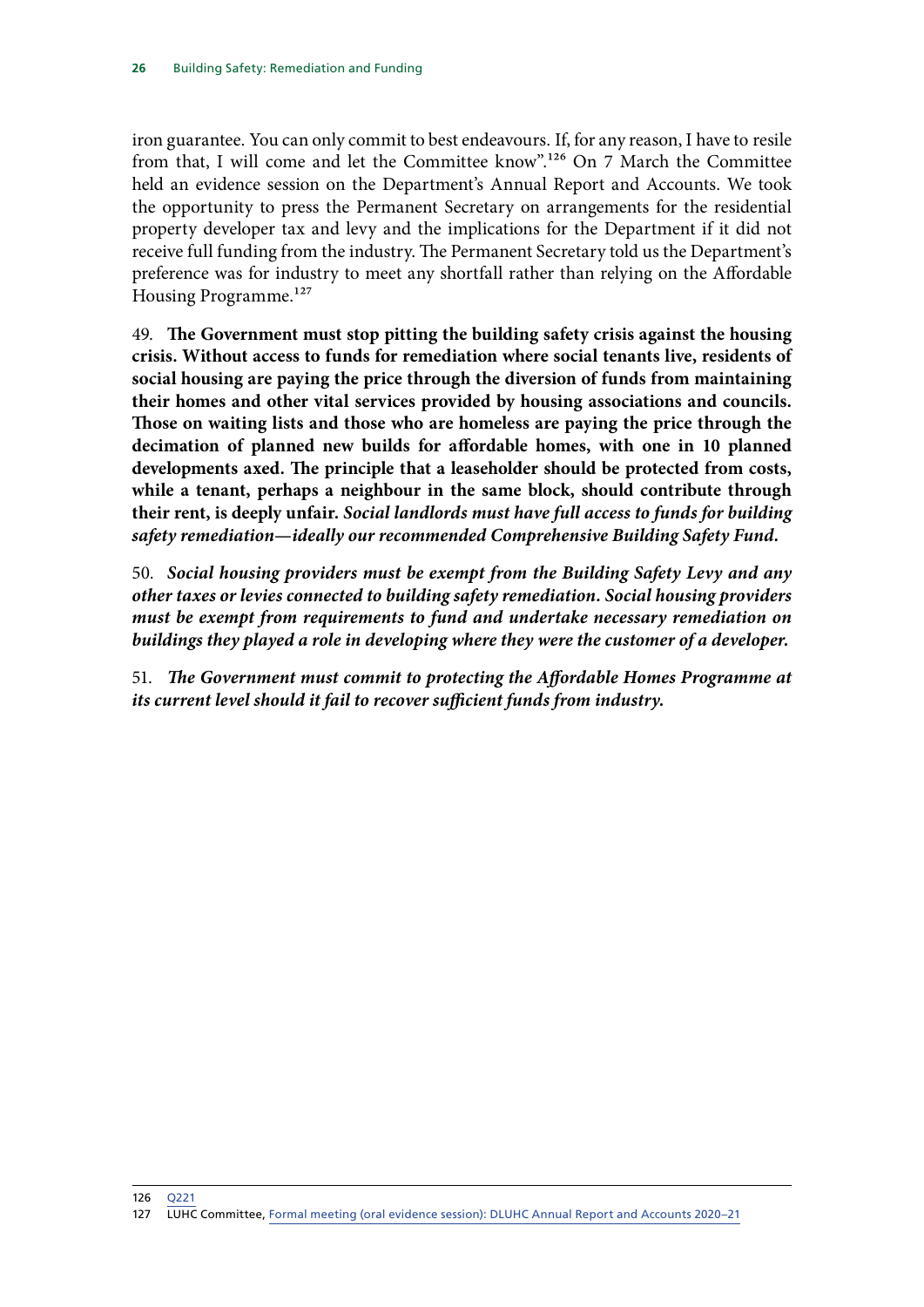iron guarantee. You can only commit to best endeavours. If, for any reason, I have to resile from that, I will come and let the Committee know".[126] On 7 March the Committee held an evidence session on the Department's Annual Report and Accounts. We took the opportunity to press the Permanent Secretary on arrangements for the residential property developer tax and levy and the implications for the Department if it did not receive full funding from the industry. The Permanent Secretary told us the Department's preference was for industry to meet any shortfall rather than relying on the Affordable Housing Programme.[127]

49. **The Government must stop pitting the building safety crisis against the housing crisis. Without access to funds for remediation where social tenants live, residents of social housing are paying the price through the diversion of funds from maintaining their homes and other vital services provided by housing associations and councils. Those on waiting lists and those who are homeless are paying the price through the decimation of planned new builds for affordable homes, with one in 10 planned developments axed. The principle that a leaseholder should be protected from costs, while a tenant, perhaps a neighbour in the same block, should contribute through their rent, is deeply unfair.** ***Social landlords must have full access to funds for building safety remediation—ideally our recommended Comprehensive Building Safety Fund.***

50. ***Social housing providers must be exempt from the Building Safety Levy and any other taxes or levies connected to building safety remediation. Social housing providers must be exempt from requirements to fund and undertake necessary remediation on buildings they played a role in developing where they were the customer of a developer.***

51. ***The Government must commit to protecting the Affordable Homes Programme at its current level should it fail to recover sufficient funds from industry.***

126 Q221

127 LUHC Committee, Formal meeting (oral evidence session): DLUHC Annual Report and Accounts 2020–21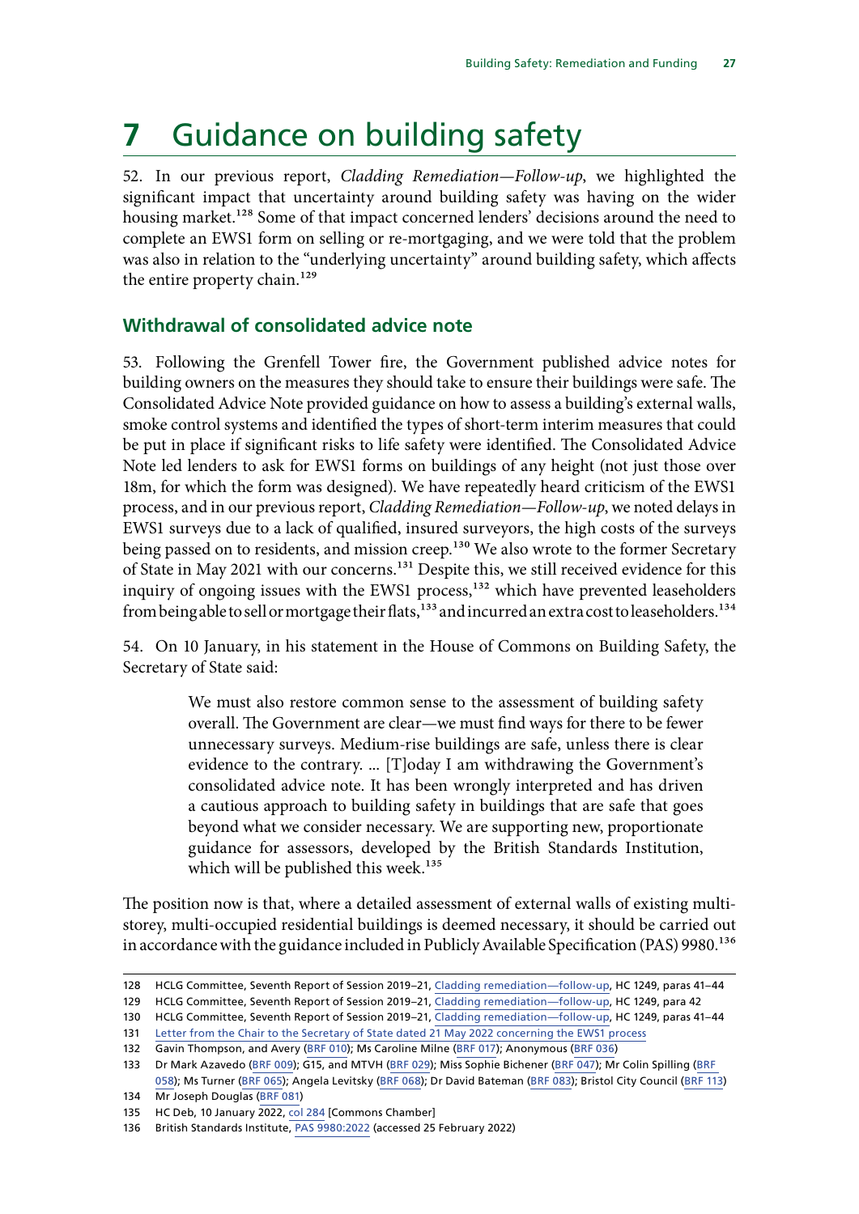# 7 Guidance on building safety

52. In our previous report, *Cladding Remediation—Follow-up*, we highlighted the significant impact that uncertainty around building safety was having on the wider housing market.[128] Some of that impact concerned lenders' decisions around the need to complete an EWS1 form on selling or re-mortgaging, and we were told that the problem was also in relation to the "underlying uncertainty" around building safety, which affects the entire property chain.[129]

## Withdrawal of consolidated advice note

53. Following the Grenfell Tower fire, the Government published advice notes for building owners on the measures they should take to ensure their buildings were safe. The Consolidated Advice Note provided guidance on how to assess a building's external walls, smoke control systems and identified the types of short-term interim measures that could be put in place if significant risks to life safety were identified. The Consolidated Advice Note led lenders to ask for EWS1 forms on buildings of any height (not just those over 18m, for which the form was designed). We have repeatedly heard criticism of the EWS1 process, and in our previous report, *Cladding Remediation—Follow-up*, we noted delays in EWS1 surveys due to a lack of qualified, insured surveyors, the high costs of the surveys being passed on to residents, and mission creep.[130] We also wrote to the former Secretary of State in May 2021 with our concerns.[131] Despite this, we still received evidence for this inquiry of ongoing issues with the EWS1 process,[132] which have prevented leaseholders from being able to sell or mortgage their flats,[133] and incurred an extra cost to leaseholders.[134]

54. On 10 January, in his statement in the House of Commons on Building Safety, the Secretary of State said:

> We must also restore common sense to the assessment of building safety overall. The Government are clear—we must find ways for there to be fewer unnecessary surveys. Medium-rise buildings are safe, unless there is clear evidence to the contrary. ... [T]oday I am withdrawing the Government's consolidated advice note. It has been wrongly interpreted and has driven a cautious approach to building safety in buildings that are safe that goes beyond what we consider necessary. We are supporting new, proportionate guidance for assessors, developed by the British Standards Institution, which will be published this week.[135]

The position now is that, where a detailed assessment of external walls of existing multi-storey, multi-occupied residential buildings is deemed necessary, it should be carried out in accordance with the guidance included in Publicly Available Specification (PAS) 9980.[136]

---

128 HCLG Committee, Seventh Report of Session 2019–21, Cladding remediation—follow-up, HC 1249, paras 41–44

129 HCLG Committee, Seventh Report of Session 2019–21, Cladding remediation—follow-up, HC 1249, para 42

130 HCLG Committee, Seventh Report of Session 2019–21, Cladding remediation—follow-up, HC 1249, paras 41–44

131 Letter from the Chair to the Secretary of State dated 21 May 2022 concerning the EWS1 process

132 Gavin Thompson, and Avery (BRF 010); Ms Caroline Milne (BRF 017); Anonymous (BRF 036)

133 Dr Mark Azavedo (BRF 009); G15, and MTVH (BRF 029); Miss Sophie Bichener (BRF 047); Mr Colin Spilling (BRF 058); Ms Turner (BRF 065); Angela Levitsky (BRF 068); Dr David Bateman (BRF 083); Bristol City Council (BRF 113)

134 Mr Joseph Douglas (BRF 081)

135 HC Deb, 10 January 2022, col 284 [Commons Chamber]

136 British Standards Institute, PAS 9980:2022 (accessed 25 February 2022)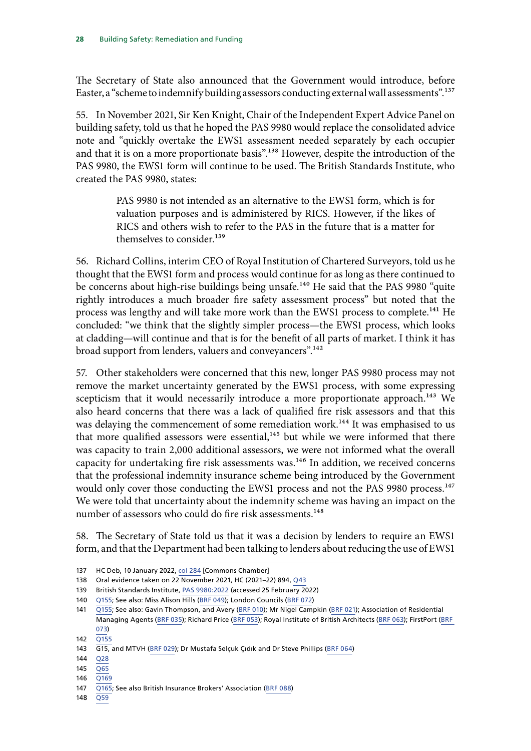The Secretary of State also announced that the Government would introduce, before Easter, a "scheme to indemnify building assessors conducting external wall assessments".[137]

55. In November 2021, Sir Ken Knight, Chair of the Independent Expert Advice Panel on building safety, told us that he hoped the PAS 9980 would replace the consolidated advice note and "quickly overtake the EWS1 assessment needed separately by each occupier and that it is on a more proportionate basis".[138] However, despite the introduction of the PAS 9980, the EWS1 form will continue to be used. The British Standards Institute, who created the PAS 9980, states:

> PAS 9980 is not intended as an alternative to the EWS1 form, which is for valuation purposes and is administered by RICS. However, if the likes of RICS and others wish to refer to the PAS in the future that is a matter for themselves to consider.[139]

56. Richard Collins, interim CEO of Royal Institution of Chartered Surveyors, told us he thought that the EWS1 form and process would continue for as long as there continued to be concerns about high-rise buildings being unsafe.[140] He said that the PAS 9980 "quite rightly introduces a much broader fire safety assessment process" but noted that the process was lengthy and will take more work than the EWS1 process to complete.[141] He concluded: "we think that the slightly simpler process—the EWS1 process, which looks at cladding—will continue and that is for the benefit of all parts of market. I think it has broad support from lenders, valuers and conveyancers".[142]

57. Other stakeholders were concerned that this new, longer PAS 9980 process may not remove the market uncertainty generated by the EWS1 process, with some expressing scepticism that it would necessarily introduce a more proportionate approach.[143] We also heard concerns that there was a lack of qualified fire risk assessors and that this was delaying the commencement of some remediation work.[144] It was emphasised to us that more qualified assessors were essential,[145] but while we were informed that there was capacity to train 2,000 additional assessors, we were not informed what the overall capacity for undertaking fire risk assessments was.[146] In addition, we received concerns that the professional indemnity insurance scheme being introduced by the Government would only cover those conducting the EWS1 process and not the PAS 9980 process.[147] We were told that uncertainty about the indemnity scheme was having an impact on the number of assessors who could do fire risk assessments.[148]

58. The Secretary of State told us that it was a decision by lenders to require an EWS1 form, and that the Department had been talking to lenders about reducing the use of EWS1

---

137 HC Deb, 10 January 2022, col 284 [Commons Chamber]

138 Oral evidence taken on 22 November 2021, HC (2021–22) 894, Q43

139 British Standards Institute, PAS 9980:2022 (accessed 25 February 2022)

140 Q155; See also: Miss Alison Hills (BRF 049); London Councils (BRF 072)

141 Q155; See also: Gavin Thompson, and Avery (BRF 010); Mr Nigel Campkin (BRF 021); Association of Residential Managing Agents (BRF 035); Richard Price (BRF 053); Royal Institute of British Architects (BRF 063); FirstPort (BRF 073)

142 Q155

143 G15, and MTVH (BRF 029); Dr Mustafa Selçuk Çıdık and Dr Steve Phillips (BRF 064)

144 Q28

145 Q65

146 Q169

147 Q165; See also British Insurance Brokers' Association (BRF 088)

148 Q59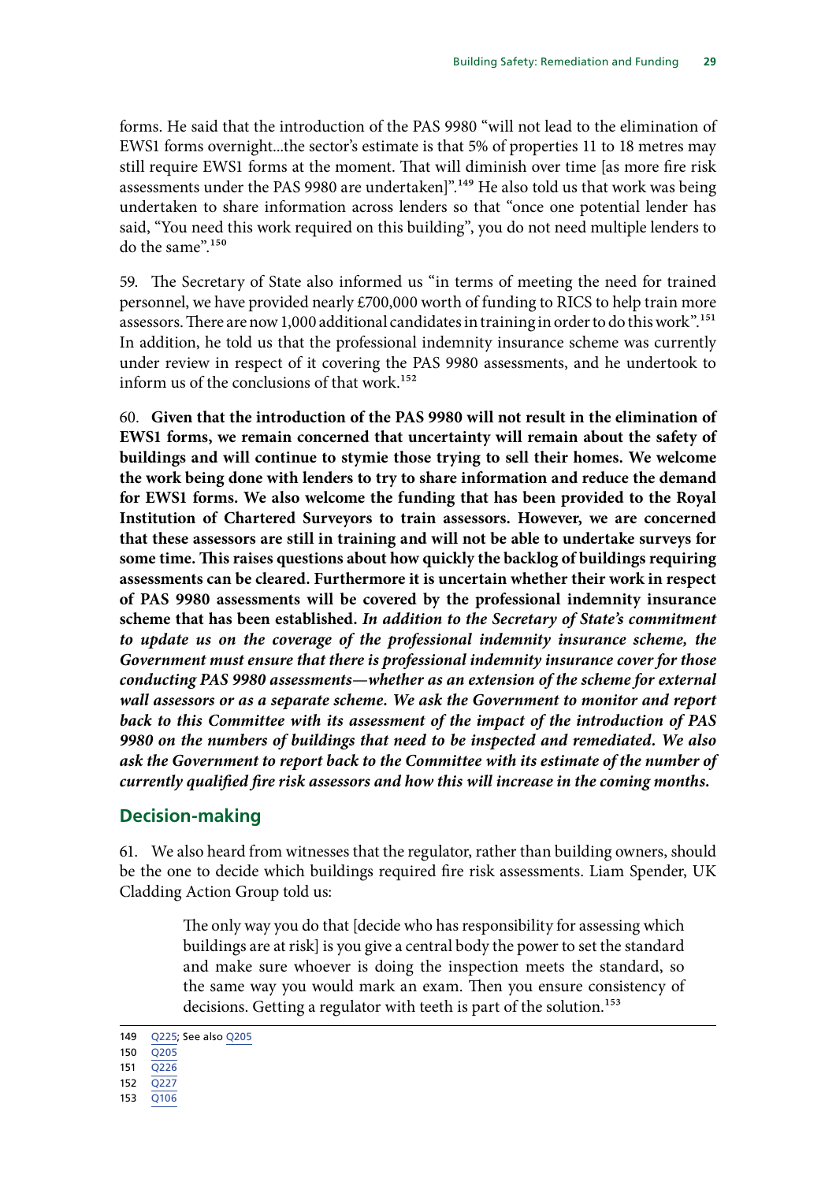forms. He said that the introduction of the PAS 9980 "will not lead to the elimination of EWS1 forms overnight...the sector's estimate is that 5% of properties 11 to 18 metres may still require EWS1 forms at the moment. That will diminish over time [as more fire risk assessments under the PAS 9980 are undertaken]".[149] He also told us that work was being undertaken to share information across lenders so that "once one potential lender has said, "You need this work required on this building", you do not need multiple lenders to do the same".[150]

59. The Secretary of State also informed us "in terms of meeting the need for trained personnel, we have provided nearly £700,000 worth of funding to RICS to help train more assessors. There are now 1,000 additional candidates in training in order to do this work".[151] In addition, he told us that the professional indemnity insurance scheme was currently under review in respect of it covering the PAS 9980 assessments, and he undertook to inform us of the conclusions of that work.[152]

60. **Given that the introduction of the PAS 9980 will not result in the elimination of EWS1 forms, we remain concerned that uncertainty will remain about the safety of buildings and will continue to stymie those trying to sell their homes. We welcome the work being done with lenders to try to share information and reduce the demand for EWS1 forms. We also welcome the funding that has been provided to the Royal Institution of Chartered Surveyors to train assessors. However, we are concerned that these assessors are still in training and will not be able to undertake surveys for some time. This raises questions about how quickly the backlog of buildings requiring assessments can be cleared. Furthermore it is uncertain whether their work in respect of PAS 9980 assessments will be covered by the professional indemnity insurance scheme that has been established.** ***In addition to the Secretary of State's commitment to update us on the coverage of the professional indemnity insurance scheme, the Government must ensure that there is professional indemnity insurance cover for those conducting PAS 9980 assessments—whether as an extension of the scheme for external wall assessors or as a separate scheme. We ask the Government to monitor and report back to this Committee with its assessment of the impact of the introduction of PAS 9980 on the numbers of buildings that need to be inspected and remediated. We also ask the Government to report back to the Committee with its estimate of the number of currently qualified fire risk assessors and how this will increase in the coming months.***

## Decision-making

61. We also heard from witnesses that the regulator, rather than building owners, should be the one to decide which buildings required fire risk assessments. Liam Spender, UK Cladding Action Group told us:

> The only way you do that [decide who has responsibility for assessing which buildings are at risk] is you give a central body the power to set the standard and make sure whoever is doing the inspection meets the standard, so the same way you would mark an exam. Then you ensure consistency of decisions. Getting a regulator with teeth is part of the solution.[153]

149 Q225; See also Q205
150 Q205
151 Q226
152 Q227
153 Q106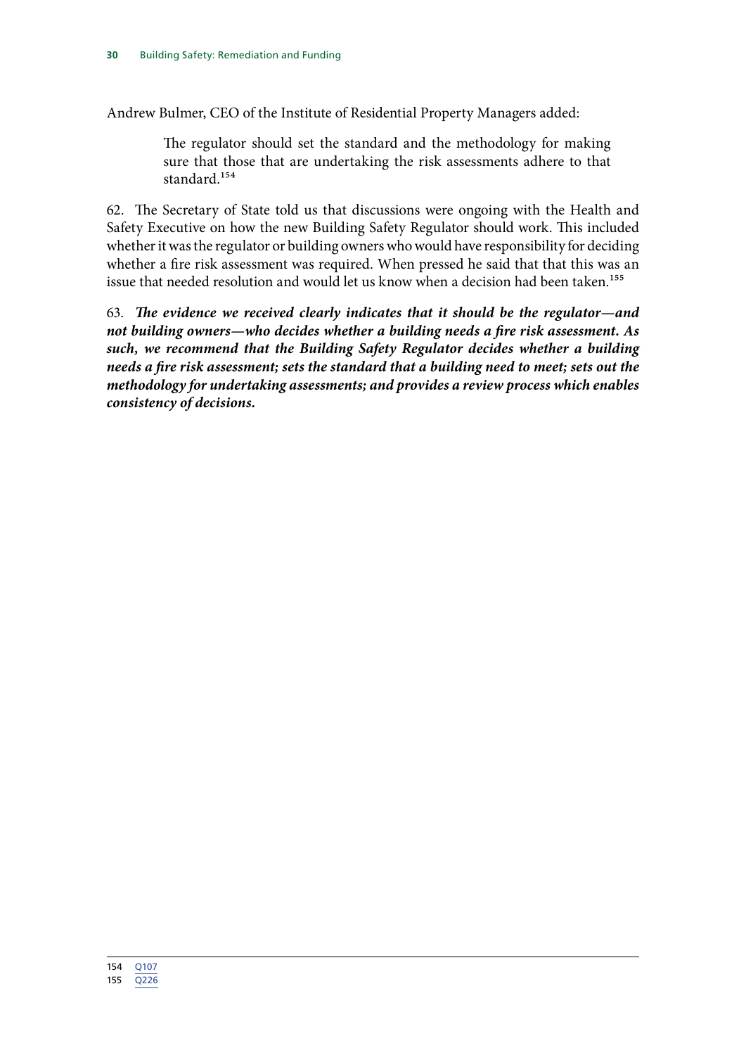Andrew Bulmer, CEO of the Institute of Residential Property Managers added:

> The regulator should set the standard and the methodology for making sure that those that are undertaking the risk assessments adhere to that standard.[154]

62. The Secretary of State told us that discussions were ongoing with the Health and Safety Executive on how the new Building Safety Regulator should work. This included whether it was the regulator or building owners who would have responsibility for deciding whether a fire risk assessment was required. When pressed he said that that this was an issue that needed resolution and would let us know when a decision had been taken.[155]

63. ***The evidence we received clearly indicates that it should be the regulator—and not building owners—who decides whether a building needs a fire risk assessment. As such, we recommend that the Building Safety Regulator decides whether a building needs a fire risk assessment; sets the standard that a building need to meet; sets out the methodology for undertaking assessments; and provides a review process which enables consistency of decisions.***

---

154 Q107

155 Q226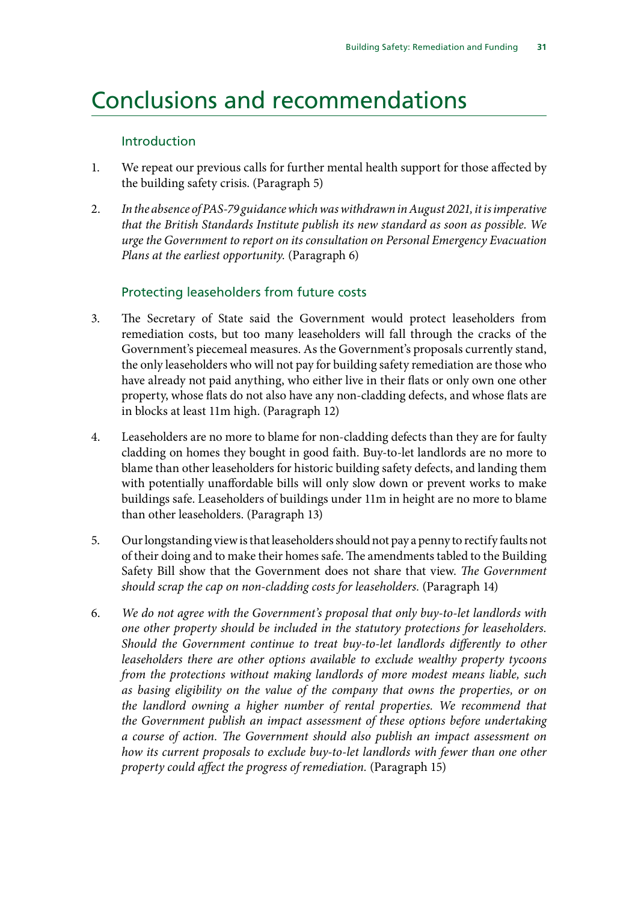# Conclusions and recommendations

## Introduction

1. We repeat our previous calls for further mental health support for those affected by the building safety crisis. (Paragraph 5)

2. *In the absence of PAS-79 guidance which was withdrawn in August 2021, it is imperative that the British Standards Institute publish its new standard as soon as possible. We urge the Government to report on its consultation on Personal Emergency Evacuation Plans at the earliest opportunity.* (Paragraph 6)

## Protecting leaseholders from future costs

3. The Secretary of State said the Government would protect leaseholders from remediation costs, but too many leaseholders will fall through the cracks of the Government's piecemeal measures. As the Government's proposals currently stand, the only leaseholders who will not pay for building safety remediation are those who have already not paid anything, who either live in their flats or only own one other property, whose flats do not also have any non-cladding defects, and whose flats are in blocks at least 11m high. (Paragraph 12)

4. Leaseholders are no more to blame for non-cladding defects than they are for faulty cladding on homes they bought in good faith. Buy-to-let landlords are no more to blame than other leaseholders for historic building safety defects, and landing them with potentially unaffordable bills will only slow down or prevent works to make buildings safe. Leaseholders of buildings under 11m in height are no more to blame than other leaseholders. (Paragraph 13)

5. Our longstanding view is that leaseholders should not pay a penny to rectify faults not of their doing and to make their homes safe. The amendments tabled to the Building Safety Bill show that the Government does not share that view. *The Government should scrap the cap on non-cladding costs for leaseholders.* (Paragraph 14)

6. *We do not agree with the Government's proposal that only buy-to-let landlords with one other property should be included in the statutory protections for leaseholders. Should the Government continue to treat buy-to-let landlords differently to other leaseholders there are other options available to exclude wealthy property tycoons from the protections without making landlords of more modest means liable, such as basing eligibility on the value of the company that owns the properties, or on the landlord owning a higher number of rental properties. We recommend that the Government publish an impact assessment of these options before undertaking a course of action. The Government should also publish an impact assessment on how its current proposals to exclude buy-to-let landlords with fewer than one other property could affect the progress of remediation.* (Paragraph 15)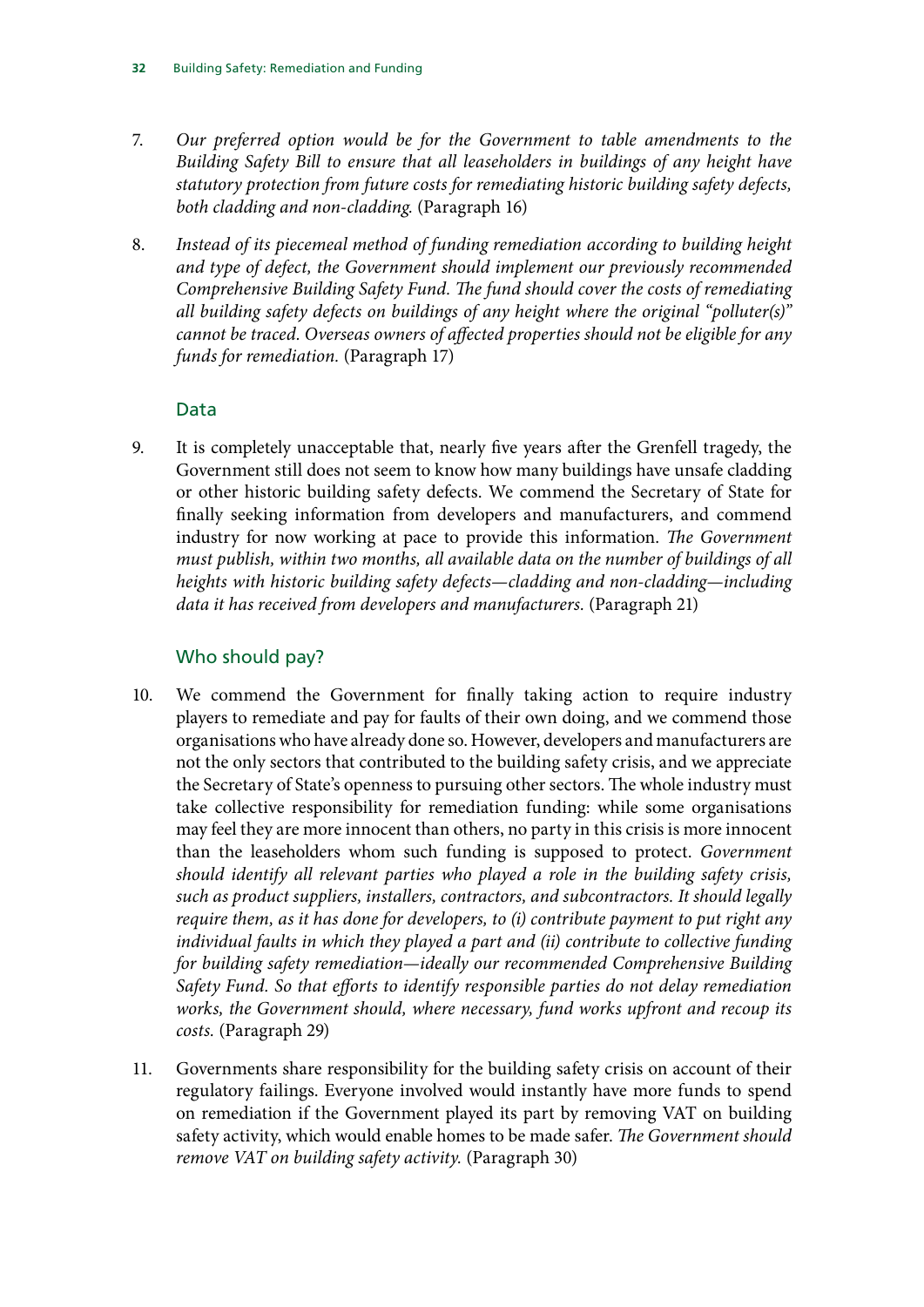7. *Our preferred option would be for the Government to table amendments to the Building Safety Bill to ensure that all leaseholders in buildings of any height have statutory protection from future costs for remediating historic building safety defects, both cladding and non-cladding.* (Paragraph 16)

8. *Instead of its piecemeal method of funding remediation according to building height and type of defect, the Government should implement our previously recommended Comprehensive Building Safety Fund. The fund should cover the costs of remediating all building safety defects on buildings of any height where the original "polluter(s)" cannot be traced. Overseas owners of affected properties should not be eligible for any funds for remediation.* (Paragraph 17)

## Data

9. It is completely unacceptable that, nearly five years after the Grenfell tragedy, the Government still does not seem to know how many buildings have unsafe cladding or other historic building safety defects. We commend the Secretary of State for finally seeking information from developers and manufacturers, and commend industry for now working at pace to provide this information. *The Government must publish, within two months, all available data on the number of buildings of all heights with historic building safety defects—cladding and non-cladding—including data it has received from developers and manufacturers.* (Paragraph 21)

## Who should pay?

10. We commend the Government for finally taking action to require industry players to remediate and pay for faults of their own doing, and we commend those organisations who have already done so. However, developers and manufacturers are not the only sectors that contributed to the building safety crisis, and we appreciate the Secretary of State's openness to pursuing other sectors. The whole industry must take collective responsibility for remediation funding: while some organisations may feel they are more innocent than others, no party in this crisis is more innocent than the leaseholders whom such funding is supposed to protect. *Government should identify all relevant parties who played a role in the building safety crisis, such as product suppliers, installers, contractors, and subcontractors. It should legally require them, as it has done for developers, to (i) contribute payment to put right any individual faults in which they played a part and (ii) contribute to collective funding for building safety remediation—ideally our recommended Comprehensive Building Safety Fund. So that efforts to identify responsible parties do not delay remediation works, the Government should, where necessary, fund works upfront and recoup its costs.* (Paragraph 29)

11. Governments share responsibility for the building safety crisis on account of their regulatory failings. Everyone involved would instantly have more funds to spend on remediation if the Government played its part by removing VAT on building safety activity, which would enable homes to be made safer. *The Government should remove VAT on building safety activity.* (Paragraph 30)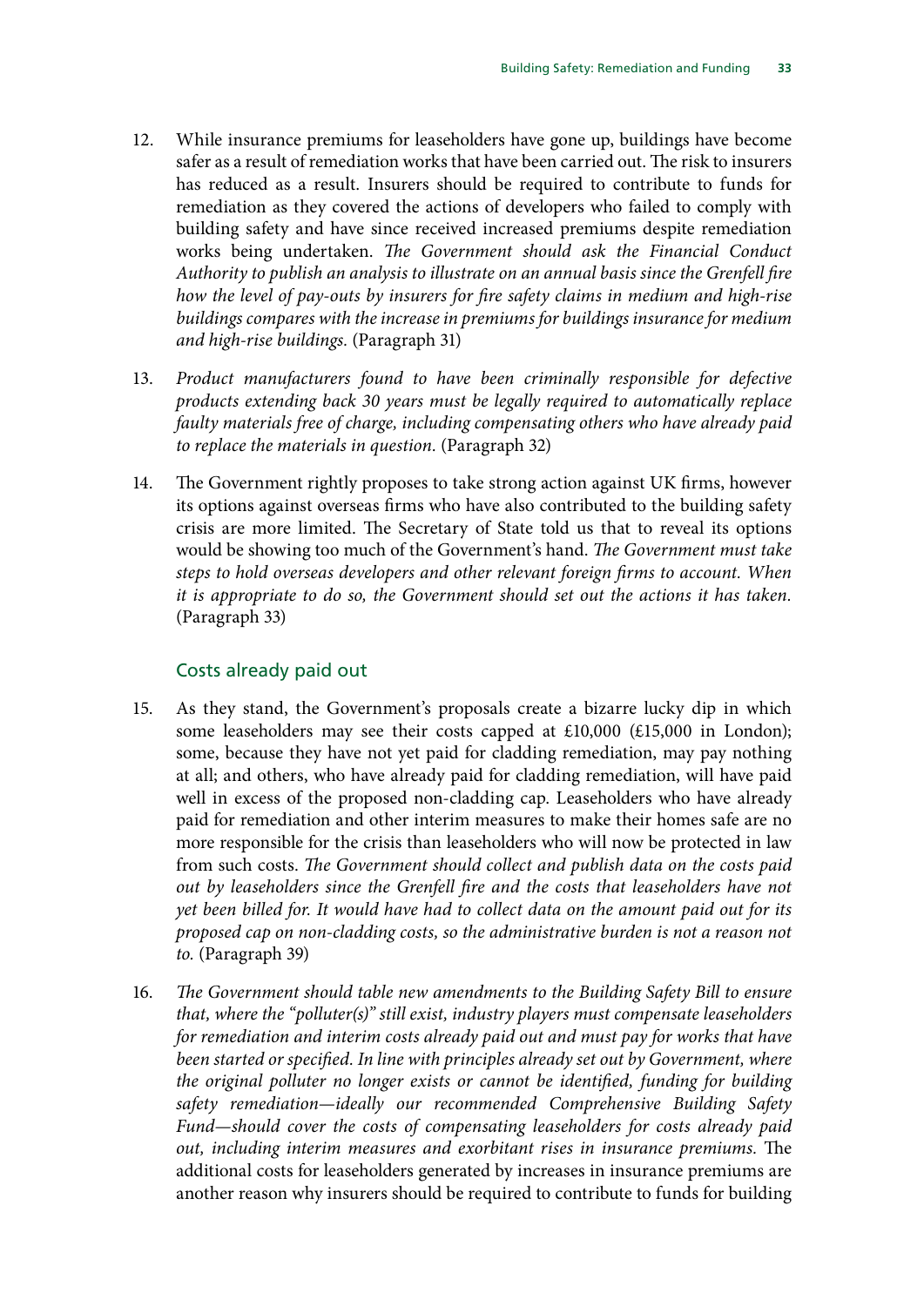12. While insurance premiums for leaseholders have gone up, buildings have become safer as a result of remediation works that have been carried out. The risk to insurers has reduced as a result. Insurers should be required to contribute to funds for remediation as they covered the actions of developers who failed to comply with building safety and have since received increased premiums despite remediation works being undertaken. *The Government should ask the Financial Conduct Authority to publish an analysis to illustrate on an annual basis since the Grenfell fire how the level of pay-outs by insurers for fire safety claims in medium and high-rise buildings compares with the increase in premiums for buildings insurance for medium and high-rise buildings.* (Paragraph 31)

13. *Product manufacturers found to have been criminally responsible for defective products extending back 30 years must be legally required to automatically replace faulty materials free of charge, including compensating others who have already paid to replace the materials in question.* (Paragraph 32)

14. The Government rightly proposes to take strong action against UK firms, however its options against overseas firms who have also contributed to the building safety crisis are more limited. The Secretary of State told us that to reveal its options would be showing too much of the Government's hand. *The Government must take steps to hold overseas developers and other relevant foreign firms to account. When it is appropriate to do so, the Government should set out the actions it has taken.* (Paragraph 33)

### Costs already paid out

15. As they stand, the Government's proposals create a bizarre lucky dip in which some leaseholders may see their costs capped at £10,000 (£15,000 in London); some, because they have not yet paid for cladding remediation, may pay nothing at all; and others, who have already paid for cladding remediation, will have paid well in excess of the proposed non-cladding cap. Leaseholders who have already paid for remediation and other interim measures to make their homes safe are no more responsible for the crisis than leaseholders who will now be protected in law from such costs. *The Government should collect and publish data on the costs paid out by leaseholders since the Grenfell fire and the costs that leaseholders have not yet been billed for. It would have had to collect data on the amount paid out for its proposed cap on non-cladding costs, so the administrative burden is not a reason not to.* (Paragraph 39)

16. *The Government should table new amendments to the Building Safety Bill to ensure that, where the "polluter(s)" still exist, industry players must compensate leaseholders for remediation and interim costs already paid out and must pay for works that have been started or specified. In line with principles already set out by Government, where the original polluter no longer exists or cannot be identified, funding for building safety remediation—ideally our recommended Comprehensive Building Safety Fund—should cover the costs of compensating leaseholders for costs already paid out, including interim measures and exorbitant rises in insurance premiums.* The additional costs for leaseholders generated by increases in insurance premiums are another reason why insurers should be required to contribute to funds for building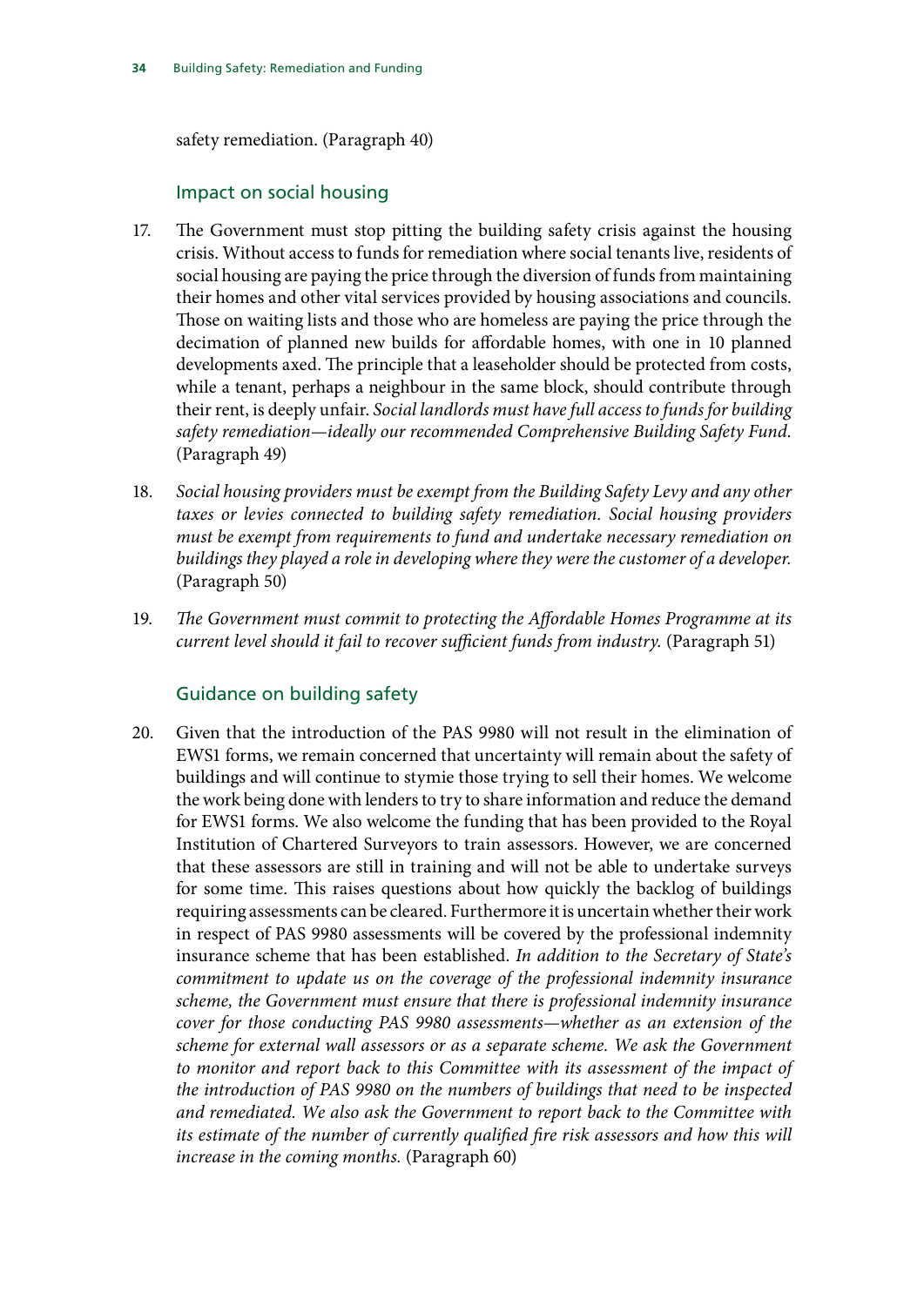safety remediation. (Paragraph 40)

### Impact on social housing

17. The Government must stop pitting the building safety crisis against the housing crisis. Without access to funds for remediation where social tenants live, residents of social housing are paying the price through the diversion of funds from maintaining their homes and other vital services provided by housing associations and councils. Those on waiting lists and those who are homeless are paying the price through the decimation of planned new builds for affordable homes, with one in 10 planned developments axed. The principle that a leaseholder should be protected from costs, while a tenant, perhaps a neighbour in the same block, should contribute through their rent, is deeply unfair. *Social landlords must have full access to funds for building safety remediation—ideally our recommended Comprehensive Building Safety Fund.* (Paragraph 49)

18. *Social housing providers must be exempt from the Building Safety Levy and any other taxes or levies connected to building safety remediation. Social housing providers must be exempt from requirements to fund and undertake necessary remediation on buildings they played a role in developing where they were the customer of a developer.* (Paragraph 50)

19. *The Government must commit to protecting the Affordable Homes Programme at its current level should it fail to recover sufficient funds from industry.* (Paragraph 51)

### Guidance on building safety

20. Given that the introduction of the PAS 9980 will not result in the elimination of EWS1 forms, we remain concerned that uncertainty will remain about the safety of buildings and will continue to stymie those trying to sell their homes. We welcome the work being done with lenders to try to share information and reduce the demand for EWS1 forms. We also welcome the funding that has been provided to the Royal Institution of Chartered Surveyors to train assessors. However, we are concerned that these assessors are still in training and will not be able to undertake surveys for some time. This raises questions about how quickly the backlog of buildings requiring assessments can be cleared. Furthermore it is uncertain whether their work in respect of PAS 9980 assessments will be covered by the professional indemnity insurance scheme that has been established. *In addition to the Secretary of State's commitment to update us on the coverage of the professional indemnity insurance scheme, the Government must ensure that there is professional indemnity insurance cover for those conducting PAS 9980 assessments—whether as an extension of the scheme for external wall assessors or as a separate scheme. We ask the Government to monitor and report back to this Committee with its assessment of the impact of the introduction of PAS 9980 on the numbers of buildings that need to be inspected and remediated. We also ask the Government to report back to the Committee with its estimate of the number of currently qualified fire risk assessors and how this will increase in the coming months.* (Paragraph 60)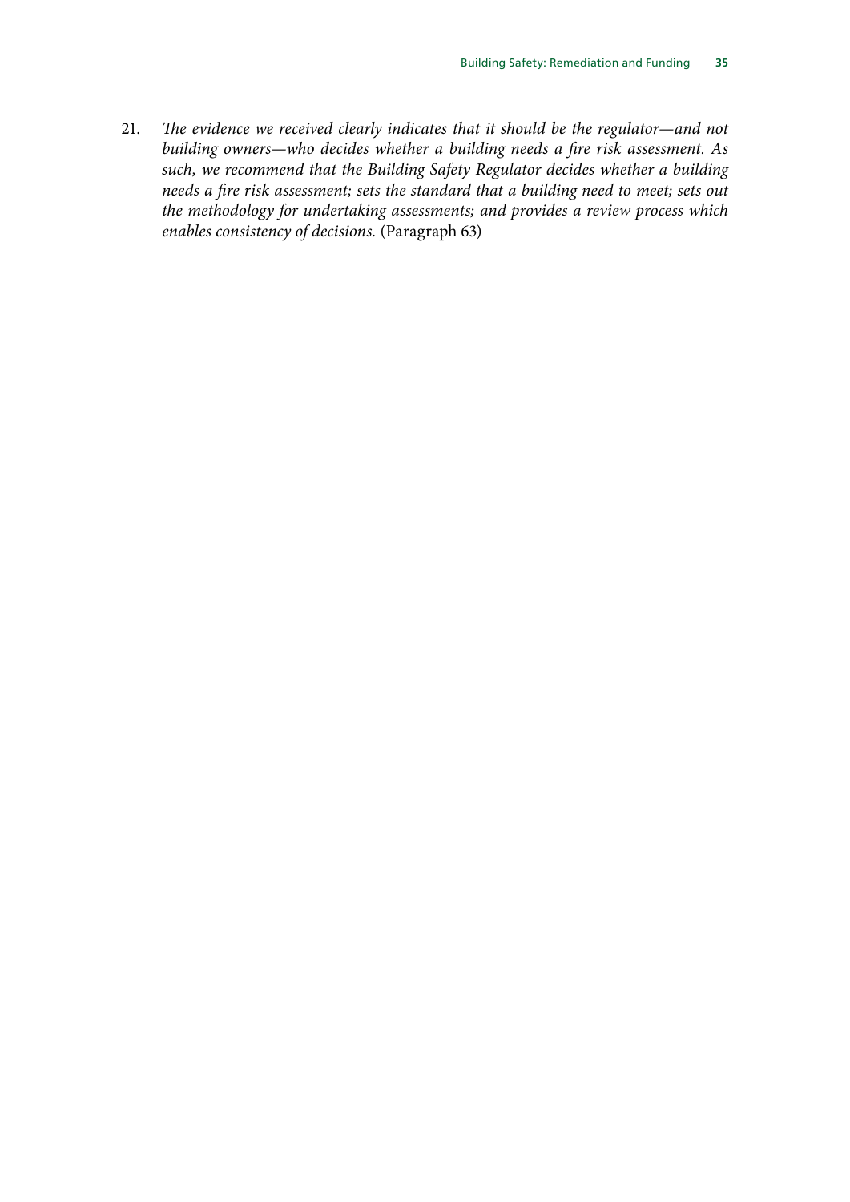21. *The evidence we received clearly indicates that it should be the regulator—and not building owners—who decides whether a building needs a fire risk assessment. As such, we recommend that the Building Safety Regulator decides whether a building needs a fire risk assessment; sets the standard that a building need to meet; sets out the methodology for undertaking assessments; and provides a review process which enables consistency of decisions.* (Paragraph 63)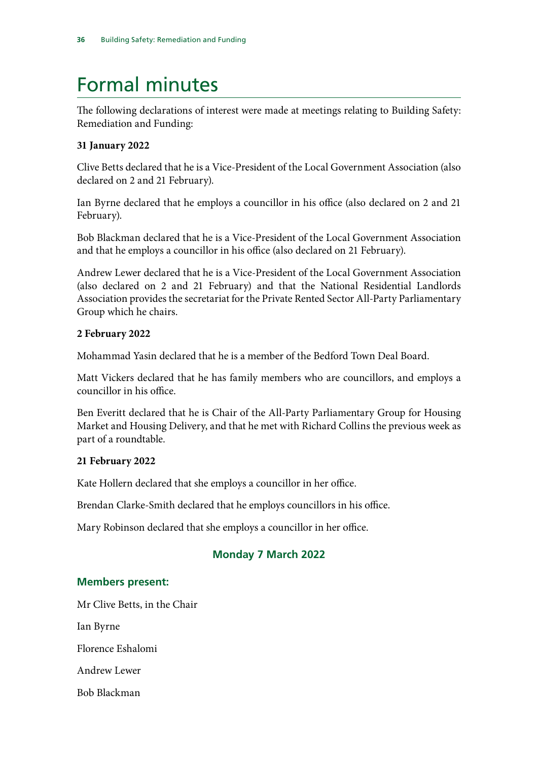# Formal minutes

The following declarations of interest were made at meetings relating to Building Safety: Remediation and Funding:

**31 January 2022**

Clive Betts declared that he is a Vice-President of the Local Government Association (also declared on 2 and 21 February).

Ian Byrne declared that he employs a councillor in his office (also declared on 2 and 21 February).

Bob Blackman declared that he is a Vice-President of the Local Government Association and that he employs a councillor in his office (also declared on 21 February).

Andrew Lewer declared that he is a Vice-President of the Local Government Association (also declared on 2 and 21 February) and that the National Residential Landlords Association provides the secretariat for the Private Rented Sector All-Party Parliamentary Group which he chairs.

**2 February 2022**

Mohammad Yasin declared that he is a member of the Bedford Town Deal Board.

Matt Vickers declared that he has family members who are councillors, and employs a councillor in his office.

Ben Everitt declared that he is Chair of the All-Party Parliamentary Group for Housing Market and Housing Delivery, and that he met with Richard Collins the previous week as part of a roundtable.

**21 February 2022**

Kate Hollern declared that she employs a councillor in her office.

Brendan Clarke-Smith declared that he employs councillors in his office.

Mary Robinson declared that she employs a councillor in her office.

## Monday 7 March 2022

### Members present:

Mr Clive Betts, in the Chair

Ian Byrne

Florence Eshalomi

Andrew Lewer

Bob Blackman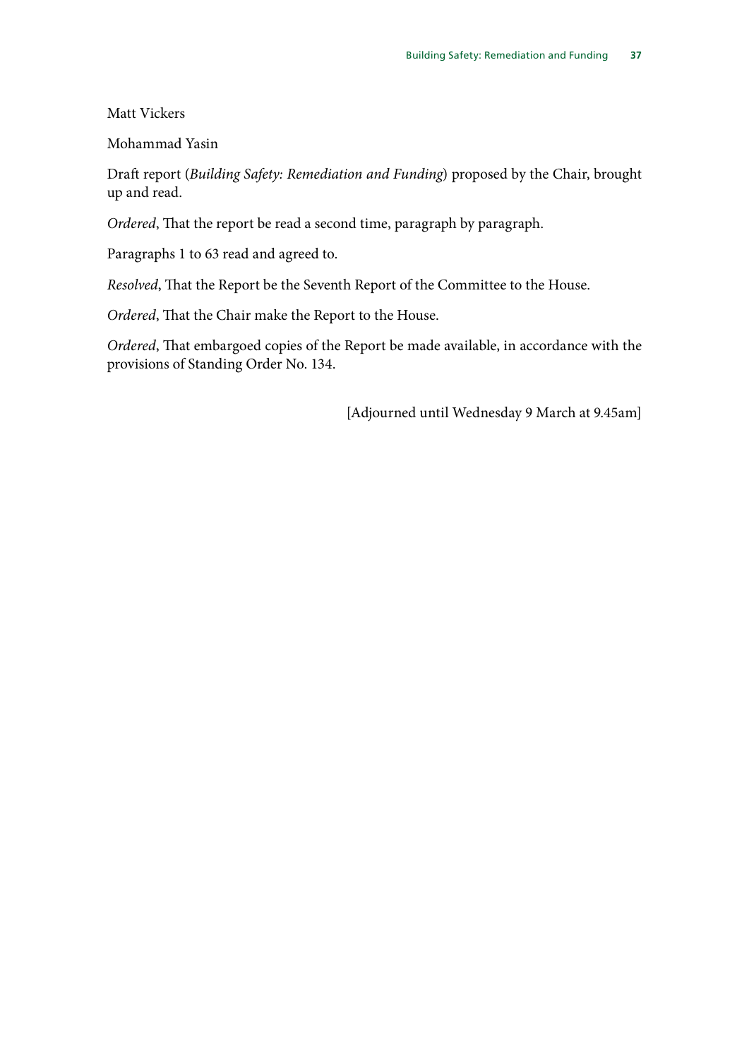Matt Vickers

Mohammad Yasin

Draft report (*Building Safety: Remediation and Funding*) proposed by the Chair, brought up and read.

*Ordered*, That the report be read a second time, paragraph by paragraph.

Paragraphs 1 to 63 read and agreed to.

*Resolved*, That the Report be the Seventh Report of the Committee to the House.

*Ordered*, That the Chair make the Report to the House.

*Ordered*, That embargoed copies of the Report be made available, in accordance with the provisions of Standing Order No. 134.

[Adjourned until Wednesday 9 March at 9.45am]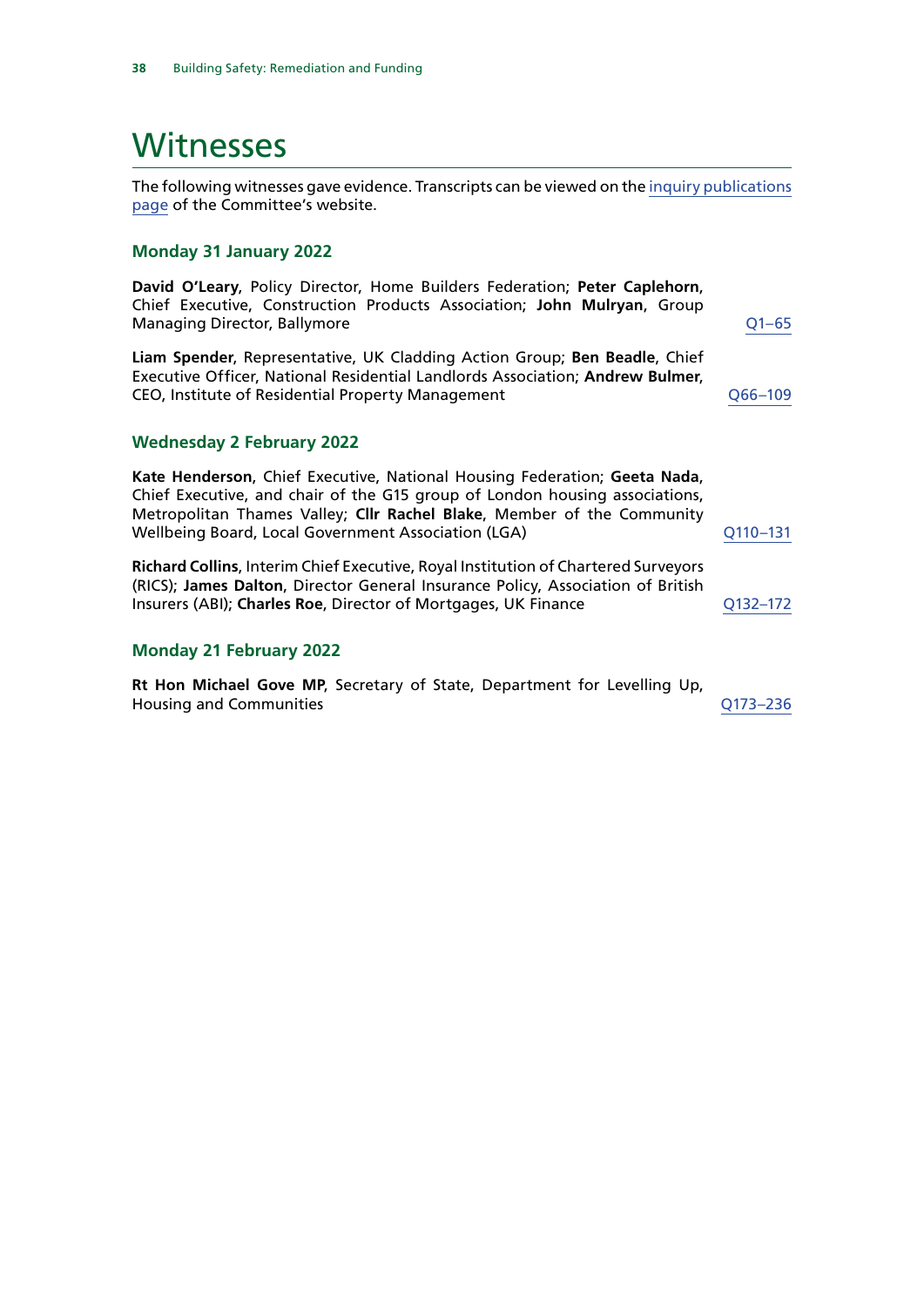# Witnesses

The following witnesses gave evidence. Transcripts can be viewed on the [inquiry publications page](#) of the Committee's website.

### Monday 31 January 2022

**David O'Leary**, Policy Director, Home Builders Federation; **Peter Caplehorn**, Chief Executive, Construction Products Association; **John Mulryan**, Group Managing Director, Ballymore — [Q1–65](#)

**Liam Spender**, Representative, UK Cladding Action Group; **Ben Beadle**, Chief Executive Officer, National Residential Landlords Association; **Andrew Bulmer**, CEO, Institute of Residential Property Management — [Q66–109](#)

### Wednesday 2 February 2022

**Kate Henderson**, Chief Executive, National Housing Federation; **Geeta Nada**, Chief Executive, and chair of the G15 group of London housing associations, Metropolitan Thames Valley; **Cllr Rachel Blake**, Member of the Community Wellbeing Board, Local Government Association (LGA) — [Q110–131](#)

**Richard Collins**, Interim Chief Executive, Royal Institution of Chartered Surveyors (RICS); **James Dalton**, Director General Insurance Policy, Association of British Insurers (ABI); **Charles Roe**, Director of Mortgages, UK Finance — [Q132–172](#)

### Monday 21 February 2022

**Rt Hon Michael Gove MP**, Secretary of State, Department for Levelling Up, Housing and Communities — [Q173–236](#)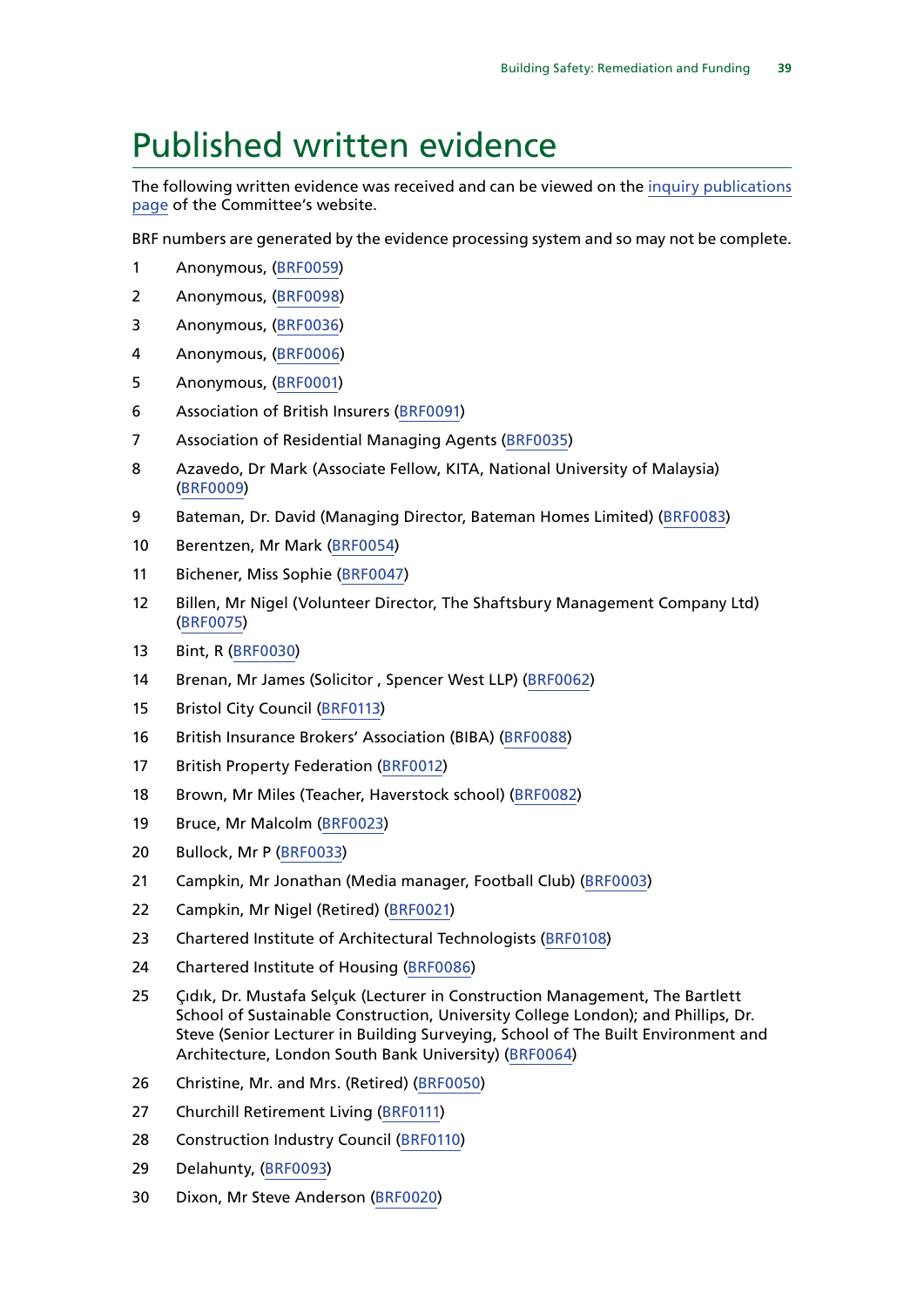# Published written evidence

The following written evidence was received and can be viewed on the inquiry publications page of the Committee's website.

BRF numbers are generated by the evidence processing system and so may not be complete.

1 Anonymous, (BRF0059)

2 Anonymous, (BRF0098)

3 Anonymous, (BRF0036)

4 Anonymous, (BRF0006)

5 Anonymous, (BRF0001)

6 Association of British Insurers (BRF0091)

7 Association of Residential Managing Agents (BRF0035)

8 Azavedo, Dr Mark (Associate Fellow, KITA, National University of Malaysia) (BRF0009)

9 Bateman, Dr. David (Managing Director, Bateman Homes Limited) (BRF0083)

10 Berentzen, Mr Mark (BRF0054)

11 Bichener, Miss Sophie (BRF0047)

12 Billen, Mr Nigel (Volunteer Director, The Shaftsbury Management Company Ltd) (BRF0075)

13 Bint, R (BRF0030)

14 Brenan, Mr James (Solicitor , Spencer West LLP) (BRF0062)

15 Bristol City Council (BRF0113)

16 British Insurance Brokers' Association (BIBA) (BRF0088)

17 British Property Federation (BRF0012)

18 Brown, Mr Miles (Teacher, Haverstock school) (BRF0082)

19 Bruce, Mr Malcolm (BRF0023)

20 Bullock, Mr P (BRF0033)

21 Campkin, Mr Jonathan (Media manager, Football Club) (BRF0003)

22 Campkin, Mr Nigel (Retired) (BRF0021)

23 Chartered Institute of Architectural Technologists (BRF0108)

24 Chartered Institute of Housing (BRF0086)

25 Çıdık, Dr. Mustafa Selçuk (Lecturer in Construction Management, The Bartlett School of Sustainable Construction, University College London); and Phillips, Dr. Steve (Senior Lecturer in Building Surveying, School of The Built Environment and Architecture, London South Bank University) (BRF0064)

26 Christine, Mr. and Mrs. (Retired) (BRF0050)

27 Churchill Retirement Living (BRF0111)

28 Construction Industry Council (BRF0110)

29 Delahunty, (BRF0093)

30 Dixon, Mr Steve Anderson (BRF0020)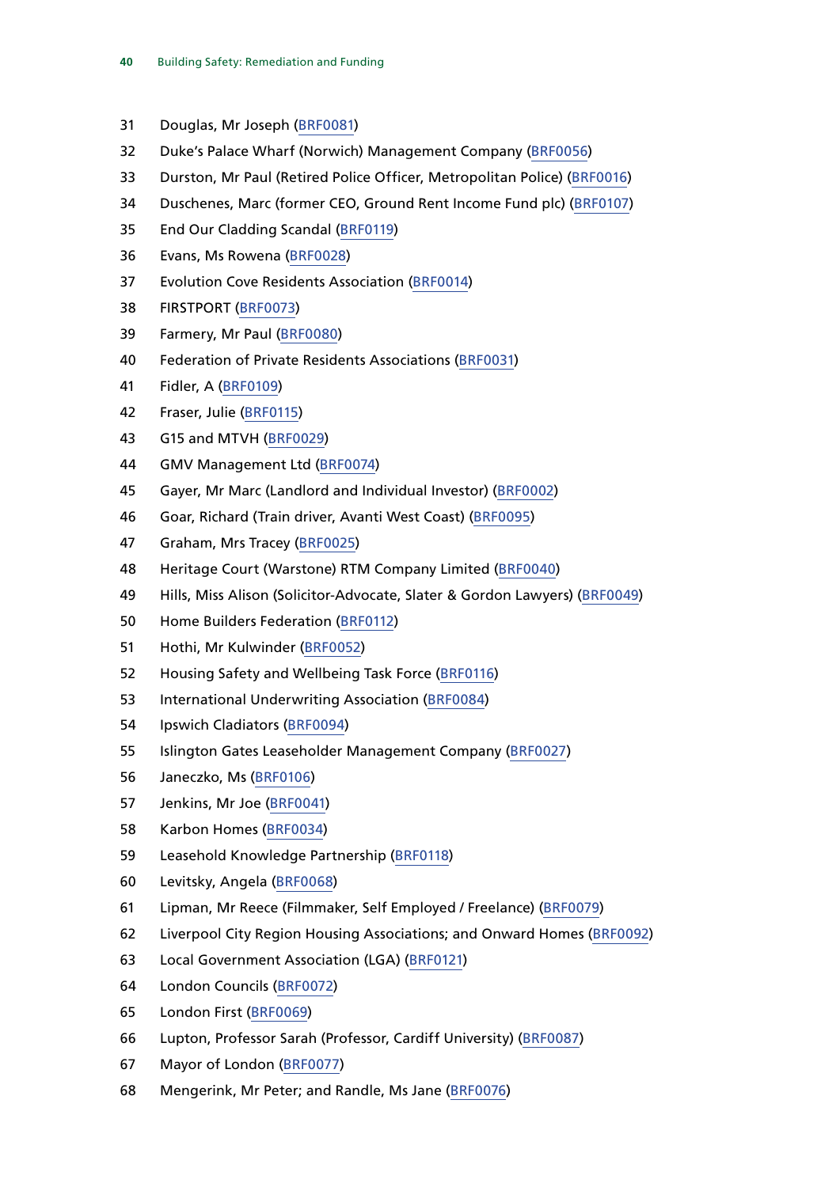31 Douglas, Mr Joseph (BRF0081)

32 Duke's Palace Wharf (Norwich) Management Company (BRF0056)

33 Durston, Mr Paul (Retired Police Officer, Metropolitan Police) (BRF0016)

34 Duschenes, Marc (former CEO, Ground Rent Income Fund plc) (BRF0107)

35 End Our Cladding Scandal (BRF0119)

36 Evans, Ms Rowena (BRF0028)

37 Evolution Cove Residents Association (BRF0014)

38 FIRSTPORT (BRF0073)

39 Farmery, Mr Paul (BRF0080)

40 Federation of Private Residents Associations (BRF0031)

41 Fidler, A (BRF0109)

42 Fraser, Julie (BRF0115)

43 G15 and MTVH (BRF0029)

44 GMV Management Ltd (BRF0074)

45 Gayer, Mr Marc (Landlord and Individual Investor) (BRF0002)

46 Goar, Richard (Train driver, Avanti West Coast) (BRF0095)

47 Graham, Mrs Tracey (BRF0025)

48 Heritage Court (Warstone) RTM Company Limited (BRF0040)

49 Hills, Miss Alison (Solicitor-Advocate, Slater & Gordon Lawyers) (BRF0049)

50 Home Builders Federation (BRF0112)

51 Hothi, Mr Kulwinder (BRF0052)

52 Housing Safety and Wellbeing Task Force (BRF0116)

53 International Underwriting Association (BRF0084)

54 Ipswich Cladiators (BRF0094)

55 Islington Gates Leaseholder Management Company (BRF0027)

56 Janeczko, Ms (BRF0106)

57 Jenkins, Mr Joe (BRF0041)

58 Karbon Homes (BRF0034)

59 Leasehold Knowledge Partnership (BRF0118)

60 Levitsky, Angela (BRF0068)

61 Lipman, Mr Reece (Filmmaker, Self Employed / Freelance) (BRF0079)

62 Liverpool City Region Housing Associations; and Onward Homes (BRF0092)

63 Local Government Association (LGA) (BRF0121)

64 London Councils (BRF0072)

65 London First (BRF0069)

66 Lupton, Professor Sarah (Professor, Cardiff University) (BRF0087)

67 Mayor of London (BRF0077)

68 Mengerink, Mr Peter; and Randle, Ms Jane (BRF0076)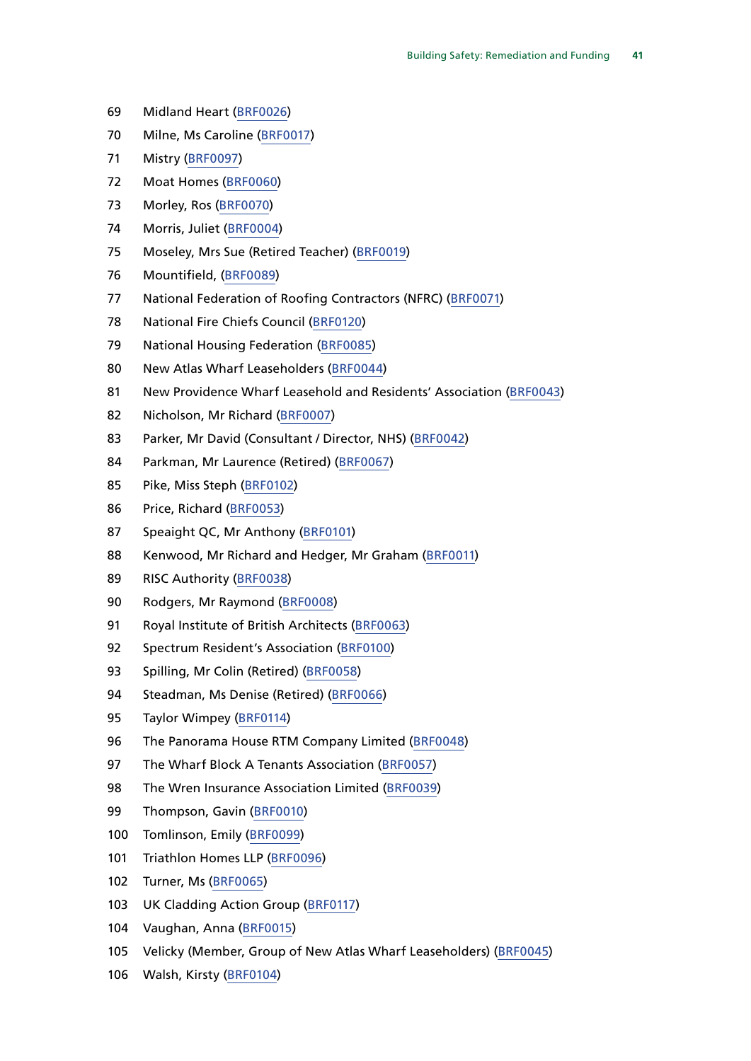69 Midland Heart (BRF0026)

70 Milne, Ms Caroline (BRF0017)

71 Mistry (BRF0097)

72 Moat Homes (BRF0060)

73 Morley, Ros (BRF0070)

74 Morris, Juliet (BRF0004)

75 Moseley, Mrs Sue (Retired Teacher) (BRF0019)

76 Mountifield, (BRF0089)

77 National Federation of Roofing Contractors (NFRC) (BRF0071)

78 National Fire Chiefs Council (BRF0120)

79 National Housing Federation (BRF0085)

80 New Atlas Wharf Leaseholders (BRF0044)

81 New Providence Wharf Leasehold and Residents' Association (BRF0043)

82 Nicholson, Mr Richard (BRF0007)

83 Parker, Mr David (Consultant / Director, NHS) (BRF0042)

84 Parkman, Mr Laurence (Retired) (BRF0067)

85 Pike, Miss Steph (BRF0102)

86 Price, Richard (BRF0053)

87 Speaight QC, Mr Anthony (BRF0101)

88 Kenwood, Mr Richard and Hedger, Mr Graham (BRF0011)

89 RISC Authority (BRF0038)

90 Rodgers, Mr Raymond (BRF0008)

91 Royal Institute of British Architects (BRF0063)

92 Spectrum Resident's Association (BRF0100)

93 Spilling, Mr Colin (Retired) (BRF0058)

94 Steadman, Ms Denise (Retired) (BRF0066)

95 Taylor Wimpey (BRF0114)

96 The Panorama House RTM Company Limited (BRF0048)

97 The Wharf Block A Tenants Association (BRF0057)

98 The Wren Insurance Association Limited (BRF0039)

99 Thompson, Gavin (BRF0010)

100 Tomlinson, Emily (BRF0099)

101 Triathlon Homes LLP (BRF0096)

102 Turner, Ms (BRF0065)

103 UK Cladding Action Group (BRF0117)

104 Vaughan, Anna (BRF0015)

105 Velicky (Member, Group of New Atlas Wharf Leaseholders) (BRF0045)

106 Walsh, Kirsty (BRF0104)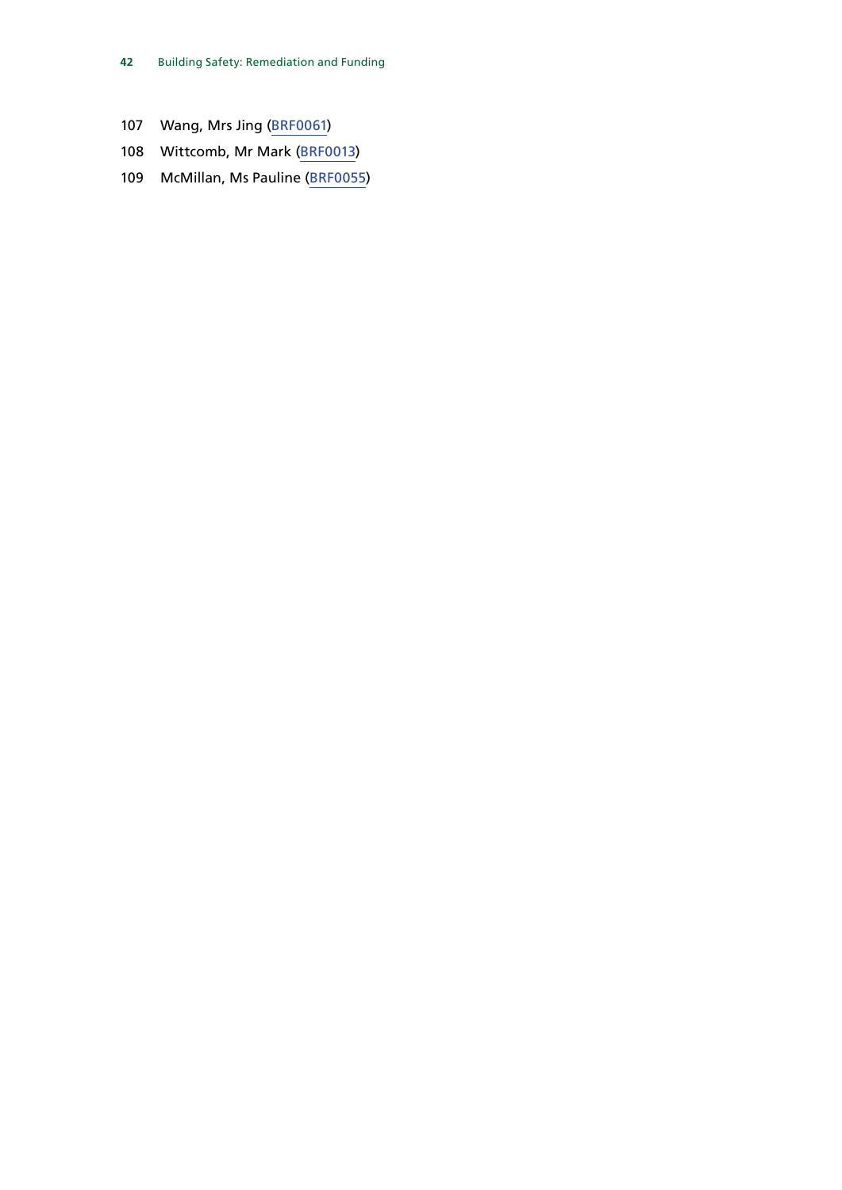107 Wang, Mrs Jing (BRF0061)

108 Wittcomb, Mr Mark (BRF0013)

109 McMillan, Ms Pauline (BRF0055)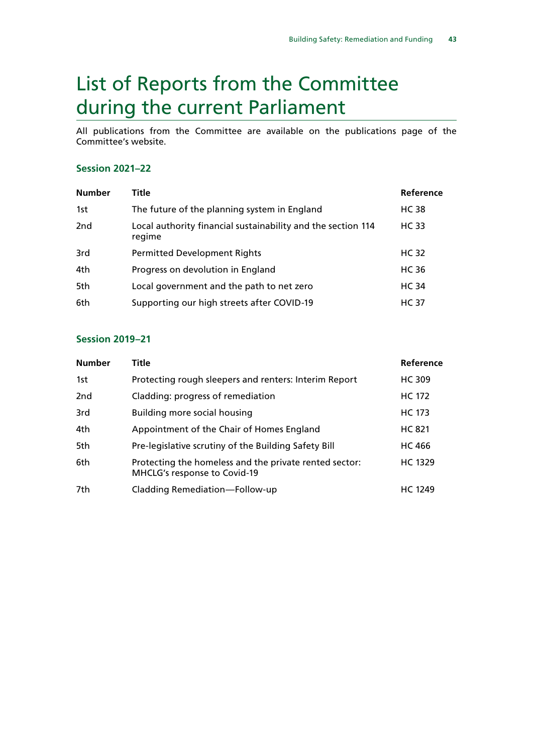# List of Reports from the Committee during the current Parliament

All publications from the Committee are available on the publications page of the Committee's website.

### Session 2021–22

| Number | Title | Reference |
|---|---|---|
| 1st | The future of the planning system in England | HC 38 |
| 2nd | Local authority financial sustainability and the section 114 regime | HC 33 |
| 3rd | Permitted Development Rights | HC 32 |
| 4th | Progress on devolution in England | HC 36 |
| 5th | Local government and the path to net zero | HC 34 |
| 6th | Supporting our high streets after COVID-19 | HC 37 |

### Session 2019–21

| Number | Title | Reference |
|---|---|---|
| 1st | Protecting rough sleepers and renters: Interim Report | HC 309 |
| 2nd | Cladding: progress of remediation | HC 172 |
| 3rd | Building more social housing | HC 173 |
| 4th | Appointment of the Chair of Homes England | HC 821 |
| 5th | Pre-legislative scrutiny of the Building Safety Bill | HC 466 |
| 6th | Protecting the homeless and the private rented sector: MHCLG's response to Covid-19 | HC 1329 |
| 7th | Cladding Remediation—Follow-up | HC 1249 |